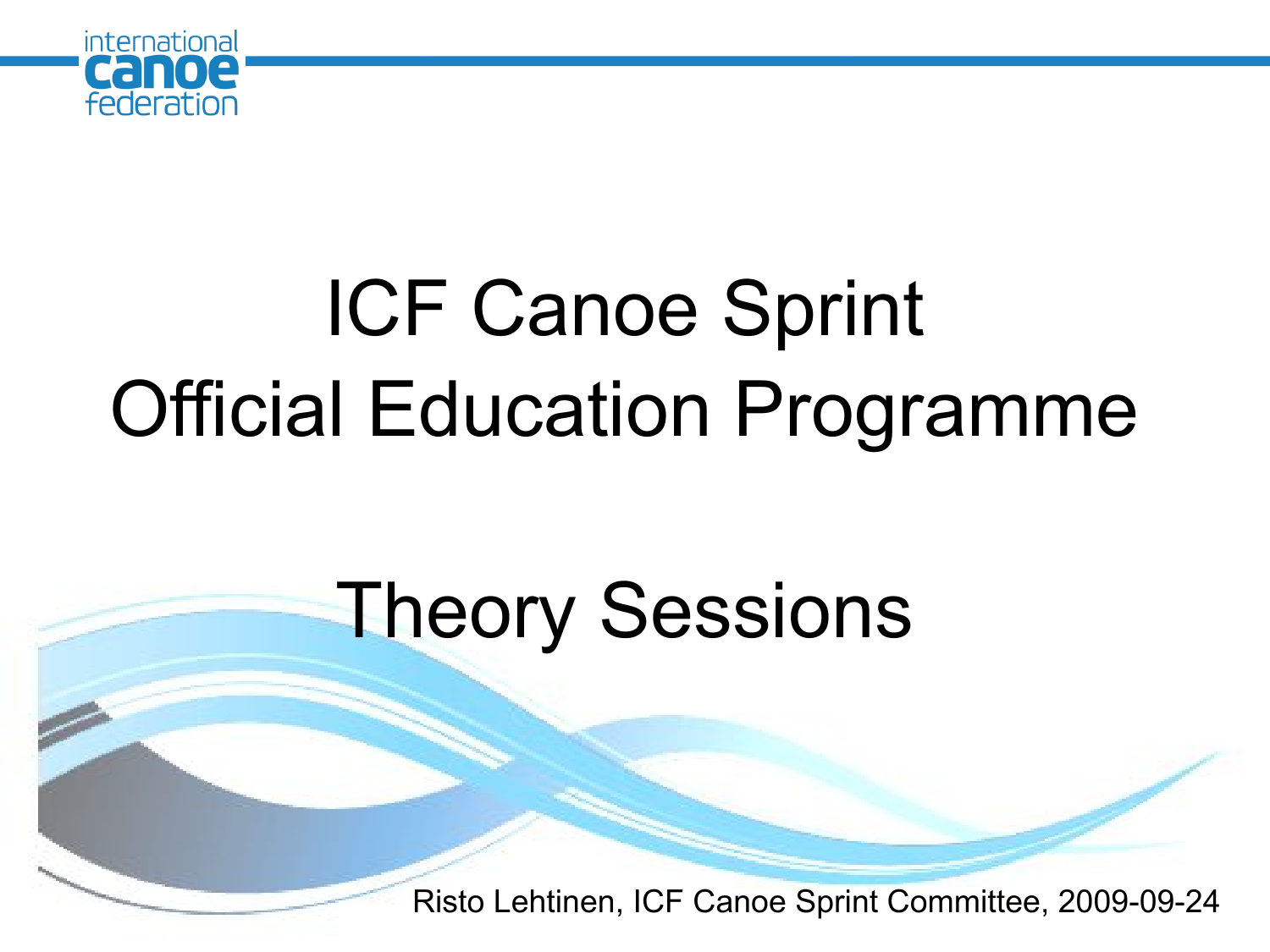# ICF Canoe Sprint Official Education Programme

# Theory Sessions

Risto Lehtinen, ICF Canoe Sprint Committee, 2009-09-24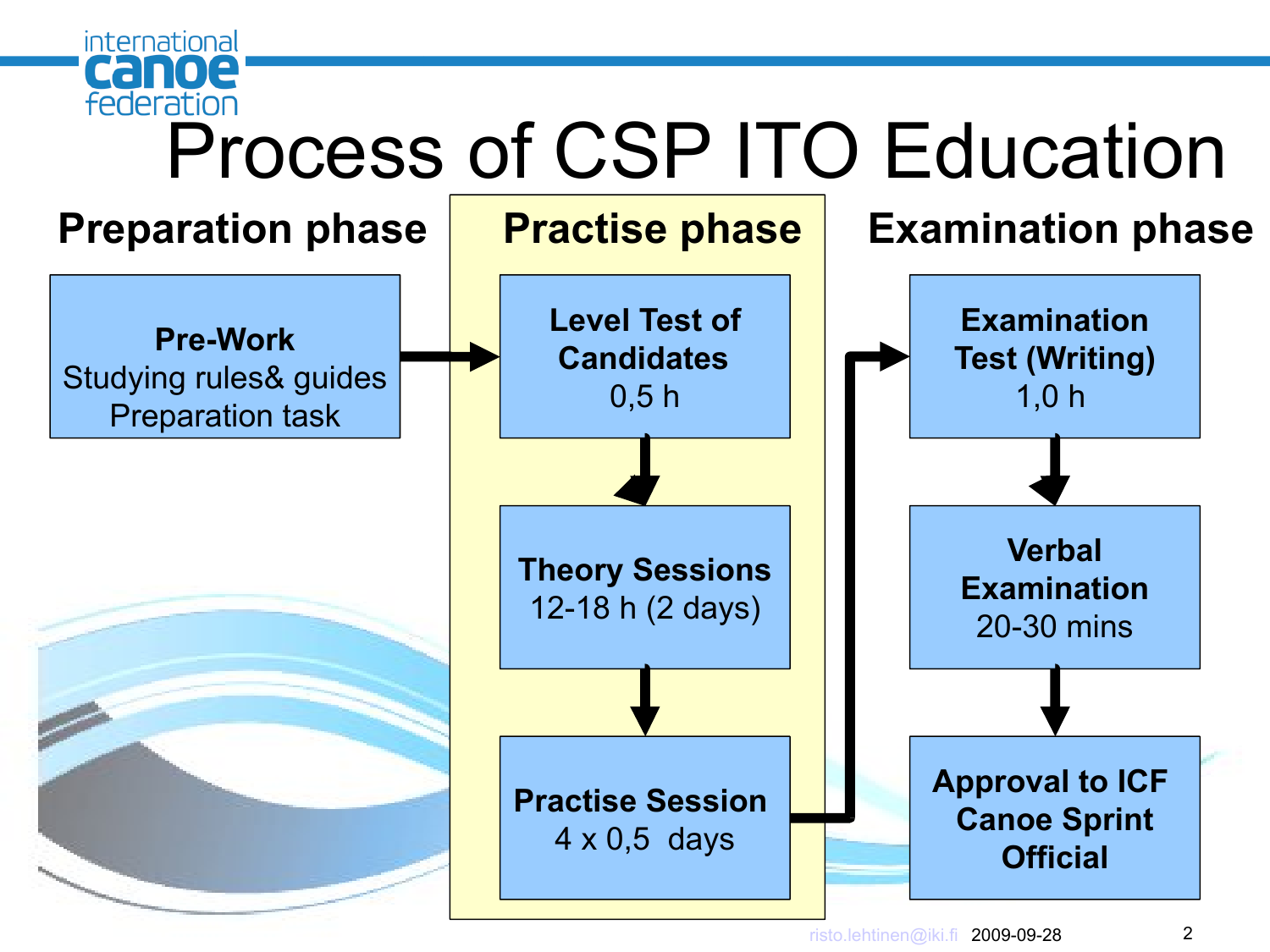# Process of CSP ITO Education

## Preparation phase

**Pre-Work**
Studying rules& guides
Preparation task

## Practise phase

**Level Test of Candidates**
0,5 h

**Theory Sessions**
12-18 h (2 days)

**Practise Session**
4 x 0,5 days

## Examination phase

**Examination Test (Writing)**
1,0 h

**Verbal Examination**
20-30 mins

**Approval to ICF Canoe Sprint Official**

risto.lehtinen@iki.fi 2009-09-28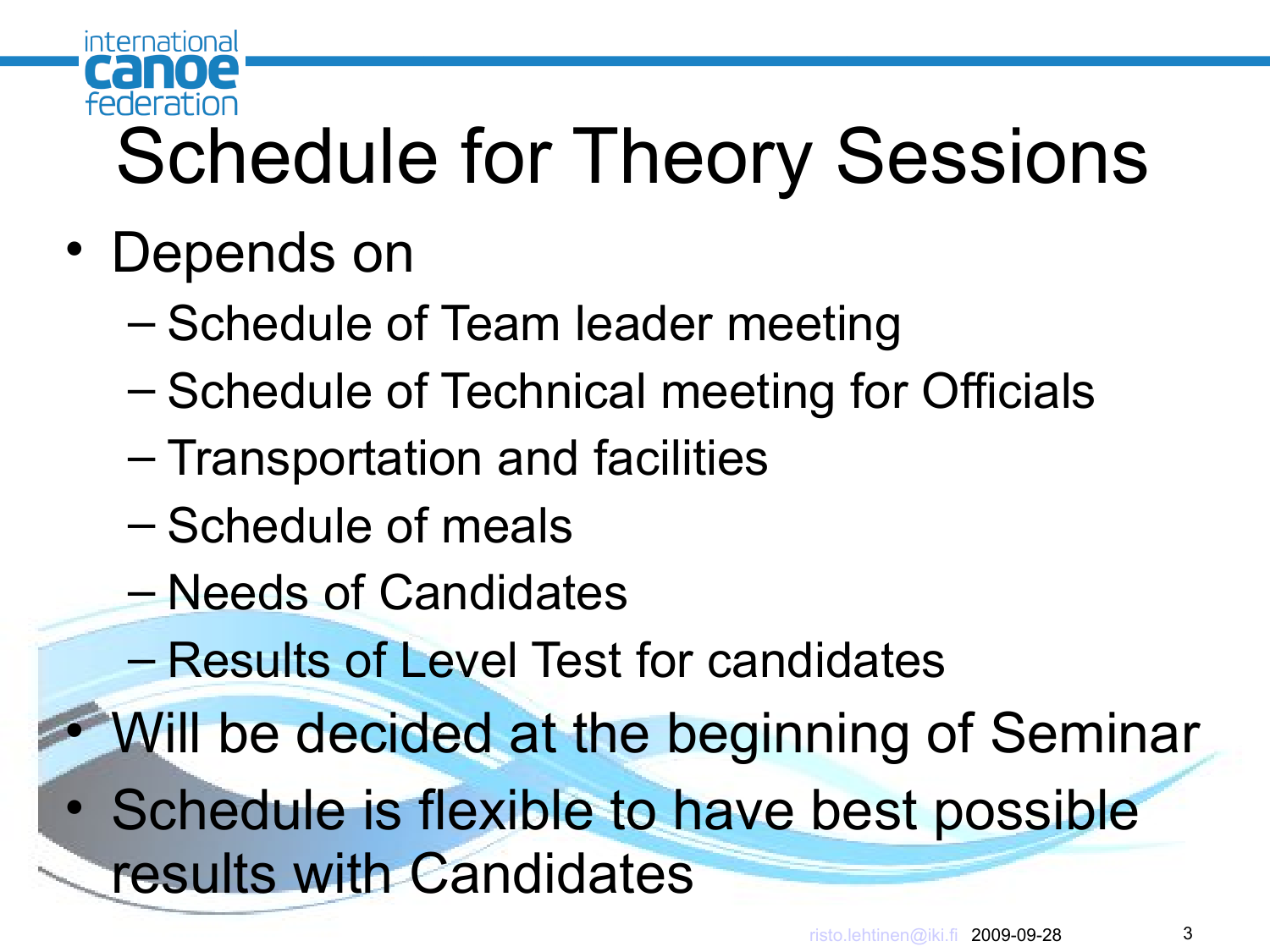# Schedule for Theory Sessions

- Depends on
  - Schedule of Team leader meeting
  - Schedule of Technical meeting for Officials
  - Transportation and facilities
  - Schedule of meals
  - Needs of Candidates
  - Results of Level Test for candidates
- Will be decided at the beginning of Seminar
- Schedule is flexible to have best possible results with Candidates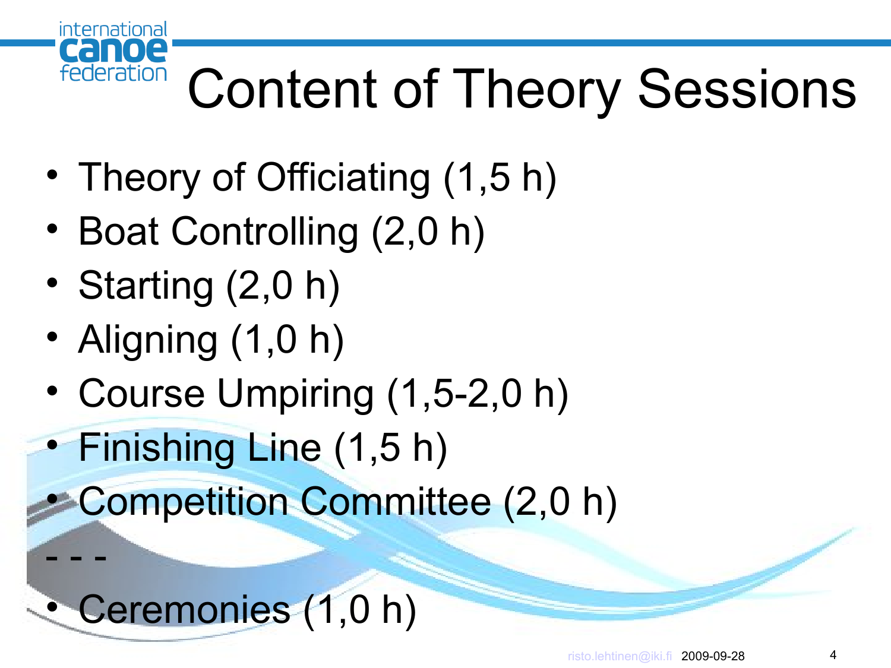# Content of Theory Sessions

- Theory of Officiating (1,5 h)
- Boat Controlling (2,0 h)
- Starting (2,0 h)
- Aligning (1,0 h)
- Course Umpiring (1,5-2,0 h)
- Finishing Line (1,5 h)
- Competition Committee (2,0 h)

\- - -

- Ceremonies (1,0 h)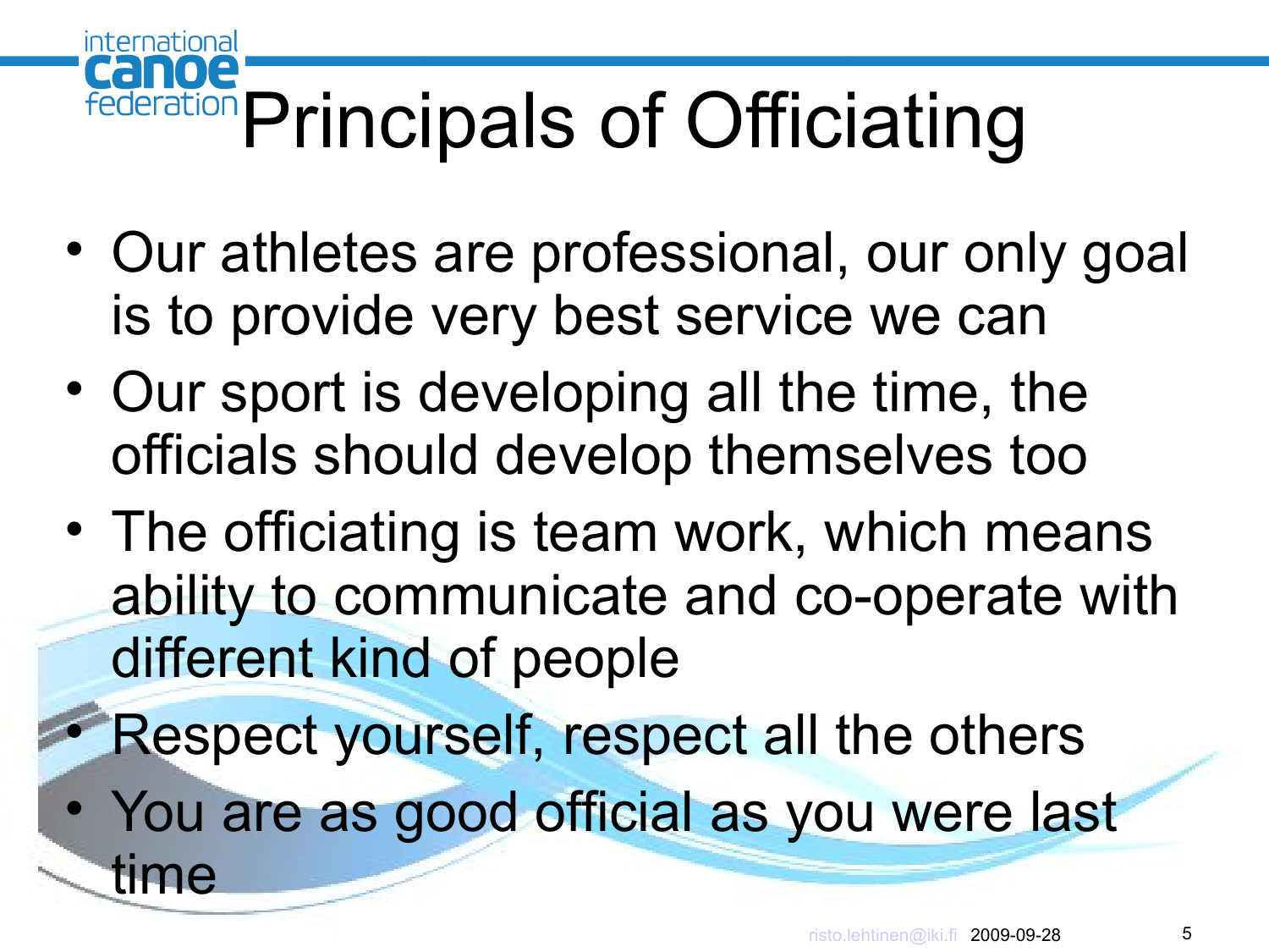# Principals of Officiating

- Our athletes are professional, our only goal is to provide very best service we can
- Our sport is developing all the time, the officials should develop themselves too
- The officiating is team work, which means ability to communicate and co-operate with different kind of people
- Respect yourself, respect all the others
- You are as good official as you were last time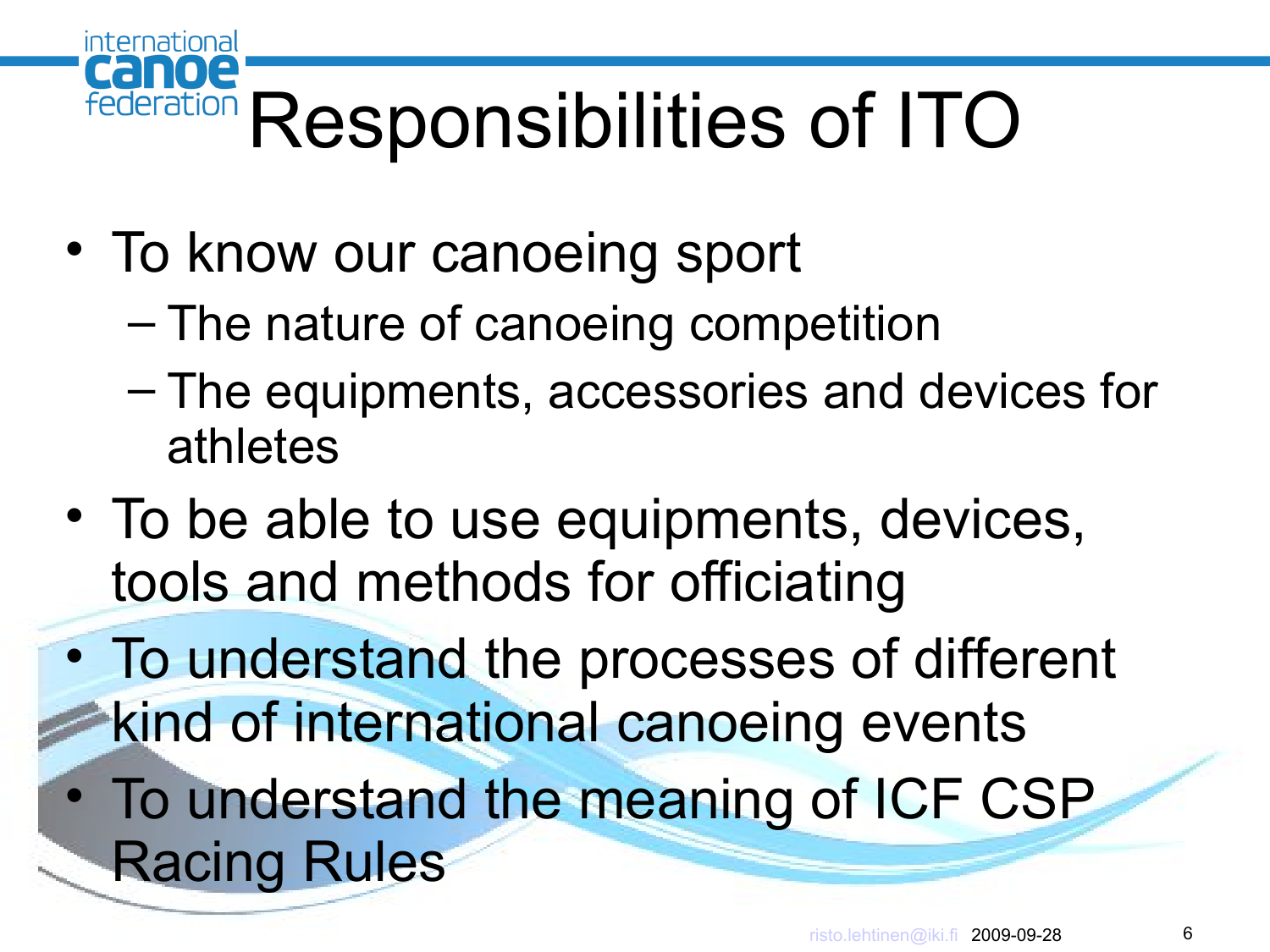# Responsibilities of ITO

- To know our canoeing sport
  - The nature of canoeing competition
  - The equipments, accessories and devices for athletes
- To be able to use equipments, devices, tools and methods for officiating
- To understand the processes of different kind of international canoeing events
- To understand the meaning of ICF CSP Racing Rules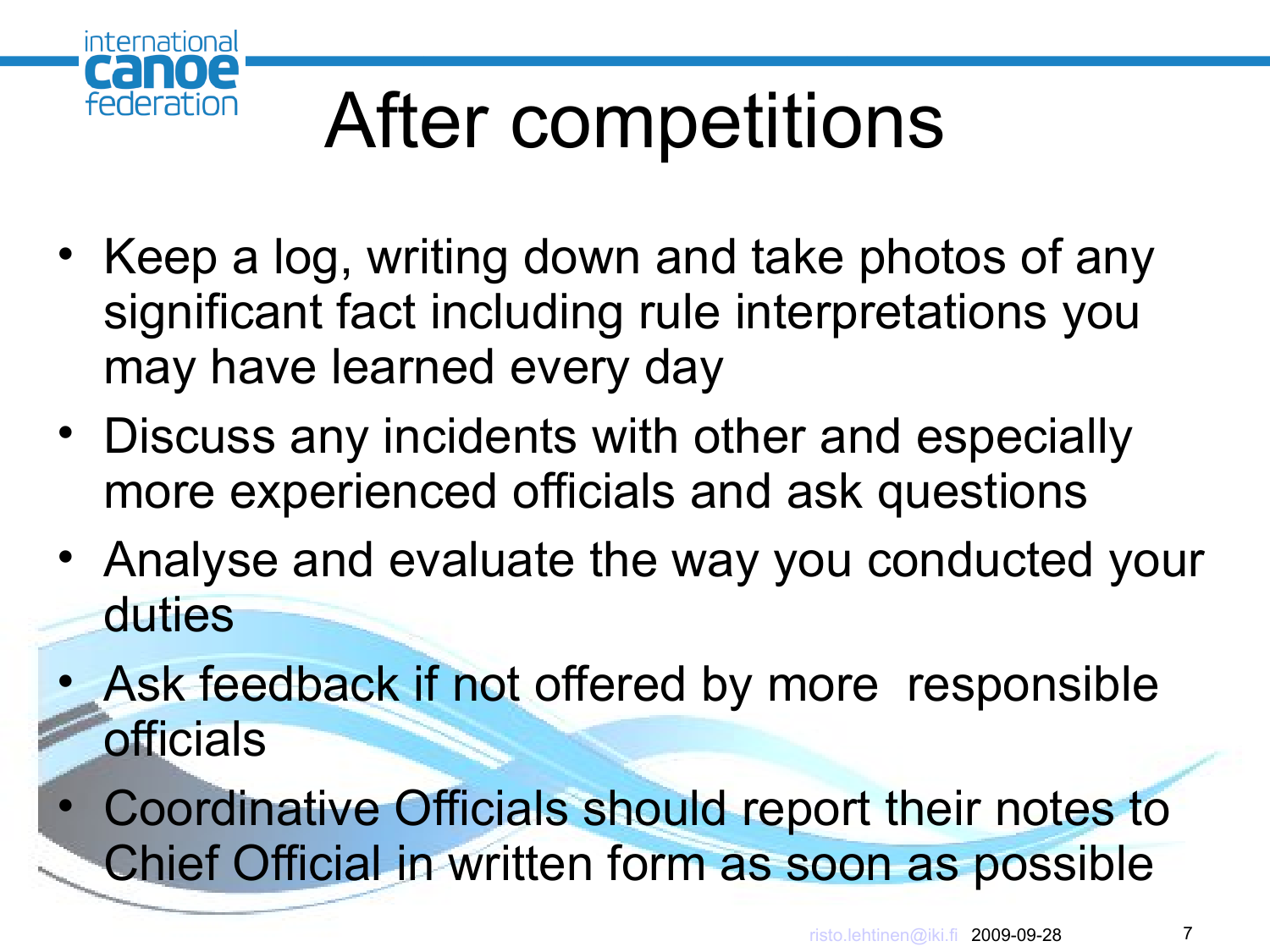# After competitions

- Keep a log, writing down and take photos of any significant fact including rule interpretations you may have learned every day
- Discuss any incidents with other and especially more experienced officials and ask questions
- Analyse and evaluate the way you conducted your duties
- Ask feedback if not offered by more responsible officials
- Coordinative Officials should report their notes to Chief Official in written form as soon as possible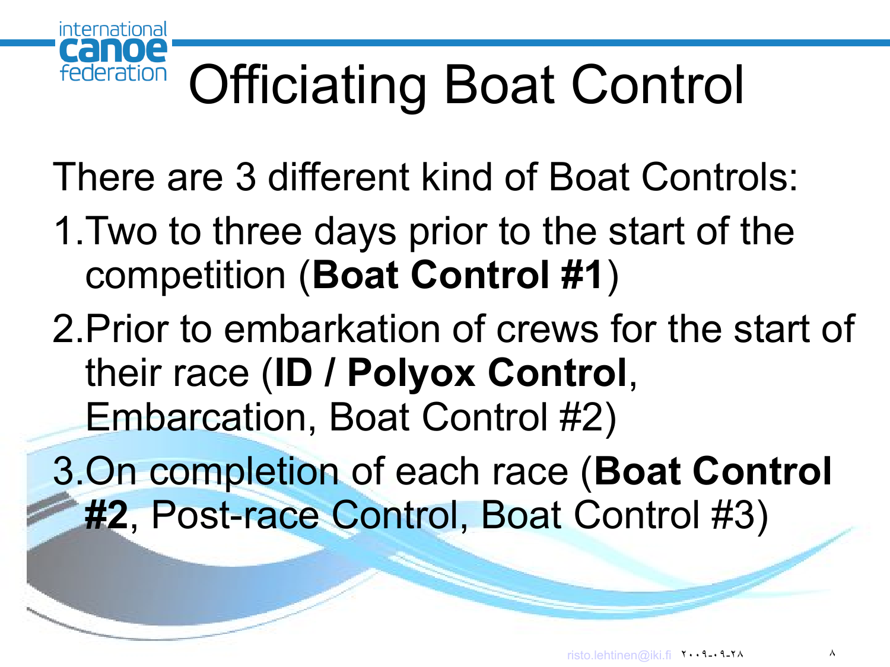# Officiating Boat Control

There are 3 different kind of Boat Controls:

1. Two to three days prior to the start of the competition (**Boat Control #1**)
2. Prior to embarkation of crews for the start of their race (**ID / Polyox Control**, Embarcation, Boat Control #2)
3. On completion of each race (**Boat Control #2**, Post-race Control, Boat Control #3)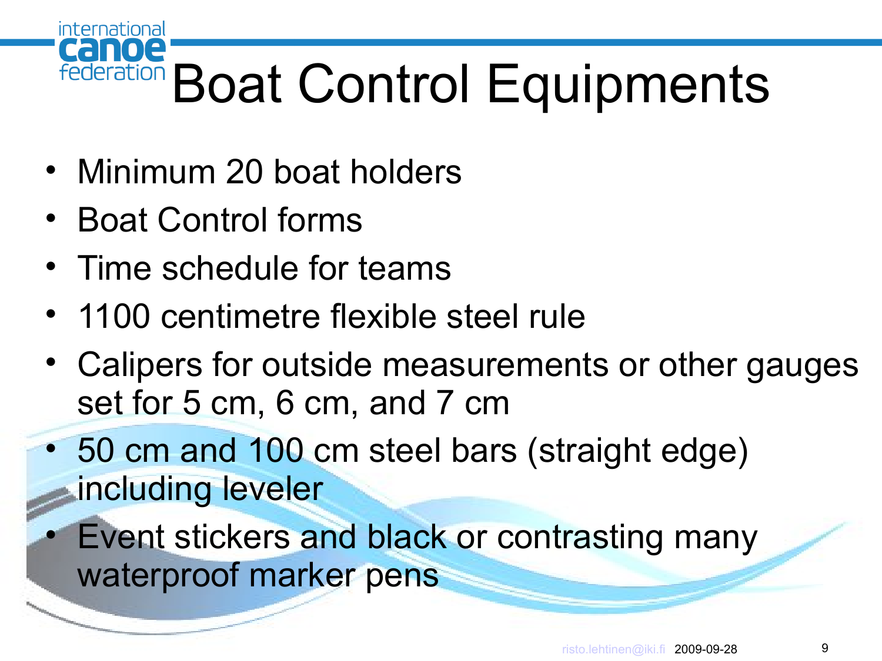# Boat Control Equipments

- Minimum 20 boat holders
- Boat Control forms
- Time schedule for teams
- 1100 centimetre flexible steel rule
- Calipers for outside measurements or other gauges set for 5 cm, 6 cm, and 7 cm
- 50 cm and 100 cm steel bars (straight edge) including leveler
- Event stickers and black or contrasting many waterproof marker pens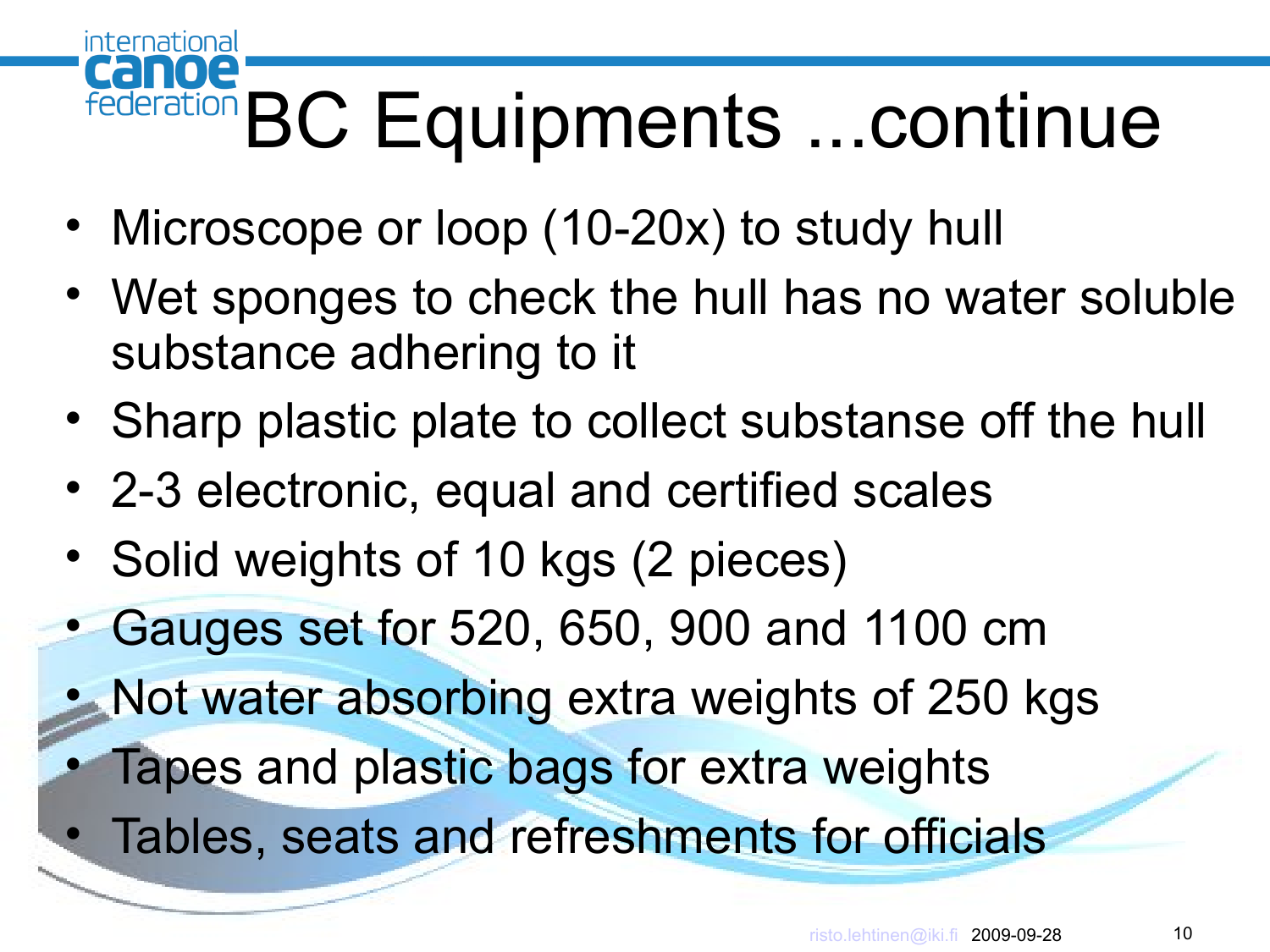# BC Equipments ...continue

- Microscope or loop (10-20x) to study hull
- Wet sponges to check the hull has no water soluble substance adhering to it
- Sharp plastic plate to collect substanse off the hull
- 2-3 electronic, equal and certified scales
- Solid weights of 10 kgs (2 pieces)
- Gauges set for 520, 650, 900 and 1100 cm
- Not water absorbing extra weights of 250 kgs
- Tapes and plastic bags for extra weights
- Tables, seats and refreshments for officials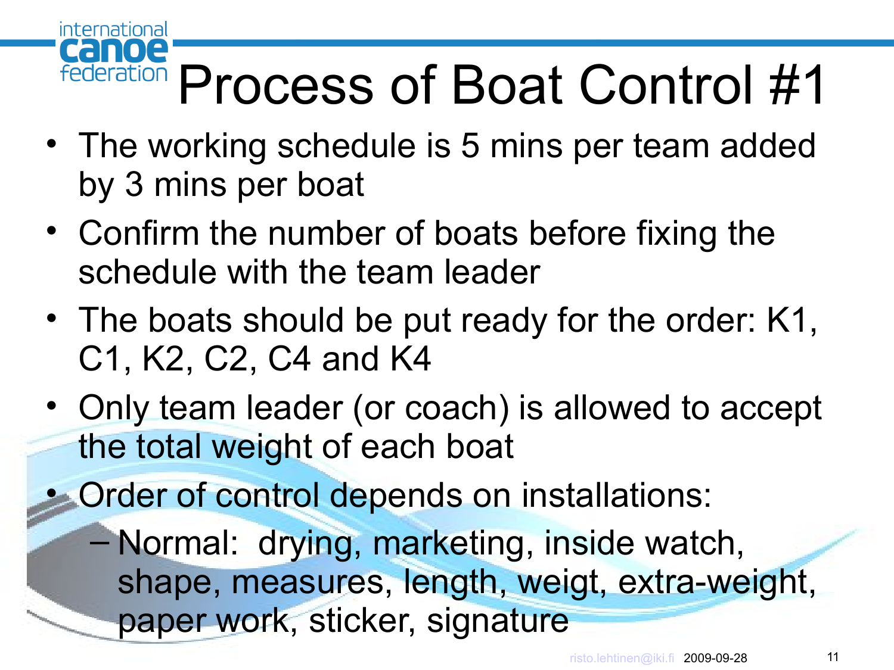# Process of Boat Control #1

- The working schedule is 5 mins per team added by 3 mins per boat
- Confirm the number of boats before fixing the schedule with the team leader
- The boats should be put ready for the order: K1, C1, K2, C2, C4 and K4
- Only team leader (or coach) is allowed to accept the total weight of each boat
- Order of control depends on installations:
  - Normal: drying, marketing, inside watch, shape, measures, length, weigt, extra-weight, paper work, sticker, signature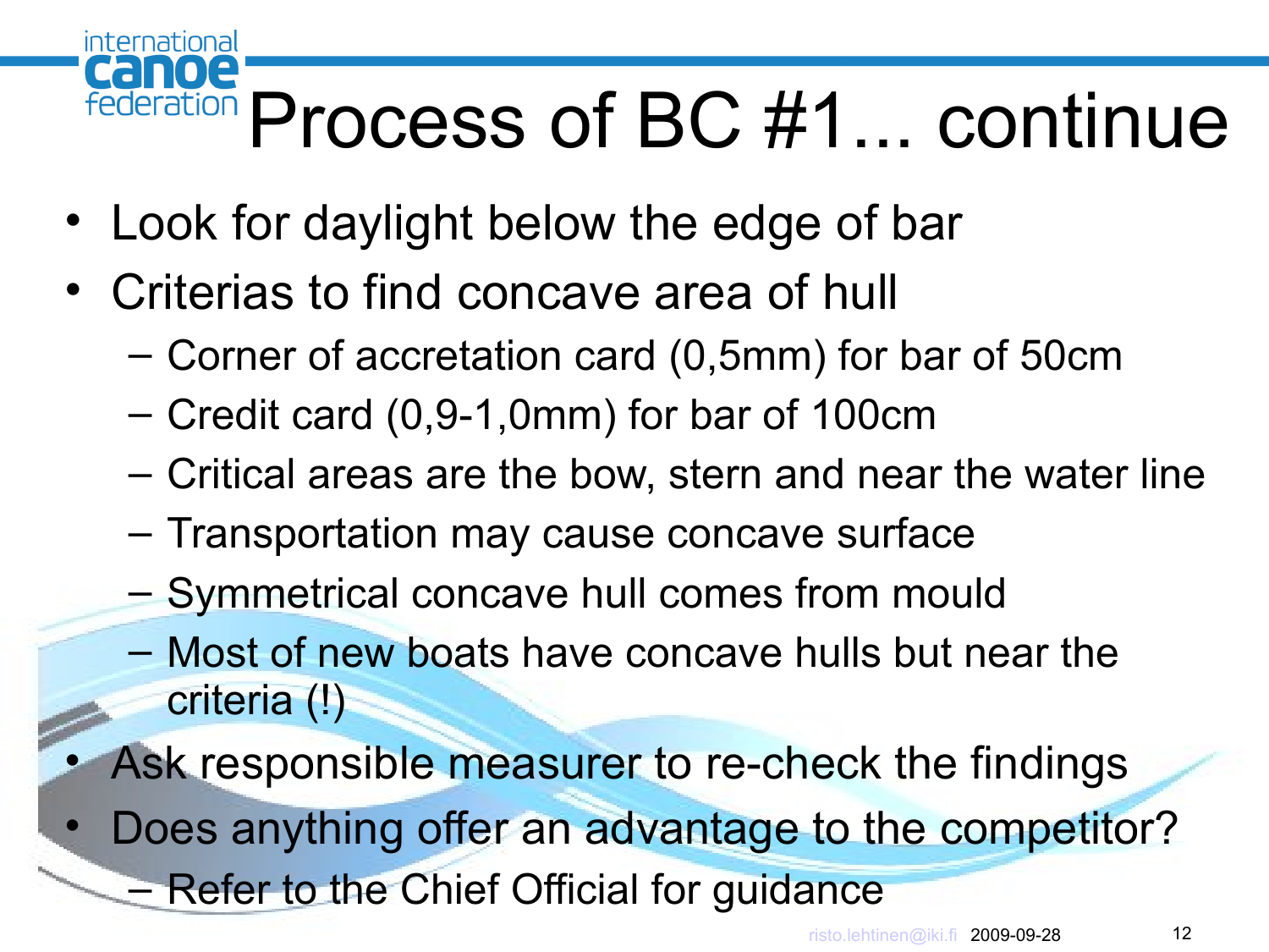# Process of BC #1... continue

- Look for daylight below the edge of bar
- Criterias to find concave area of hull
  - Corner of accretation card (0,5mm) for bar of 50cm
  - Credit card (0,9-1,0mm) for bar of 100cm
  - Critical areas are the bow, stern and near the water line
  - Transportation may cause concave surface
  - Symmetrical concave hull comes from mould
  - Most of new boats have concave hulls but near the criteria (!)
- Ask responsible measurer to re-check the findings
- Does anything offer an advantage to the competitor?
  - Refer to the Chief Official for guidance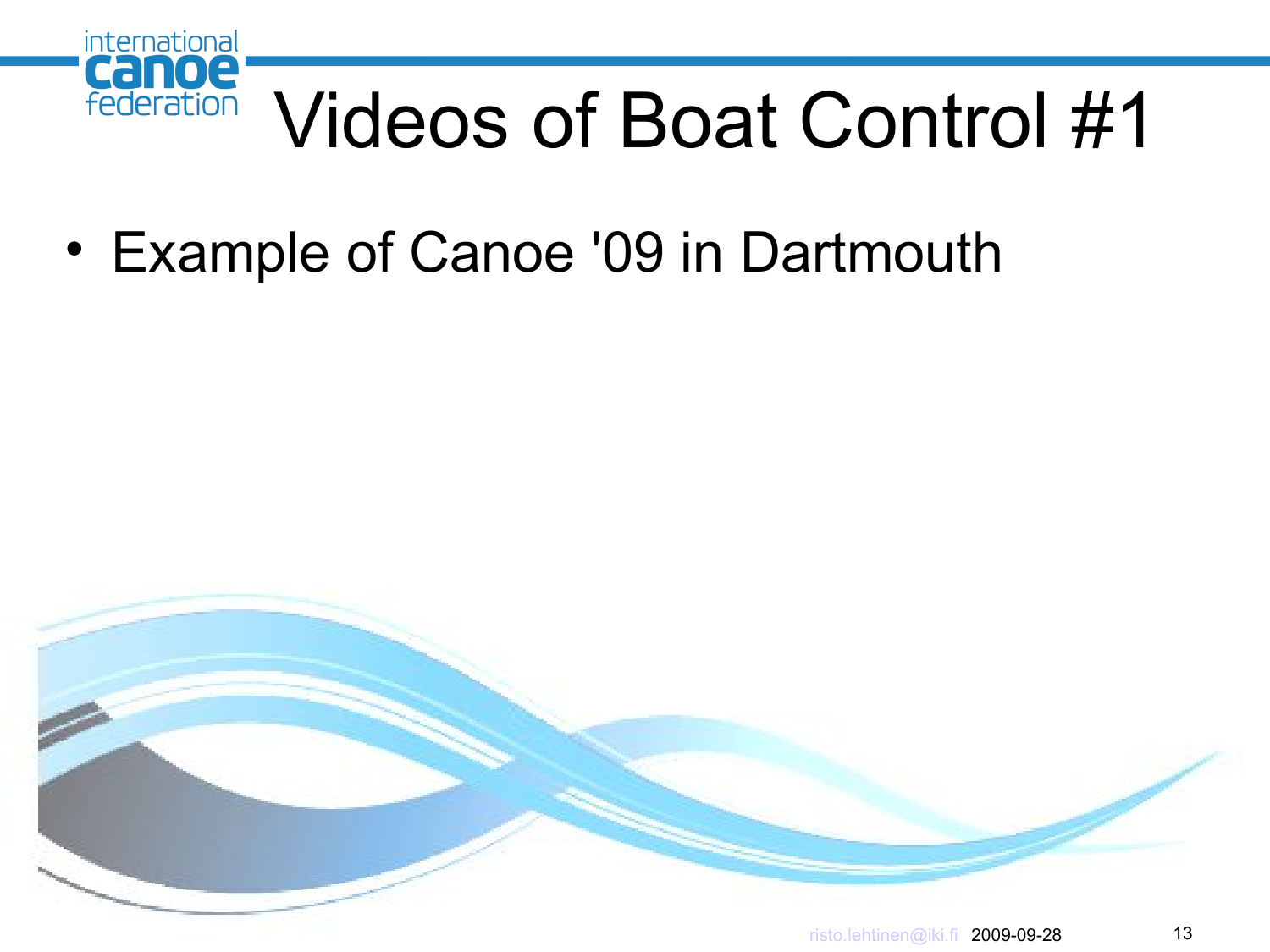# Videos of Boat Control #1

- Example of Canoe '09 in Dartmouth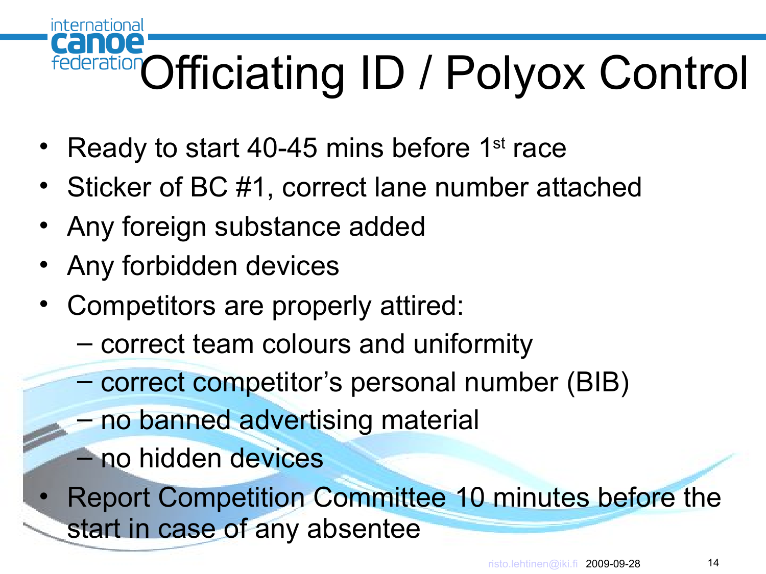# Officiating ID / Polyox Control

- Ready to start 40-45 mins before 1st race
- Sticker of BC #1, correct lane number attached
- Any foreign substance added
- Any forbidden devices
- Competitors are properly attired:
  - correct team colours and uniformity
  - correct competitor's personal number (BIB)
  - no banned advertising material
  - no hidden devices
- Report Competition Committee 10 minutes before the start in case of any absentee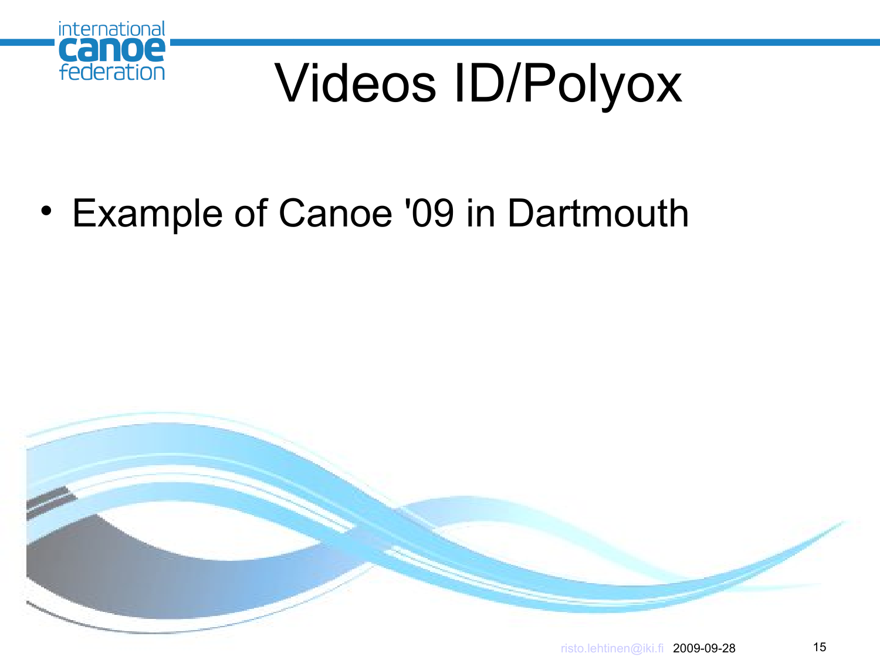# Videos ID/Polyox

- Example of Canoe '09 in Dartmouth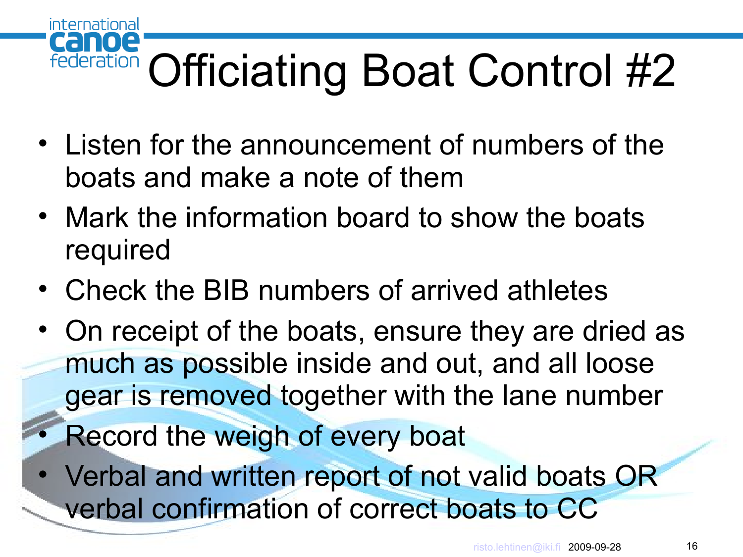# Officiating Boat Control #2

- Listen for the announcement of numbers of the boats and make a note of them
- Mark the information board to show the boats required
- Check the BIB numbers of arrived athletes
- On receipt of the boats, ensure they are dried as much as possible inside and out, and all loose gear is removed together with the lane number
- Record the weigh of every boat
- Verbal and written report of not valid boats OR verbal confirmation of correct boats to CC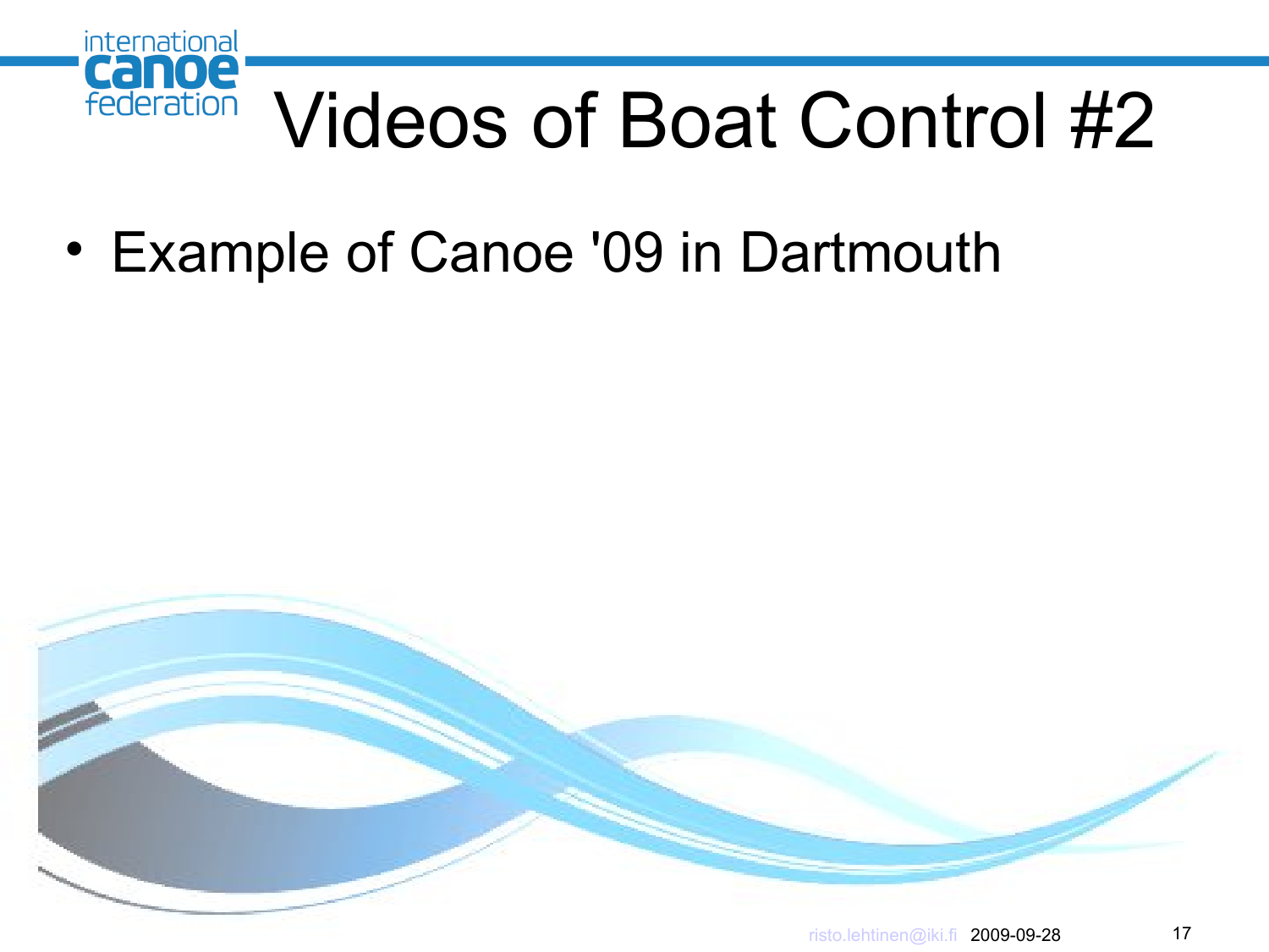# Videos of Boat Control #2

- Example of Canoe '09 in Dartmouth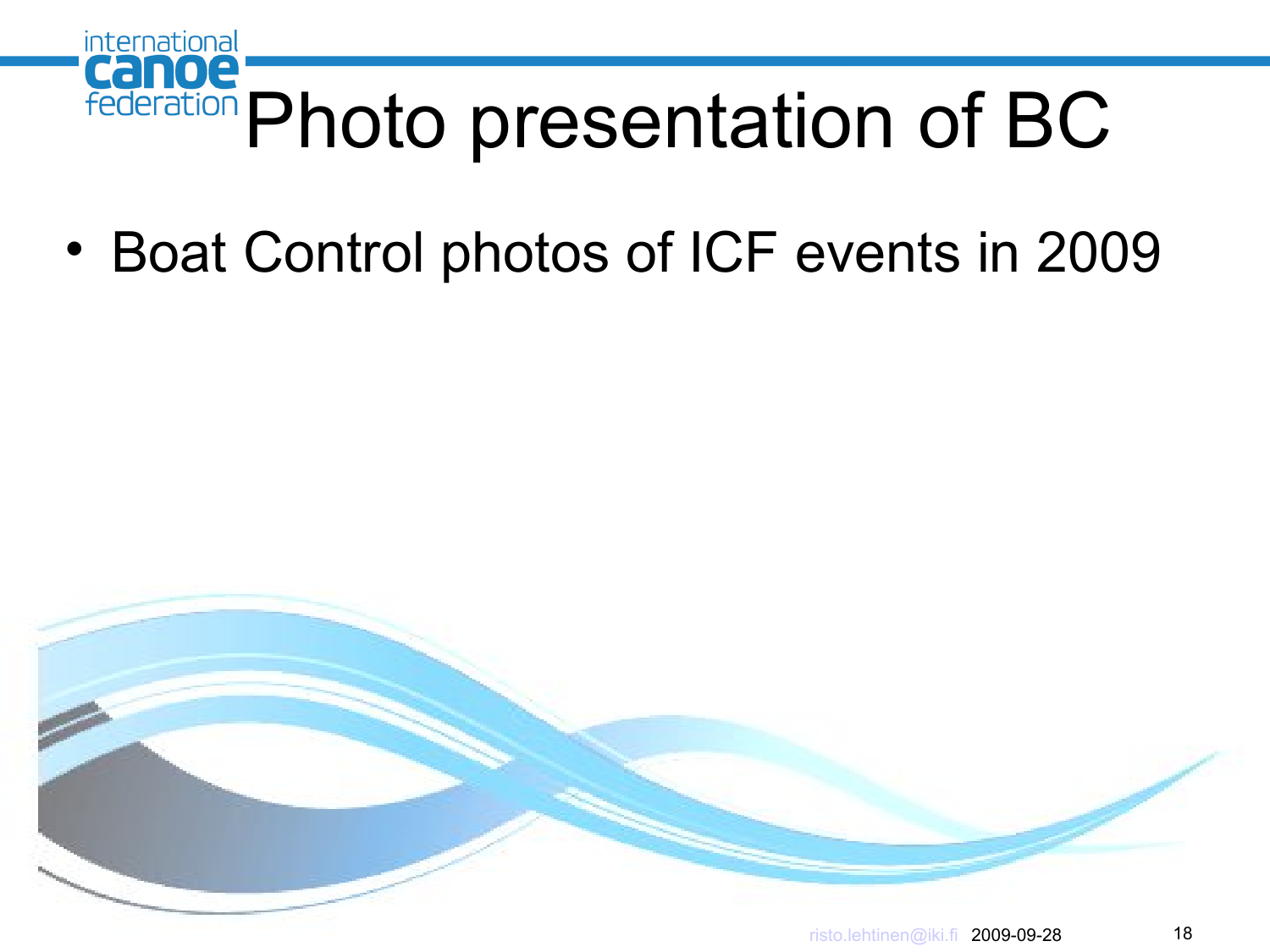# Photo presentation of BC

- Boat Control photos of ICF events in 2009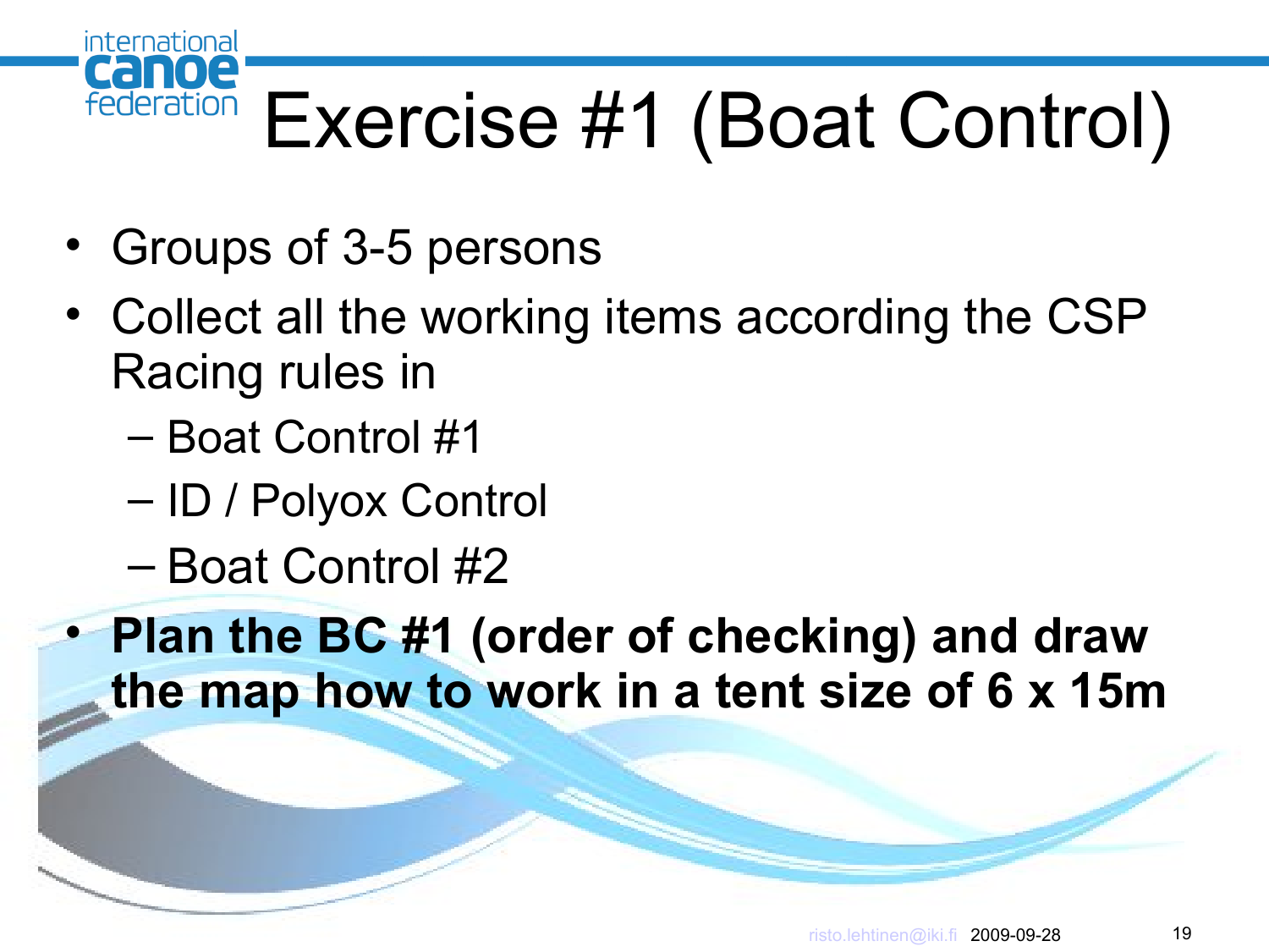# Exercise #1 (Boat Control)

- Groups of 3-5 persons
- Collect all the working items according the CSP Racing rules in
  - Boat Control #1
  - ID / Polyox Control
  - Boat Control #2
- **Plan the BC #1 (order of checking) and draw the map how to work in a tent size of 6 x 15m**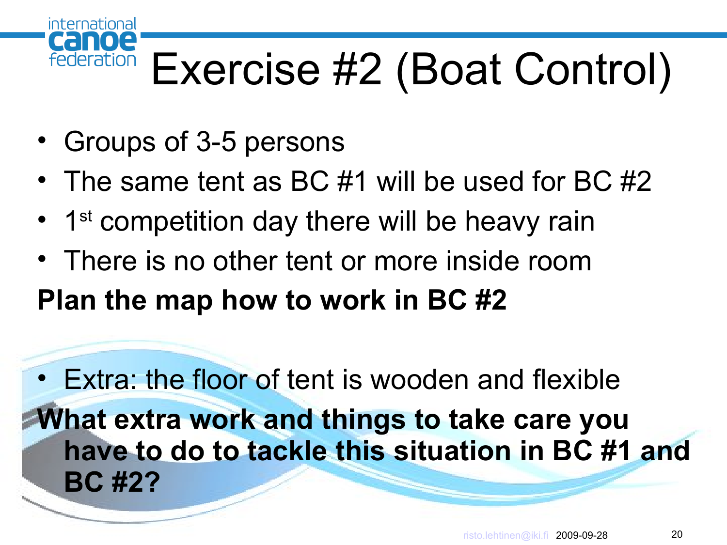# Exercise #2 (Boat Control)

- Groups of 3-5 persons
- The same tent as BC #1 will be used for BC #2
- 1st competition day there will be heavy rain
- There is no other tent or more inside room

**Plan the map how to work in BC #2**

- Extra: the floor of tent is wooden and flexible

**What extra work and things to take care you have to do to tackle this situation in BC #1 and BC #2?**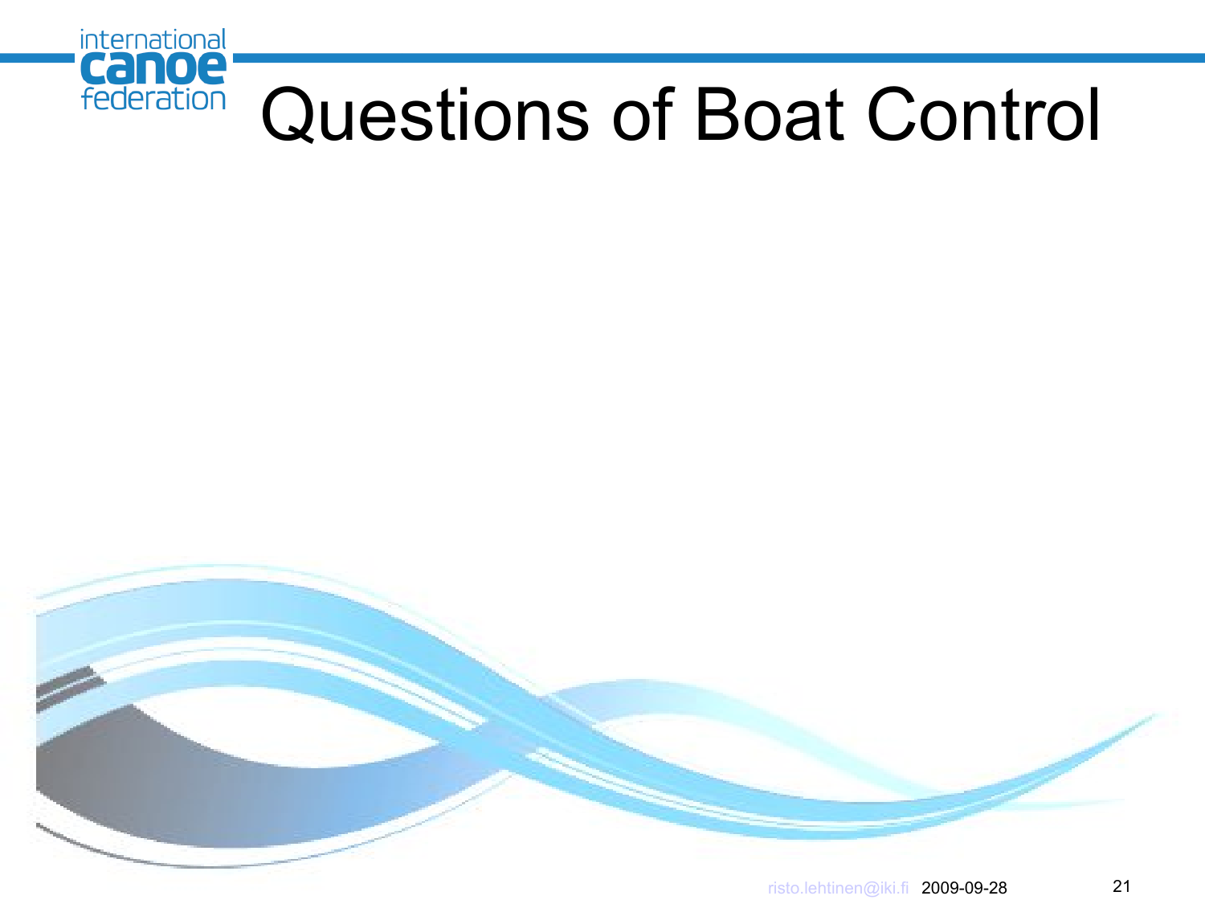# Questions of Boat Control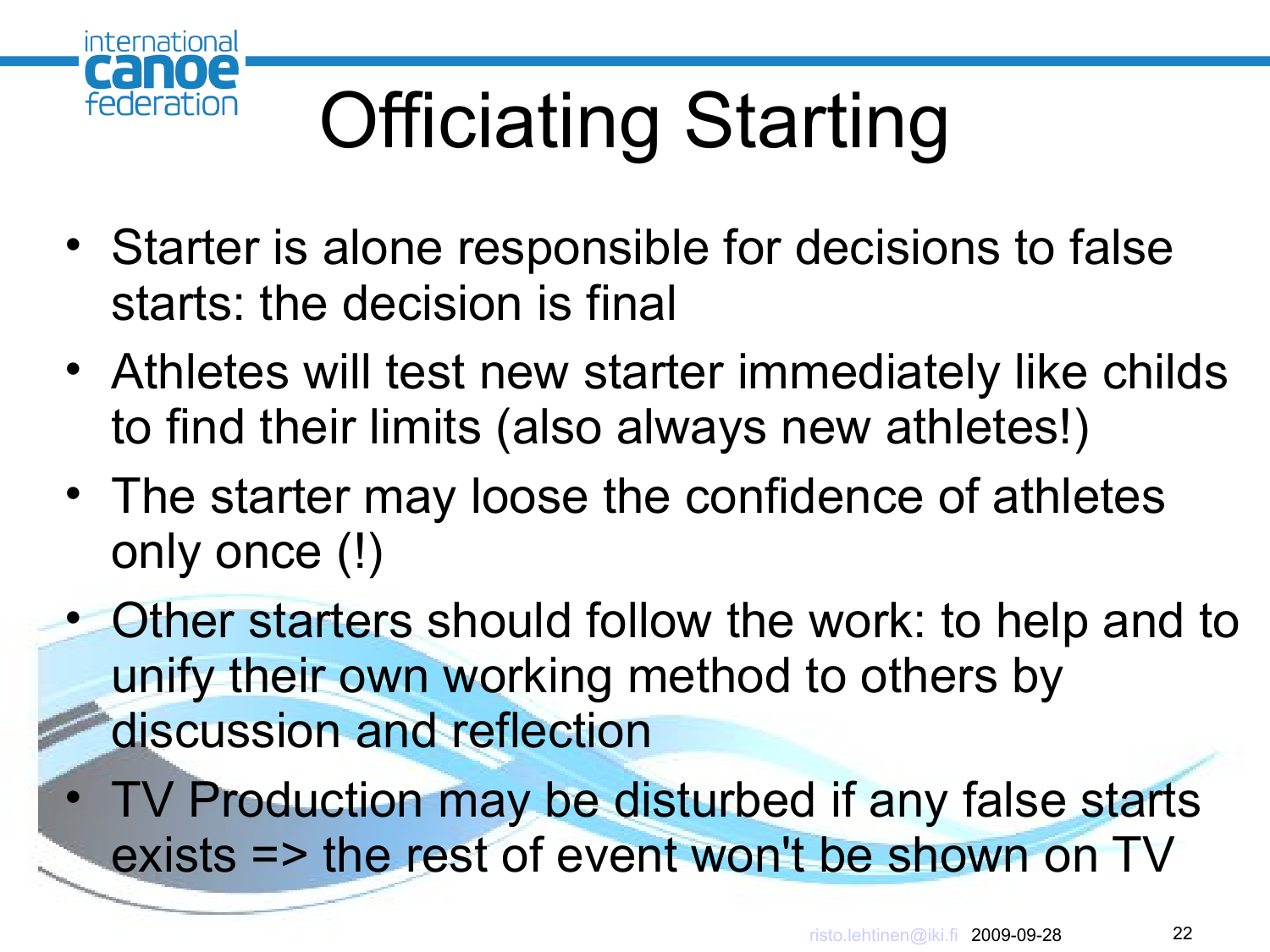# Officiating Starting

- Starter is alone responsible for decisions to false starts: the decision is final
- Athletes will test new starter immediately like childs to find their limits (also always new athletes!)
- The starter may loose the confidence of athletes only once (!)
- Other starters should follow the work: to help and to unify their own working method to others by discussion and reflection
- TV Production may be disturbed if any false starts exists => the rest of event won't be shown on TV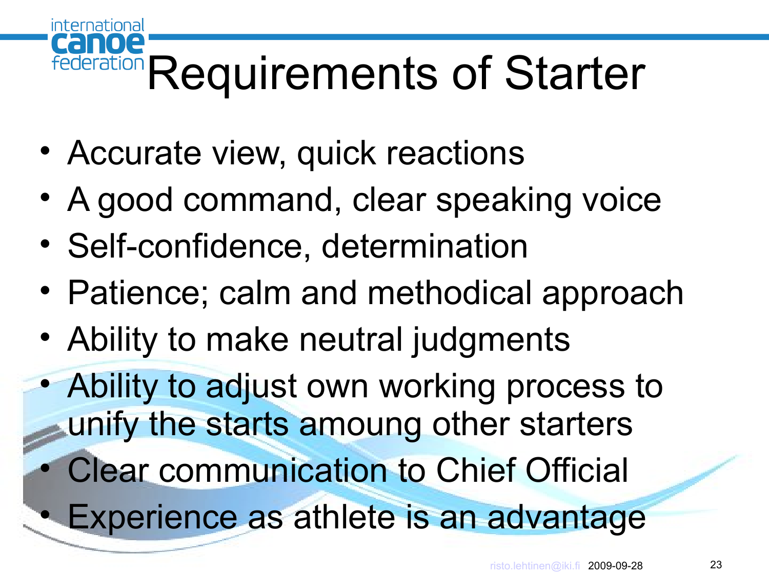# Requirements of Starter

- Accurate view, quick reactions
- A good command, clear speaking voice
- Self-confidence, determination
- Patience; calm and methodical approach
- Ability to make neutral judgments
- Ability to adjust own working process to unify the starts amoung other starters
- Clear communication to Chief Official
- Experience as athlete is an advantage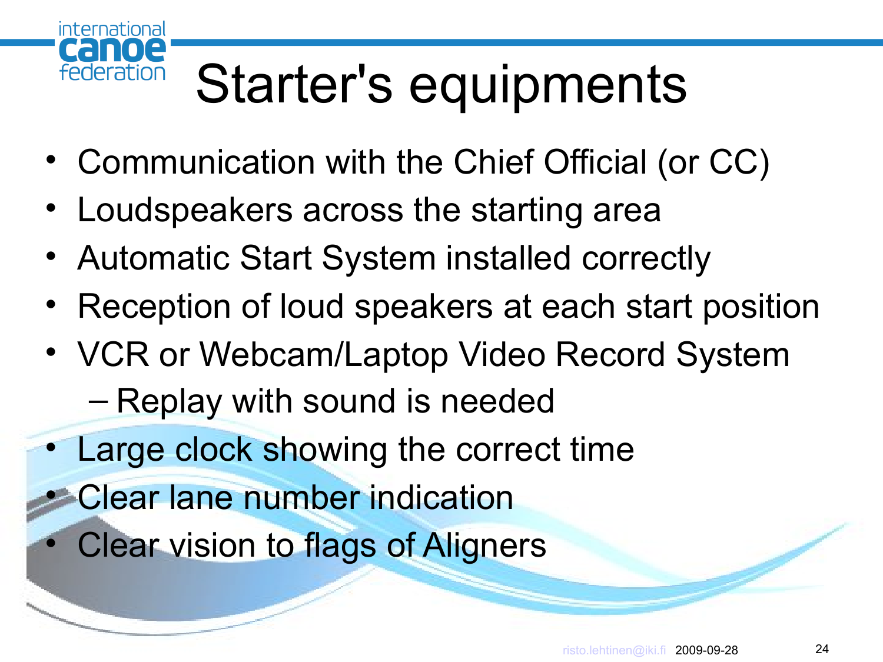# Starter's equipments

- Communication with the Chief Official (or CC)
- Loudspeakers across the starting area
- Automatic Start System installed correctly
- Reception of loud speakers at each start position
- VCR or Webcam/Laptop Video Record System
  - Replay with sound is needed
- Large clock showing the correct time
- Clear lane number indication
- Clear vision to flags of Aligners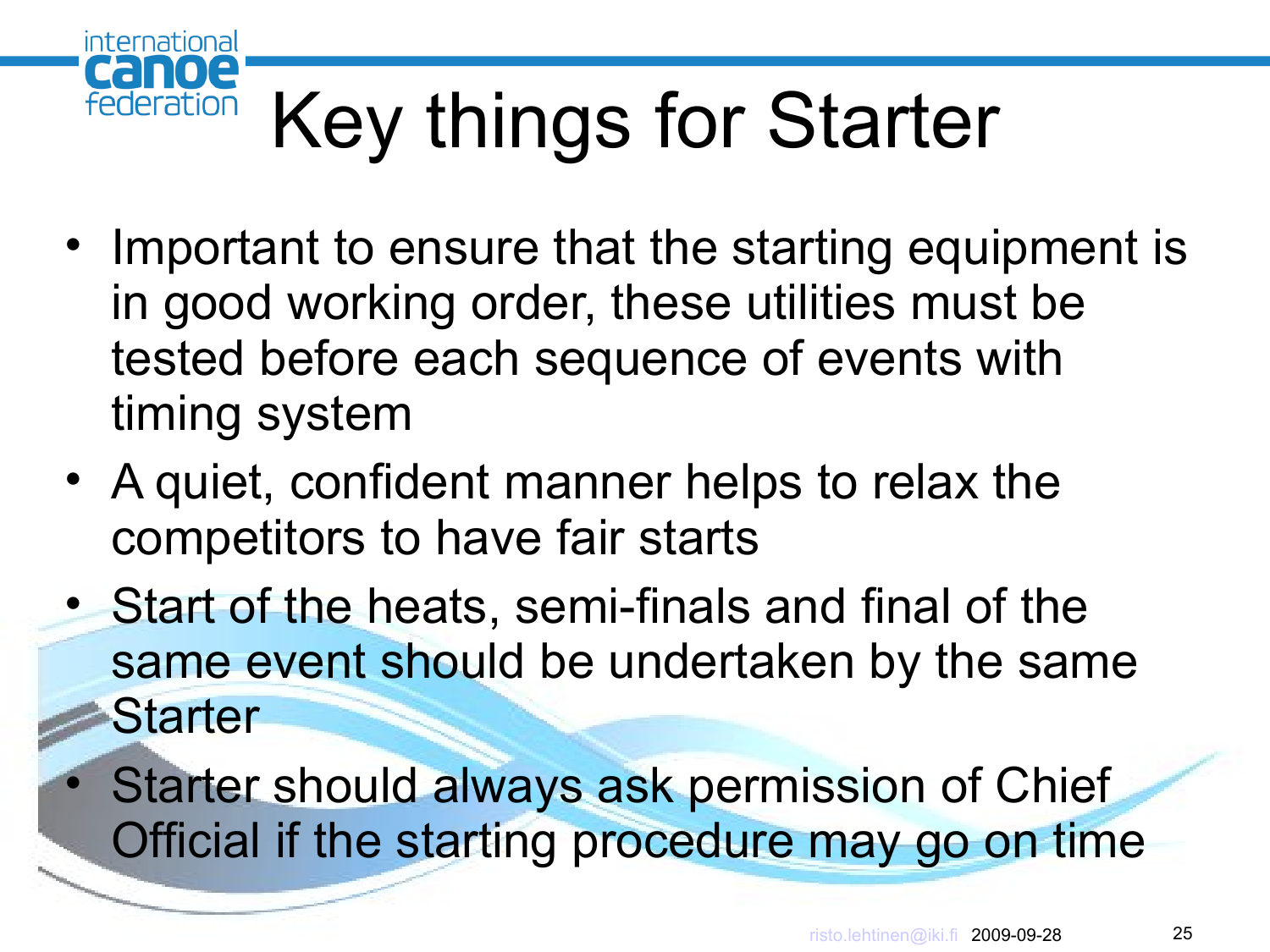# Key things for Starter

- Important to ensure that the starting equipment is in good working order, these utilities must be tested before each sequence of events with timing system
- A quiet, confident manner helps to relax the competitors to have fair starts
- Start of the heats, semi-finals and final of the same event should be undertaken by the same Starter
- Starter should always ask permission of Chief Official if the starting procedure may go on time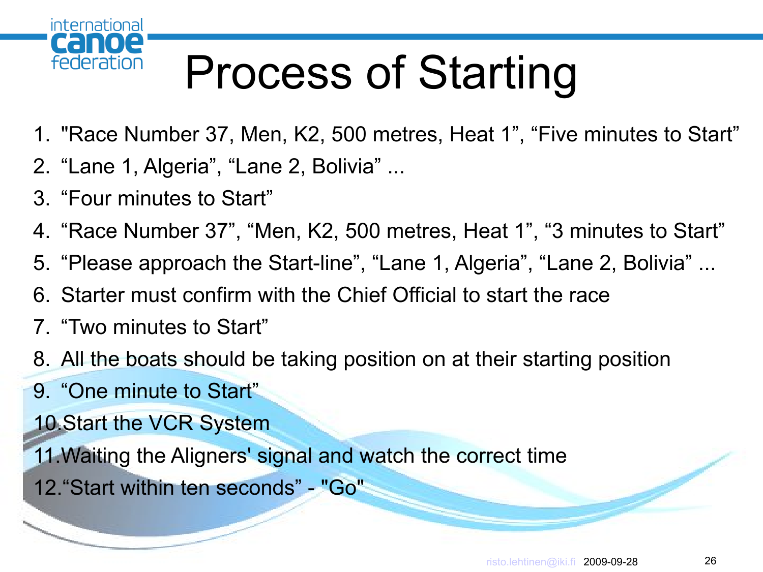# Process of Starting

1. "Race Number 37, Men, K2, 500 metres, Heat 1", "Five minutes to Start"
2. "Lane 1, Algeria", "Lane 2, Bolivia" ...
3. "Four minutes to Start"
4. "Race Number 37", "Men, K2, 500 metres, Heat 1", "3 minutes to Start"
5. "Please approach the Start-line", "Lane 1, Algeria", "Lane 2, Bolivia" ...
6. Starter must confirm with the Chief Official to start the race
7. "Two minutes to Start"
8. All the boats should be taking position on at their starting position
9. "One minute to Start"
10. Start the VCR System
11. Waiting the Aligners' signal and watch the correct time
12. "Start within ten seconds" - "Go"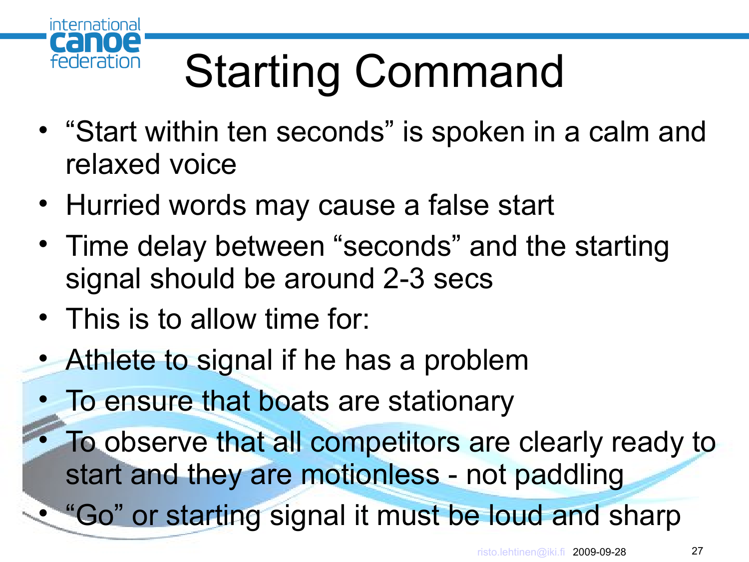# Starting Command

- "Start within ten seconds" is spoken in a calm and relaxed voice
- Hurried words may cause a false start
- Time delay between "seconds" and the starting signal should be around 2-3 secs
- This is to allow time for:
- Athlete to signal if he has a problem
- To ensure that boats are stationary
- To observe that all competitors are clearly ready to start and they are motionless - not paddling
- "Go" or starting signal it must be loud and sharp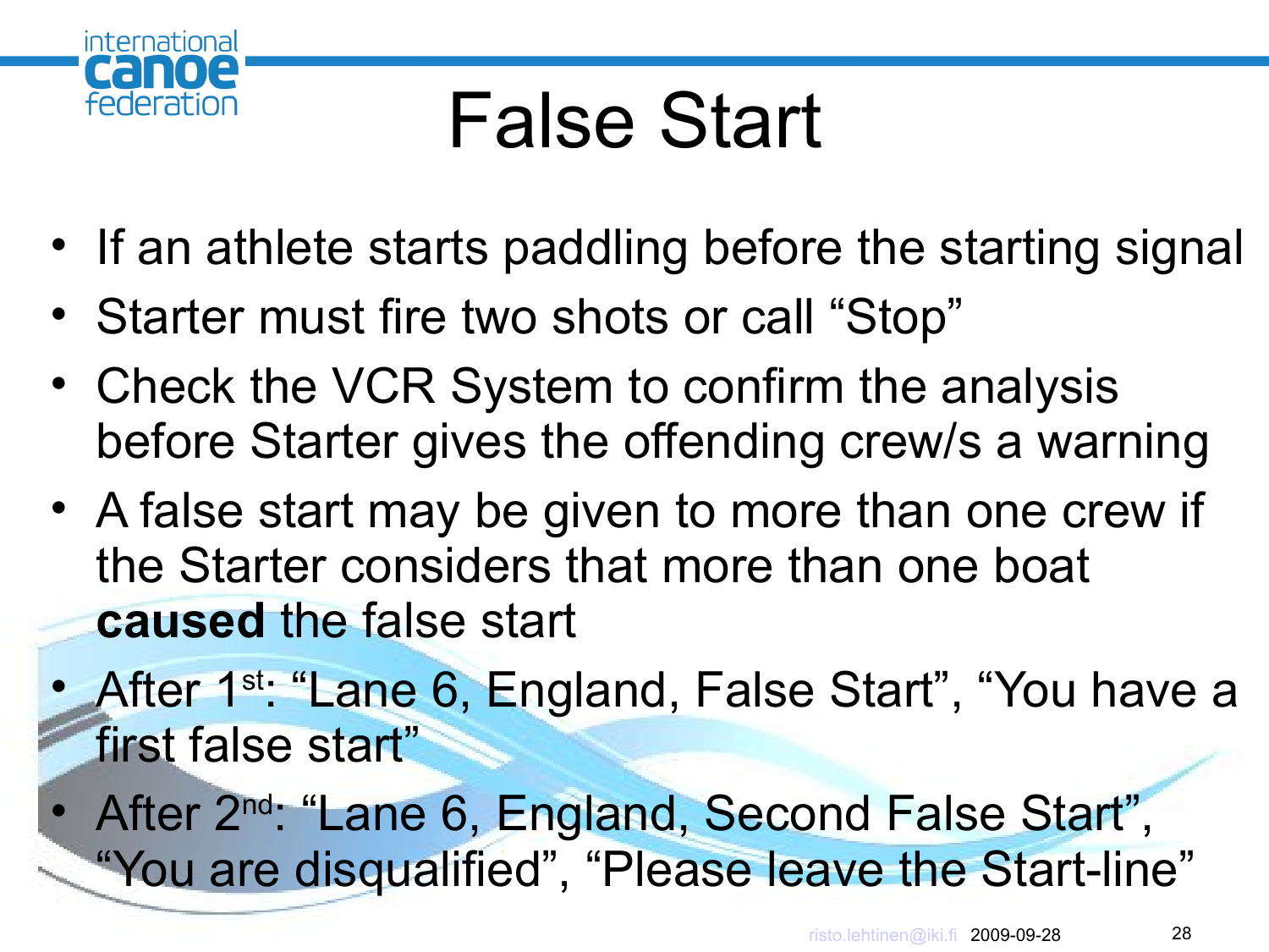# False Start

- If an athlete starts paddling before the starting signal
- Starter must fire two shots or call “Stop”
- Check the VCR System to confirm the analysis before Starter gives the offending crew/s a warning
- A false start may be given to more than one crew if the Starter considers that more than one boat **caused** the false start
- After 1st: “Lane 6, England, False Start”, “You have a first false start”
- After 2nd: “Lane 6, England, Second False Start”, “You are disqualified”, “Please leave the Start-line”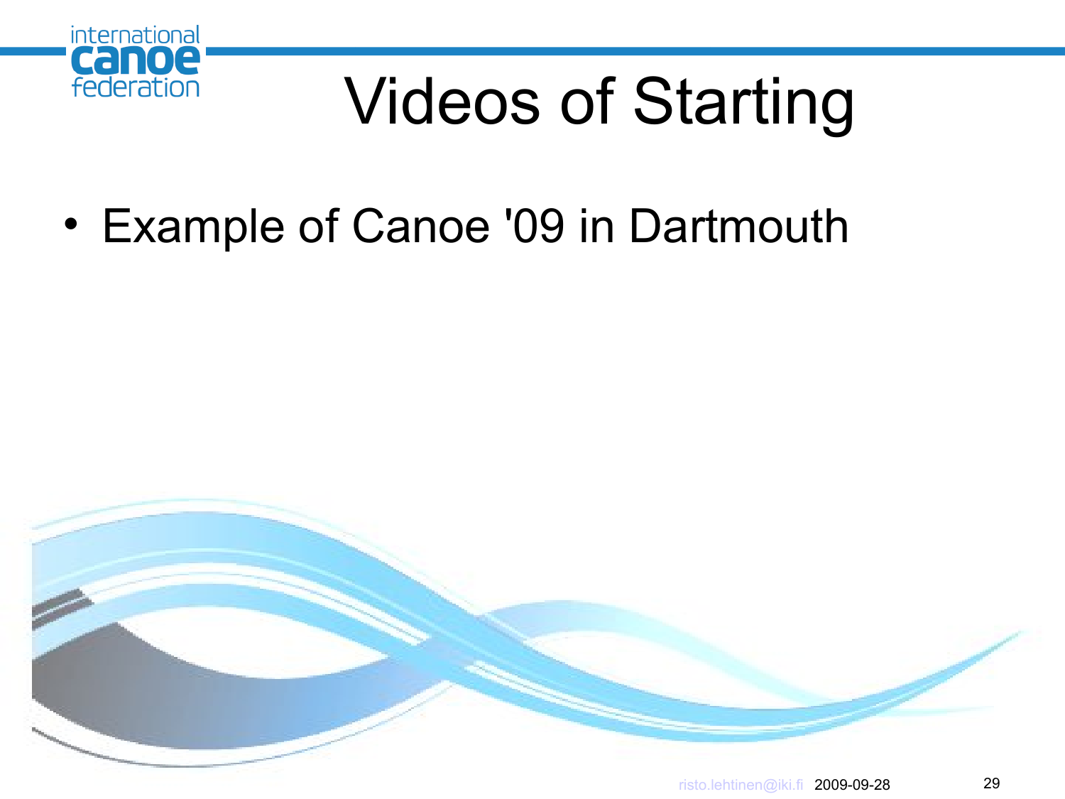# Videos of Starting

- Example of Canoe '09 in Dartmouth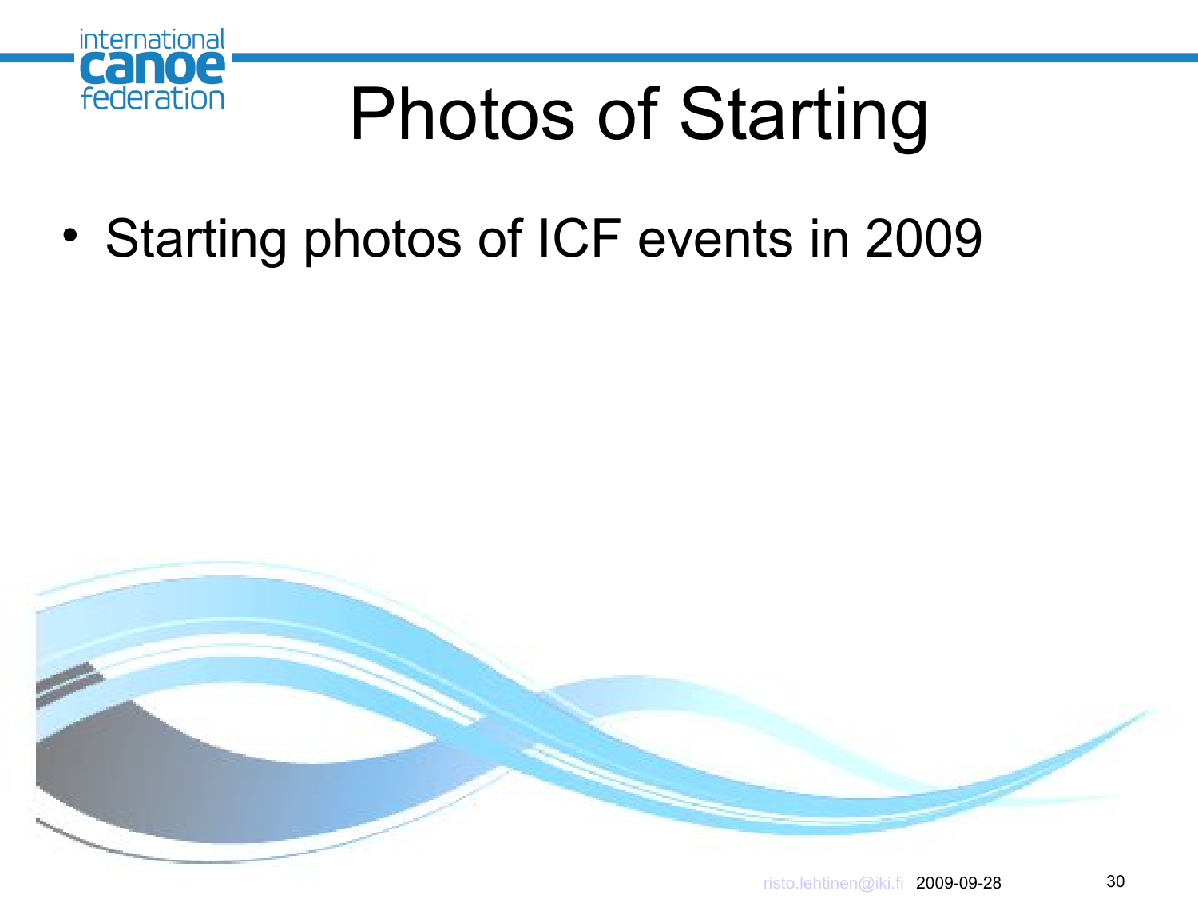# Photos of Starting

- Starting photos of ICF events in 2009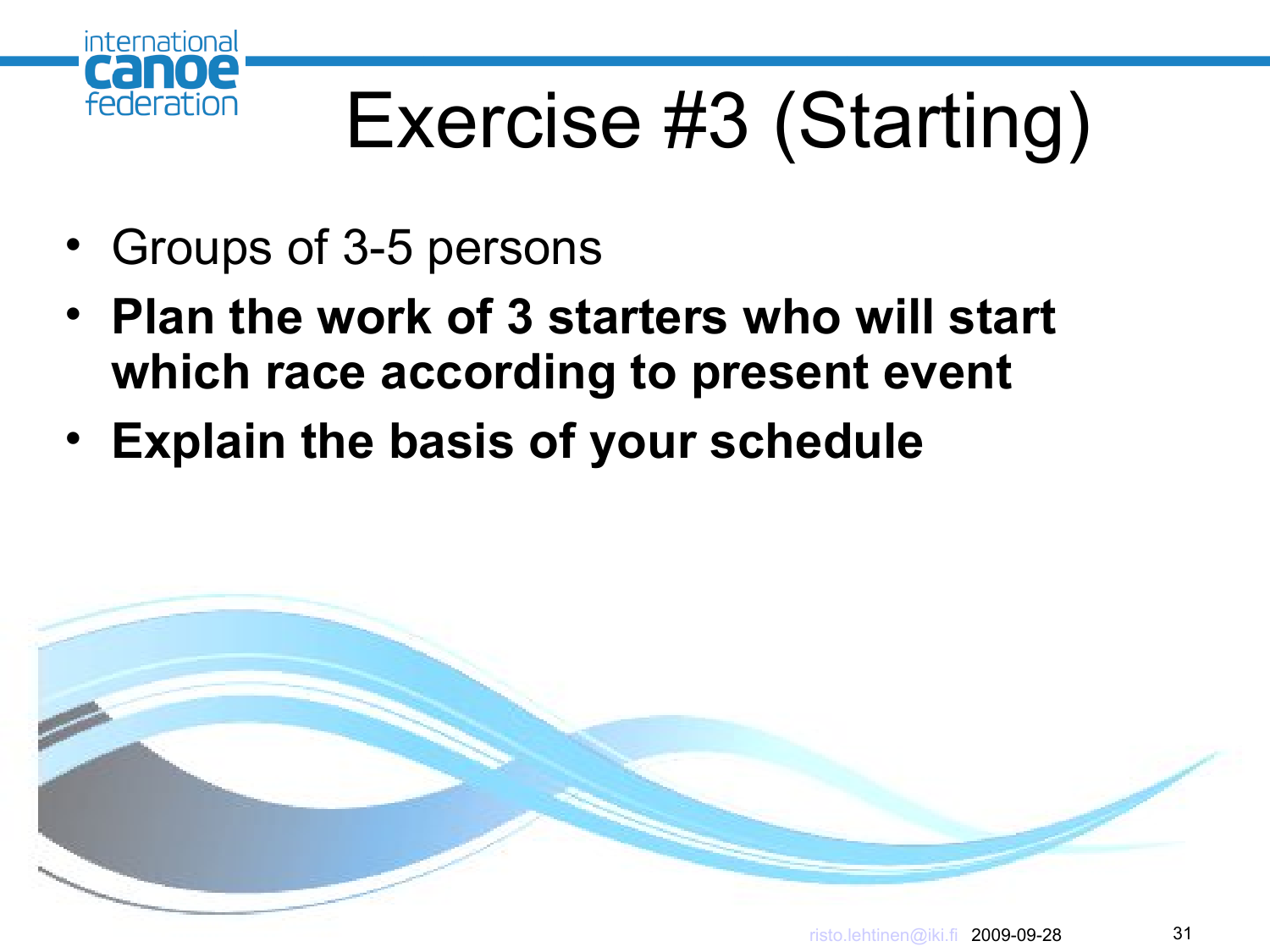# Exercise #3 (Starting)

- Groups of 3-5 persons
- **Plan the work of 3 starters who will start which race according to present event**
- **Explain the basis of your schedule**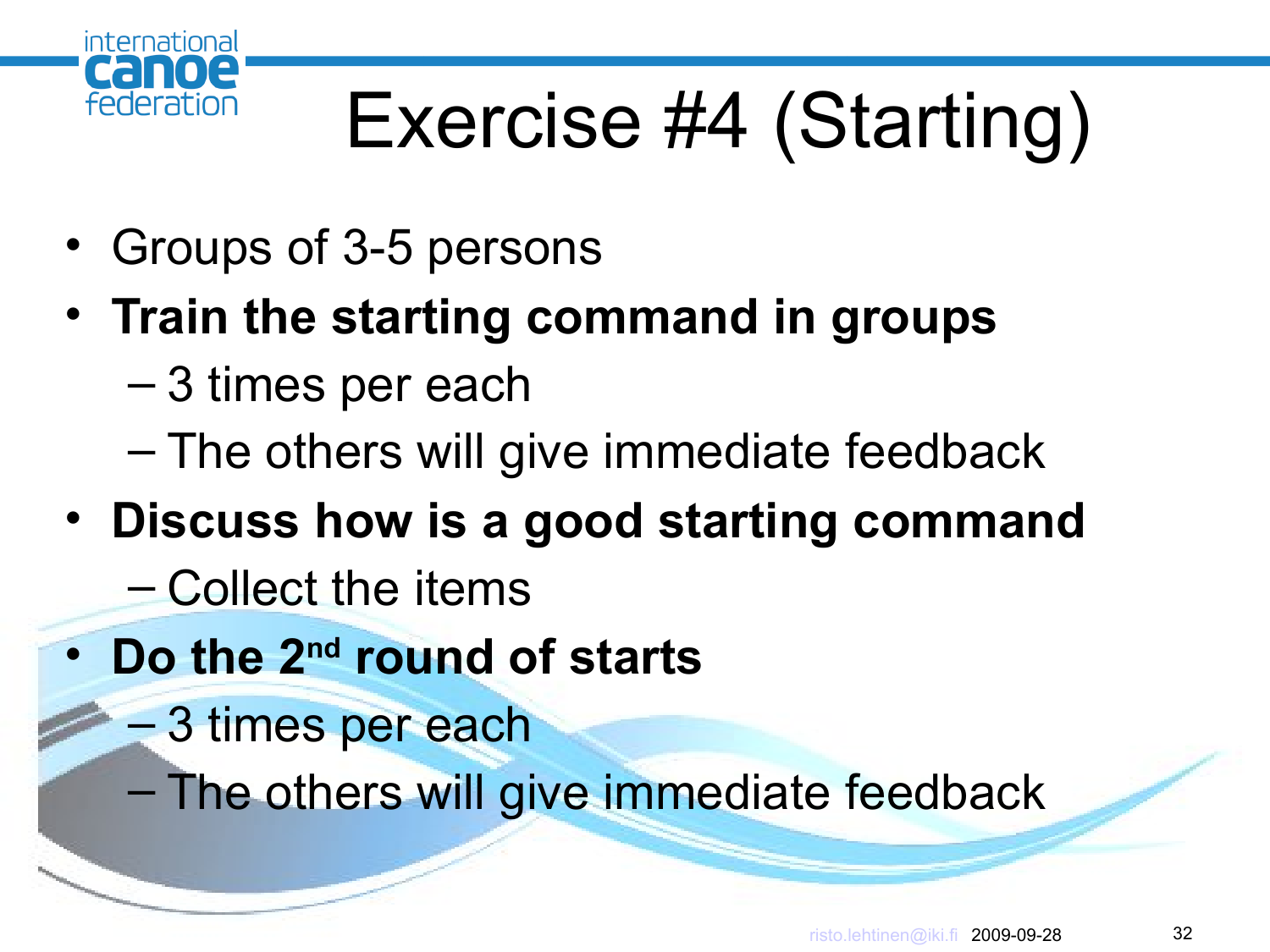# Exercise #4 (Starting)

- Groups of 3-5 persons
- **Train the starting command in groups**
  - 3 times per each
  - The others will give immediate feedback
- **Discuss how is a good starting command**
  - Collect the items
- **Do the 2nd round of starts**
  - 3 times per each
  - The others will give immediate feedback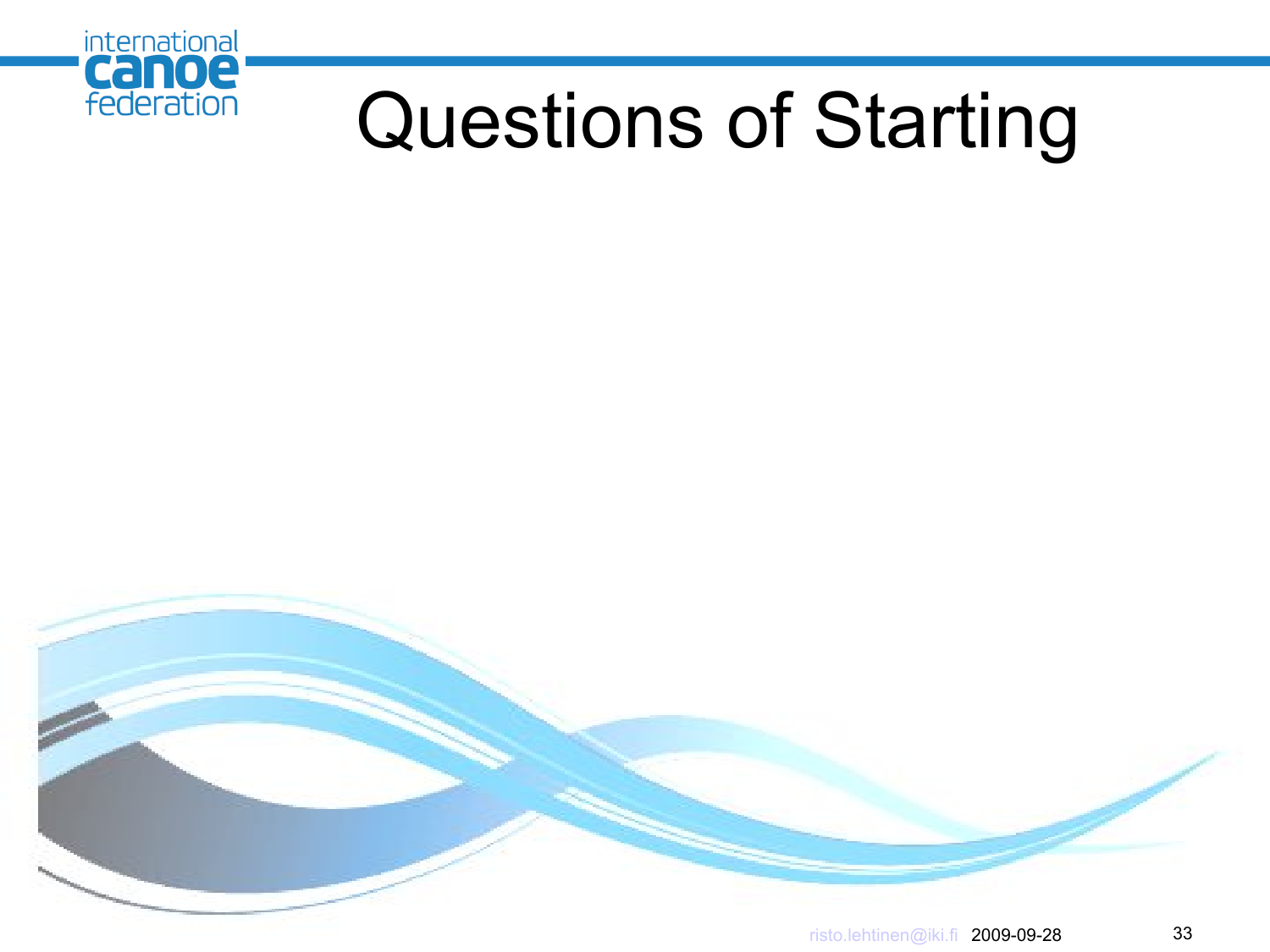# Questions of Starting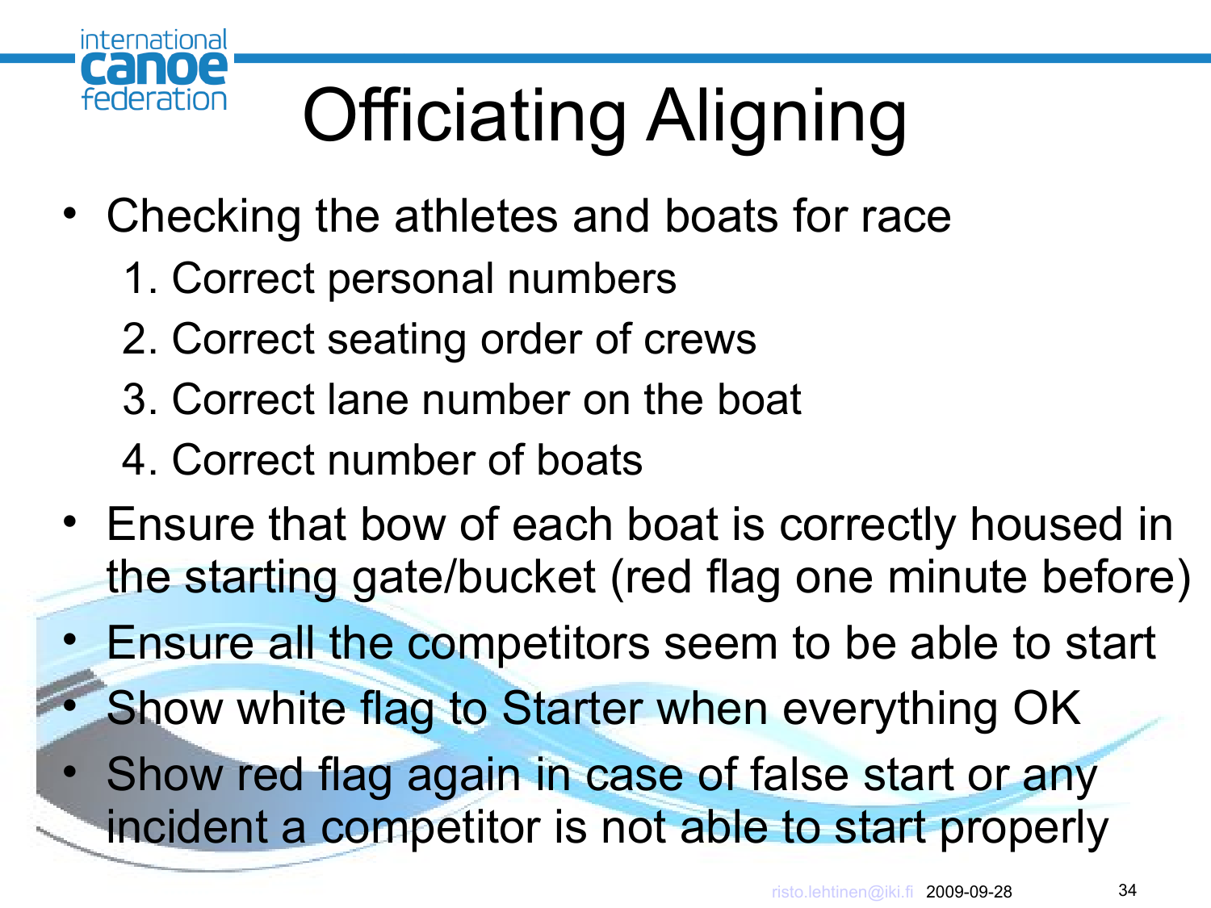# Officiating Aligning

- Checking the athletes and boats for race
  1. Correct personal numbers
  2. Correct seating order of crews
  3. Correct lane number on the boat
  4. Correct number of boats
- Ensure that bow of each boat is correctly housed in the starting gate/bucket (red flag one minute before)
- Ensure all the competitors seem to be able to start
- Show white flag to Starter when everything OK
- Show red flag again in case of false start or any incident a competitor is not able to start properly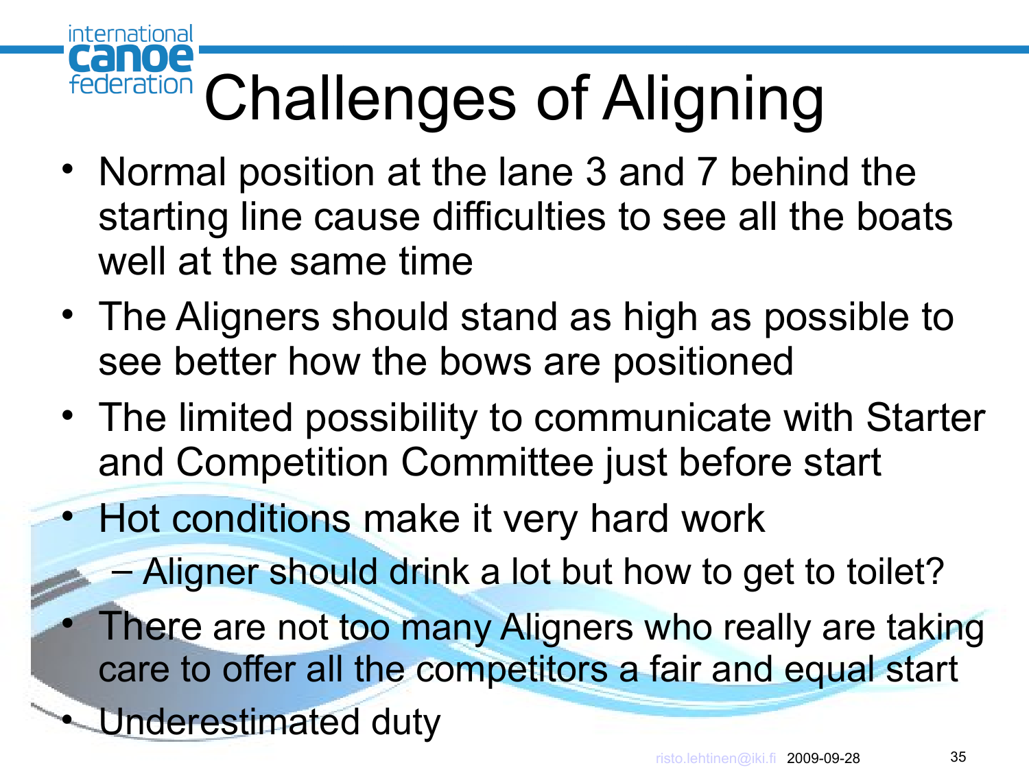# Challenges of Aligning

- Normal position at the lane 3 and 7 behind the starting line cause difficulties to see all the boats well at the same time
- The Aligners should stand as high as possible to see better how the bows are positioned
- The limited possibility to communicate with Starter and Competition Committee just before start
- Hot conditions make it very hard work
  - Aligner should drink a lot but how to get to toilet?
- There are not too many Aligners who really are taking care to offer all the competitors a fair and equal start
- Underestimated duty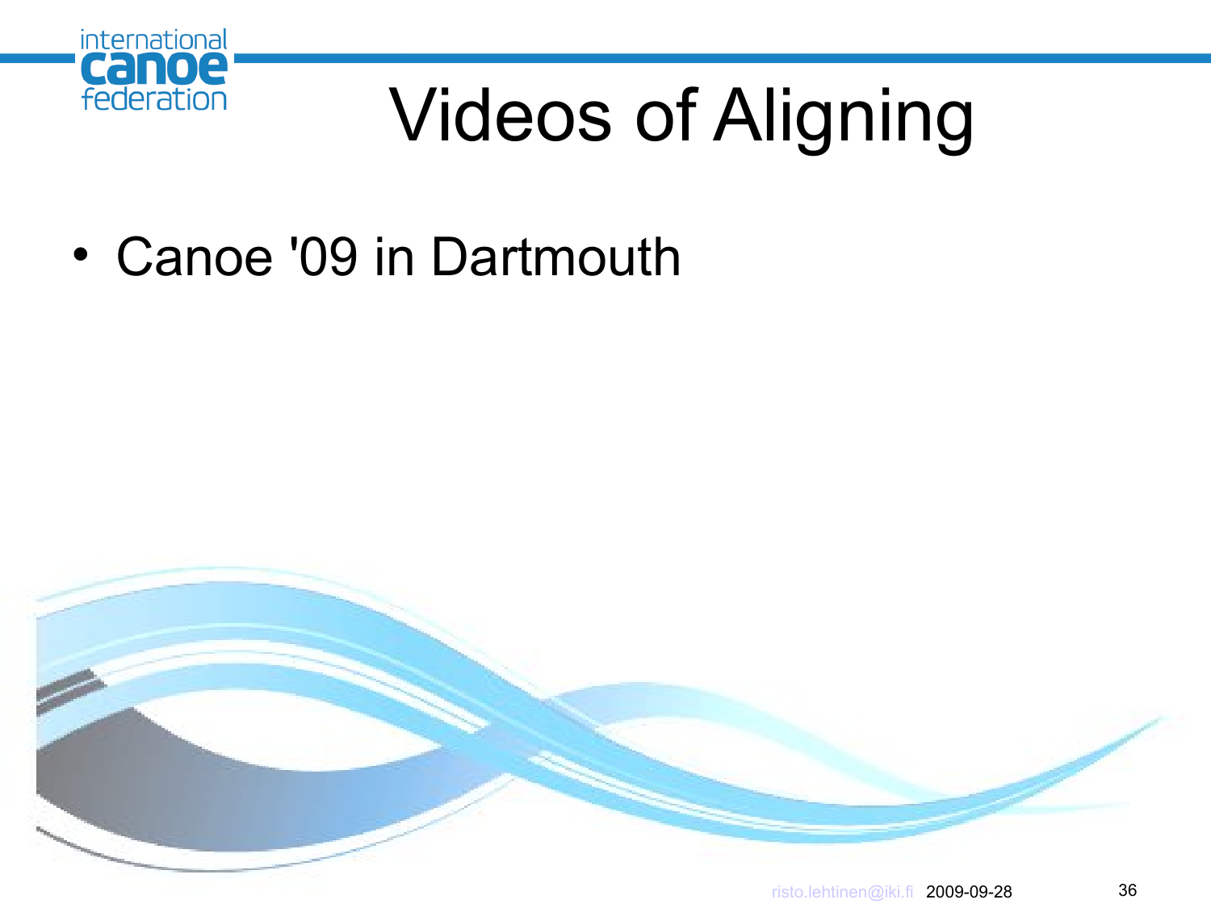# Videos of Aligning

- Canoe '09 in Dartmouth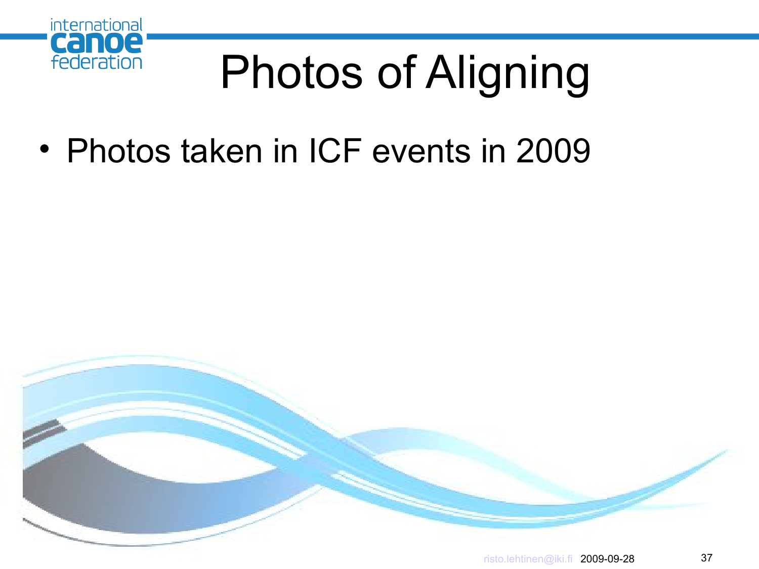# Photos of Aligning

- Photos taken in ICF events in 2009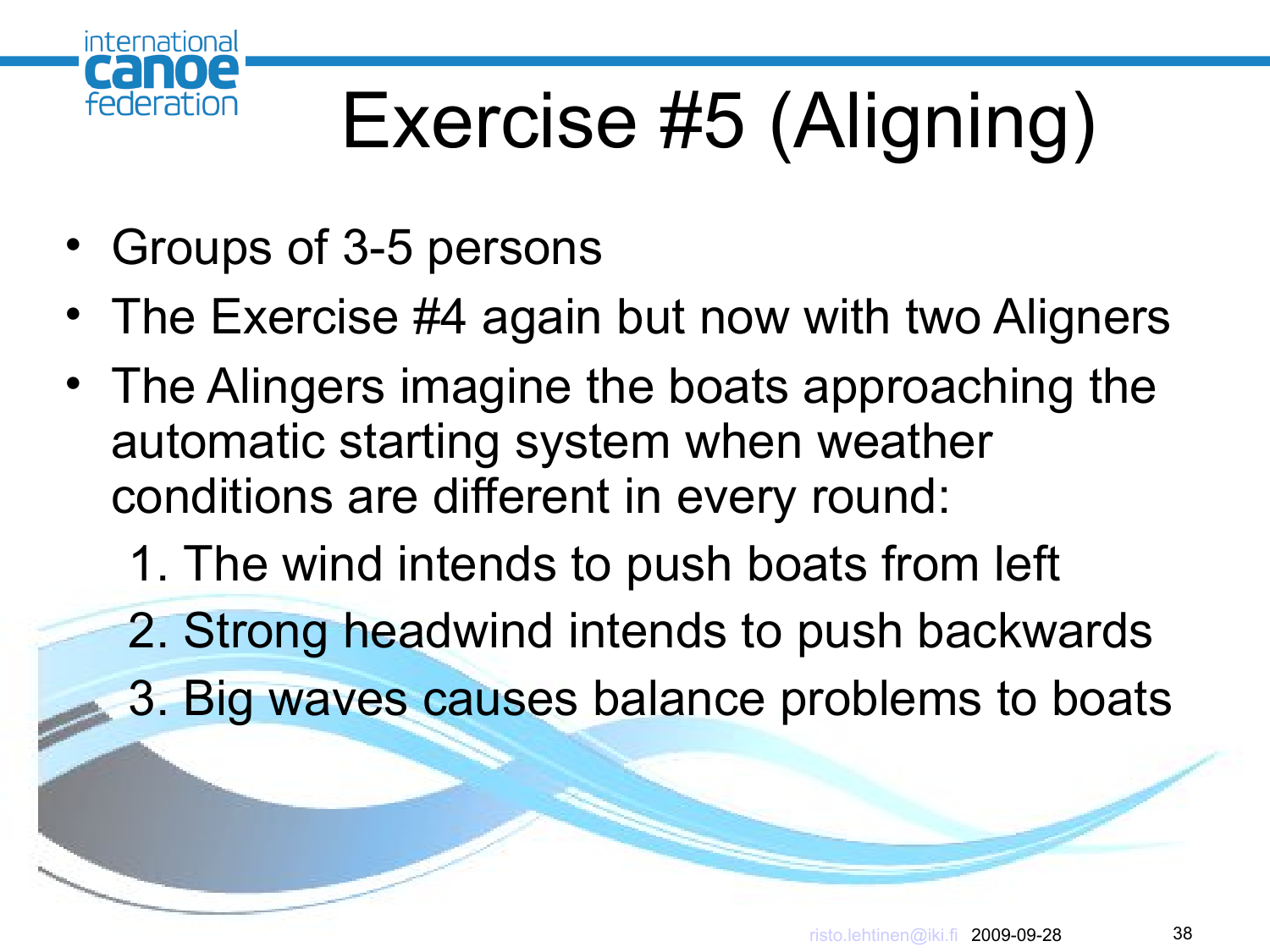# Exercise #5 (Aligning)

- Groups of 3-5 persons
- The Exercise #4 again but now with two Aligners
- The Alingers imagine the boats approaching the automatic starting system when weather conditions are different in every round:
  1. The wind intends to push boats from left
  2. Strong headwind intends to push backwards
  3. Big waves causes balance problems to boats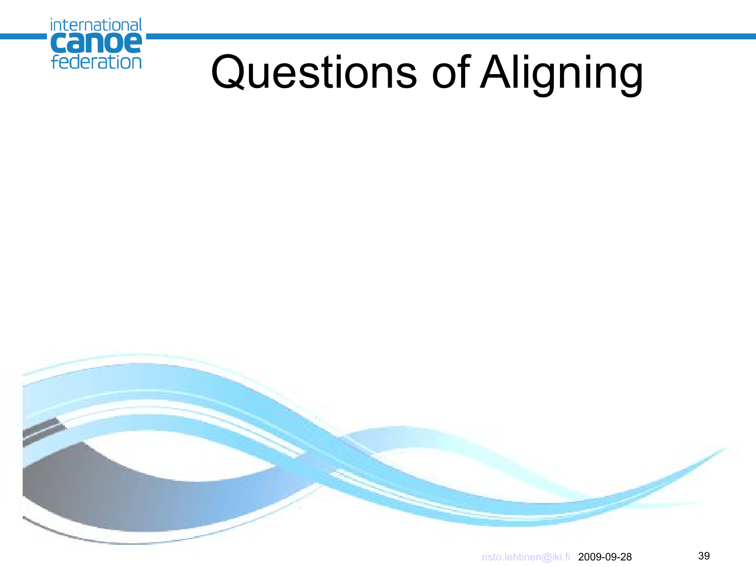# Questions of Aligning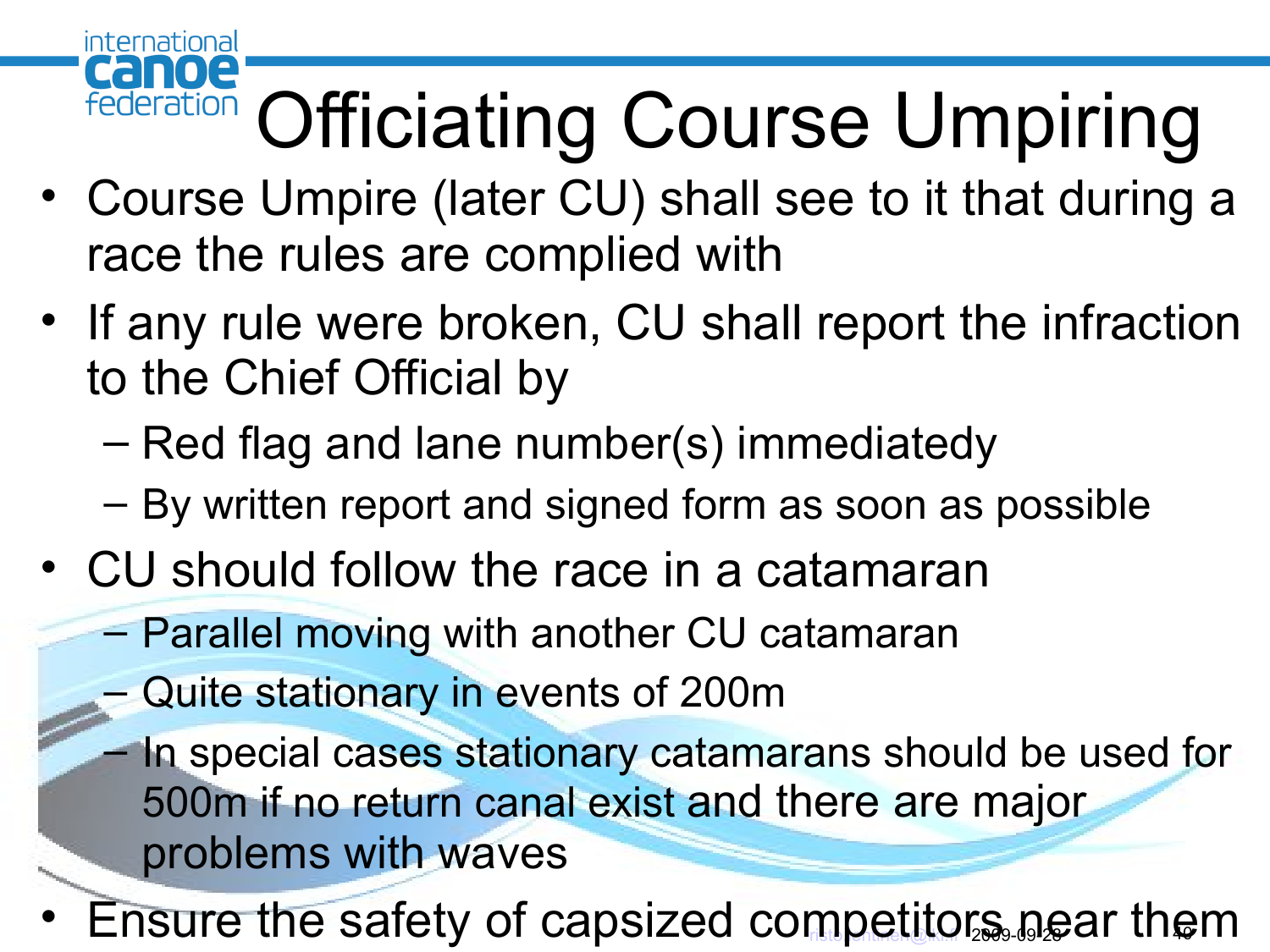# Officiating Course Umpiring

- Course Umpire (later CU) shall see to it that during a race the rules are complied with
- If any rule were broken, CU shall report the infraction to the Chief Official by
  - Red flag and lane number(s) immediatedy
  - By written report and signed form as soon as possible
- CU should follow the race in a catamaran
  - Parallel moving with another CU catamaran
  - Quite stationary in events of 200m
  - In special cases stationary catamarans should be used for 500m if no return canal exist and there are major problems with waves
- Ensure the safety of capsized competitors near them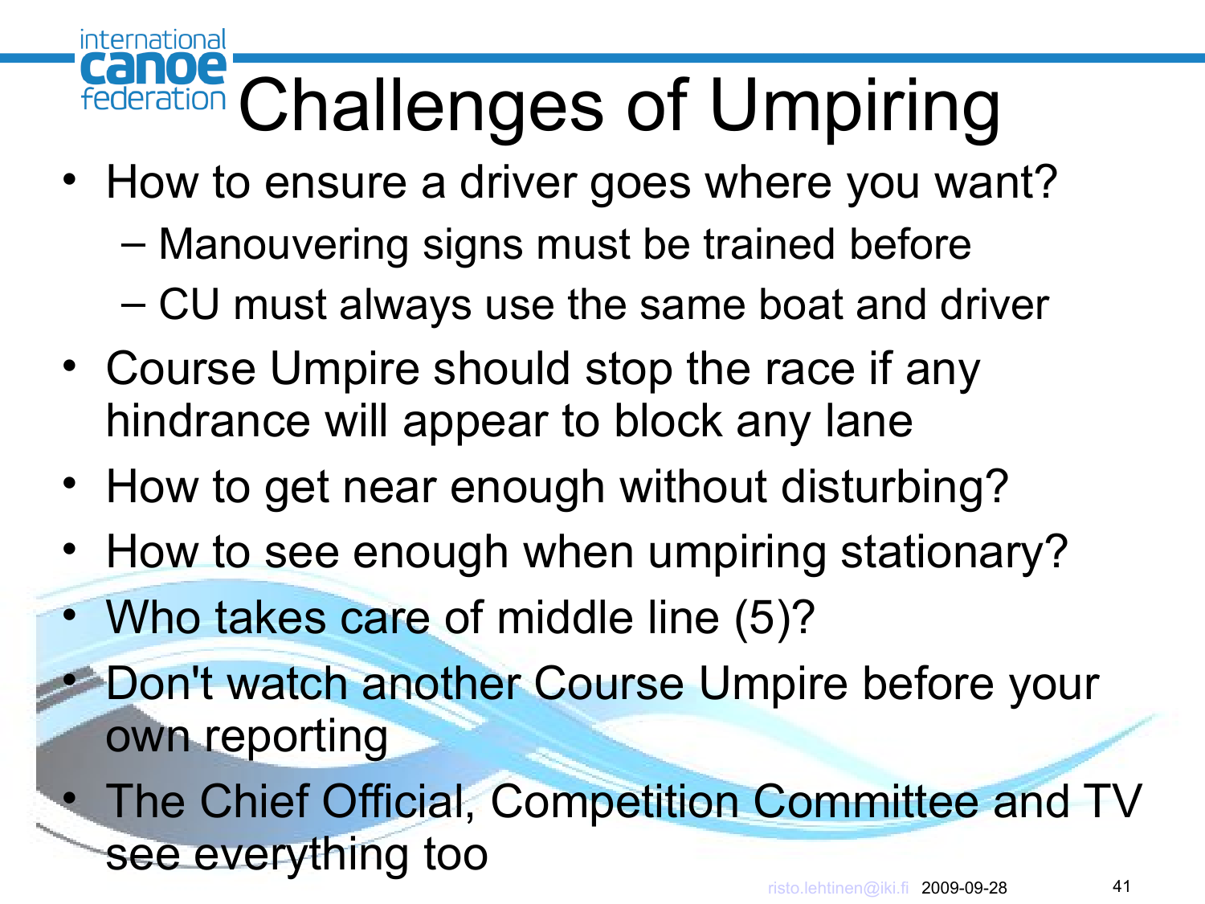# Challenges of Umpiring

- How to ensure a driver goes where you want?
  - Manouvering signs must be trained before
  - CU must always use the same boat and driver
- Course Umpire should stop the race if any hindrance will appear to block any lane
- How to get near enough without disturbing?
- How to see enough when umpiring stationary?
- Who takes care of middle line (5)?
- Don't watch another Course Umpire before your own reporting
- The Chief Official, Competition Committee and TV see everything too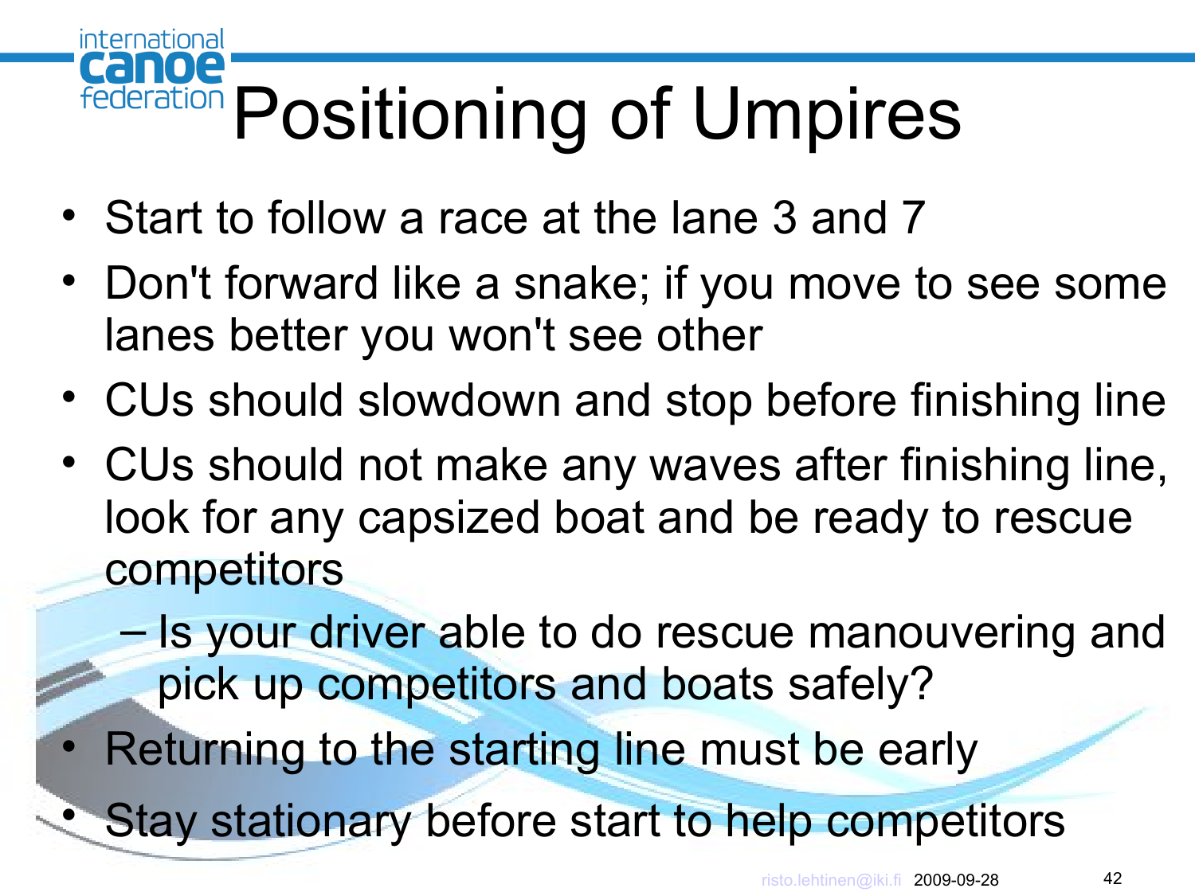# Positioning of Umpires

- Start to follow a race at the lane 3 and 7
- Don't forward like a snake; if you move to see some lanes better you won't see other
- CUs should slowdown and stop before finishing line
- CUs should not make any waves after finishing line, look for any capsized boat and be ready to rescue competitors
  - Is your driver able to do rescue manouvering and pick up competitors and boats safely?
- Returning to the starting line must be early
- Stay stationary before start to help competitors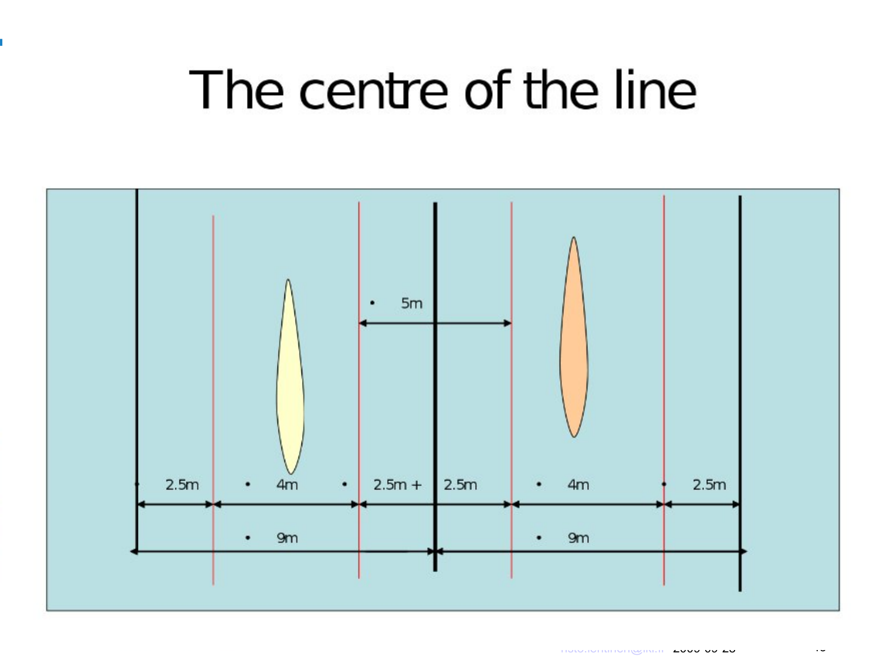# The centre of the line

5m

2.5m | 4m | 2.5m + | 2.5m | 4m | 2.5m

9m | 9m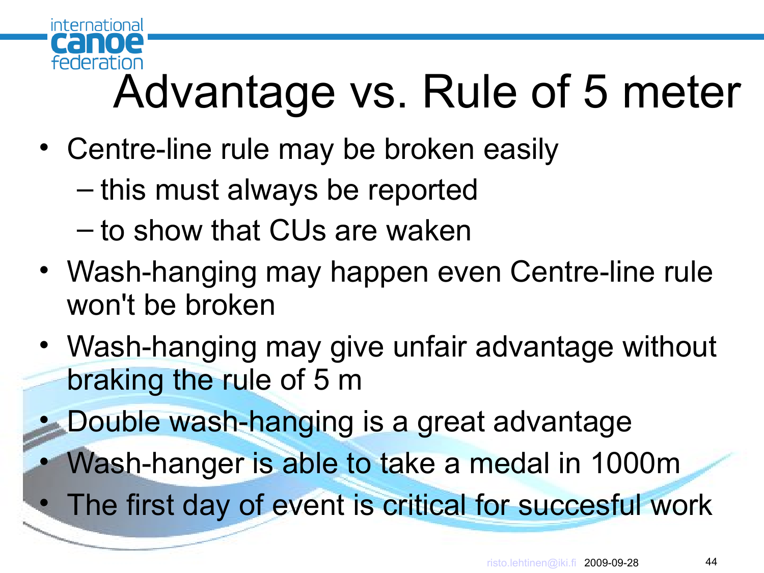# Advantage vs. Rule of 5 meter

- Centre-line rule may be broken easily
  - this must always be reported
  - to show that CUs are waken
- Wash-hanging may happen even Centre-line rule won't be broken
- Wash-hanging may give unfair advantage without braking the rule of 5 m
- Double wash-hanging is a great advantage
- Wash-hanger is able to take a medal in 1000m
- The first day of event is critical for succesful work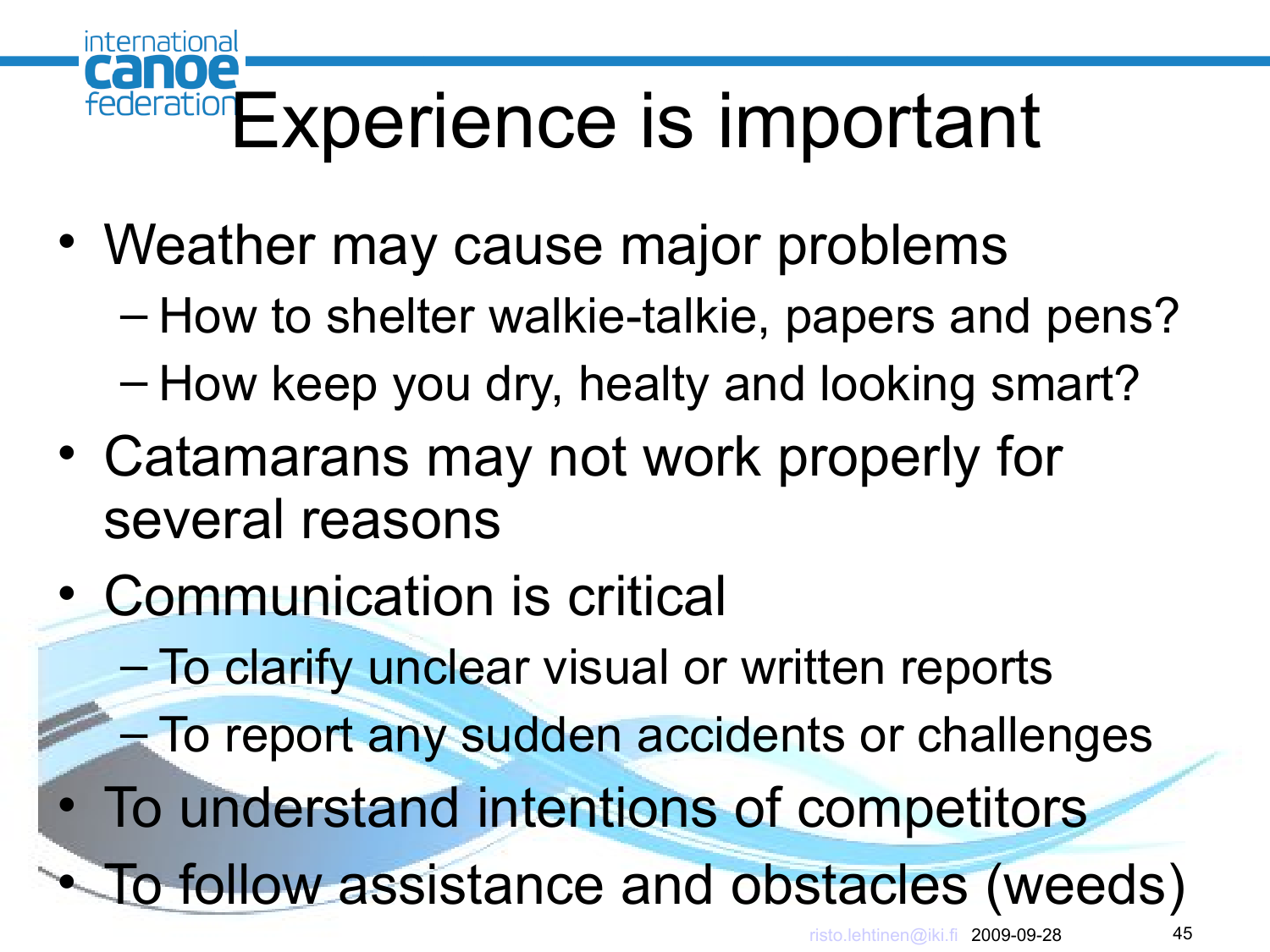# Experience is important

- Weather may cause major problems
  - How to shelter walkie-talkie, papers and pens?
  - How keep you dry, healty and looking smart?
- Catamarans may not work properly for several reasons
- Communication is critical
  - To clarify unclear visual or written reports
  - To report any sudden accidents or challenges
- To understand intentions of competitors
- To follow assistance and obstacles (weeds)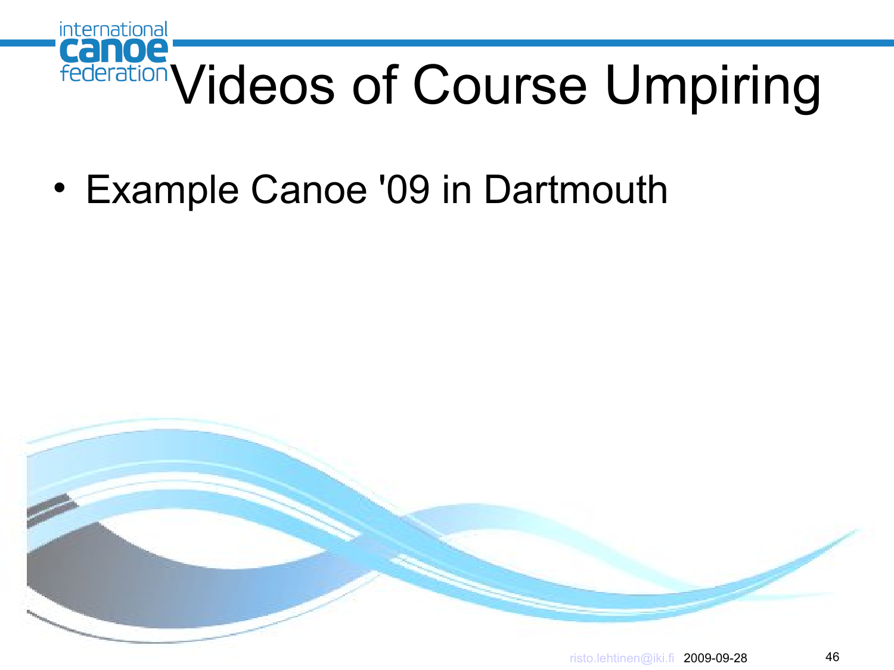# Videos of Course Umpiring

- Example Canoe '09 in Dartmouth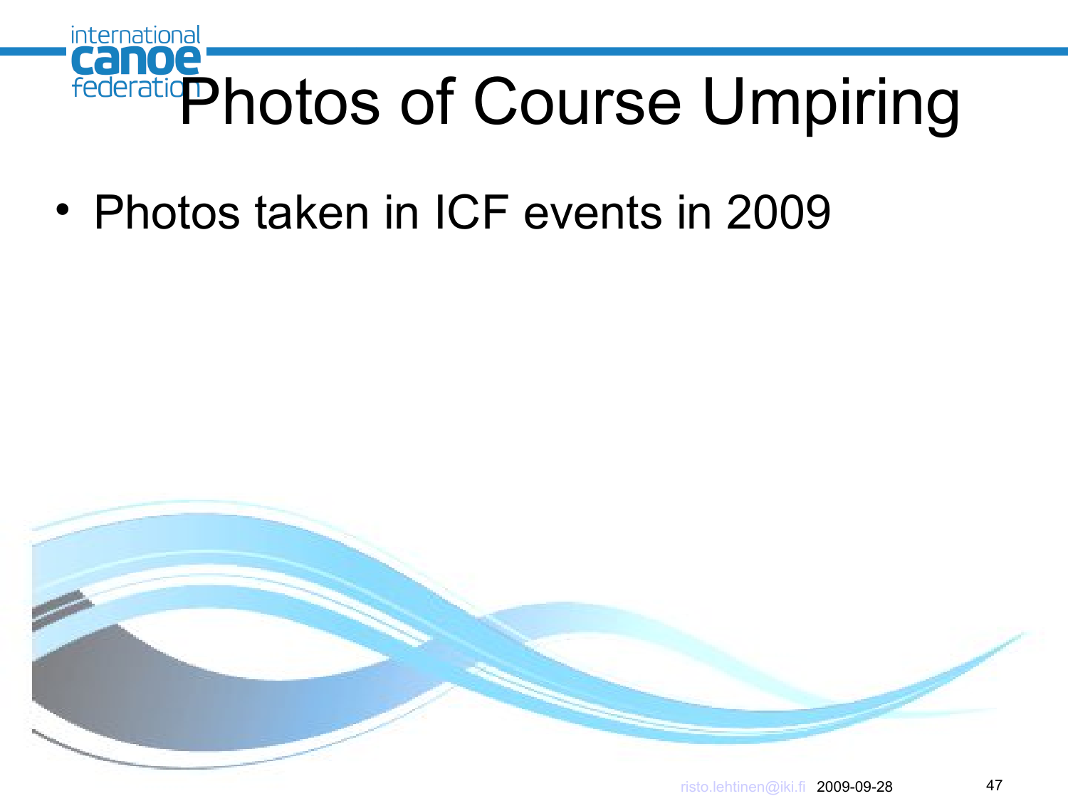# Photos of Course Umpiring

- Photos taken in ICF events in 2009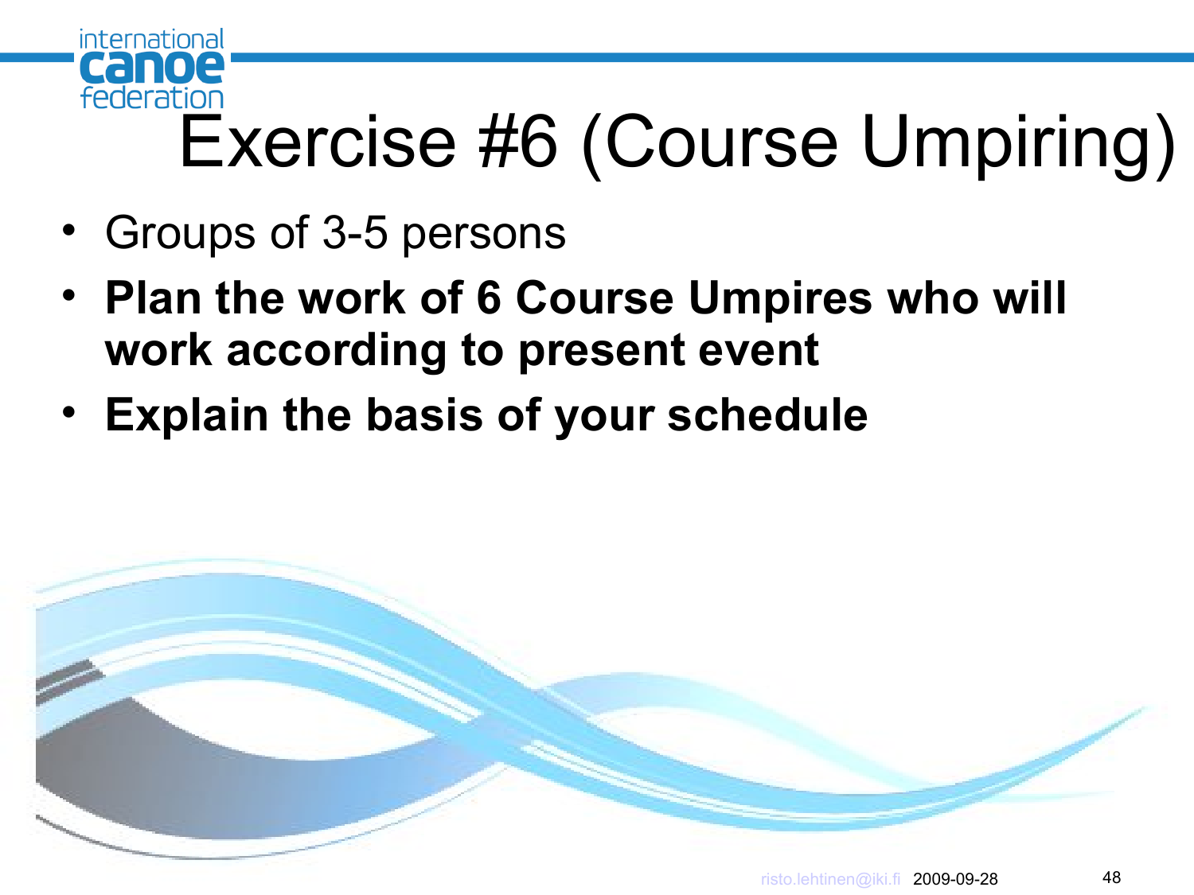# Exercise #6 (Course Umpiring)

- Groups of 3-5 persons
- **Plan the work of 6 Course Umpires who will work according to present event**
- **Explain the basis of your schedule**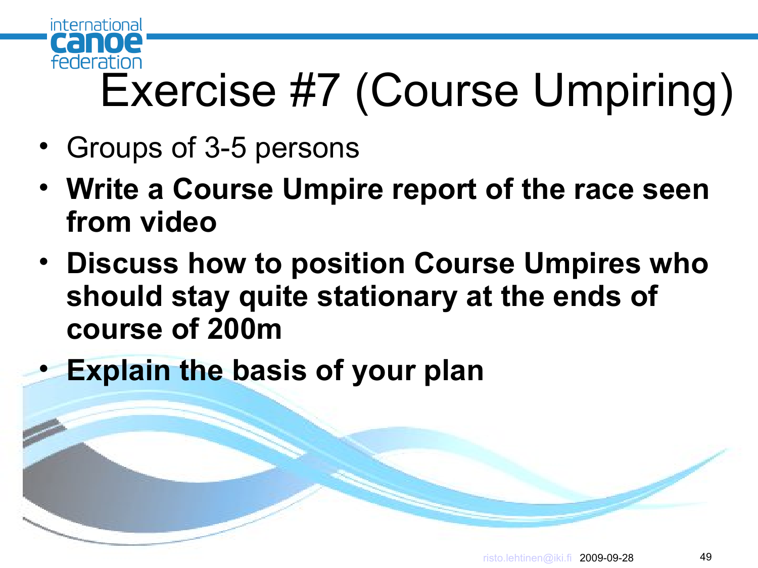# Exercise #7 (Course Umpiring)

- Groups of 3-5 persons
- **Write a Course Umpire report of the race seen from video**
- **Discuss how to position Course Umpires who should stay quite stationary at the ends of course of 200m**
- **Explain the basis of your plan**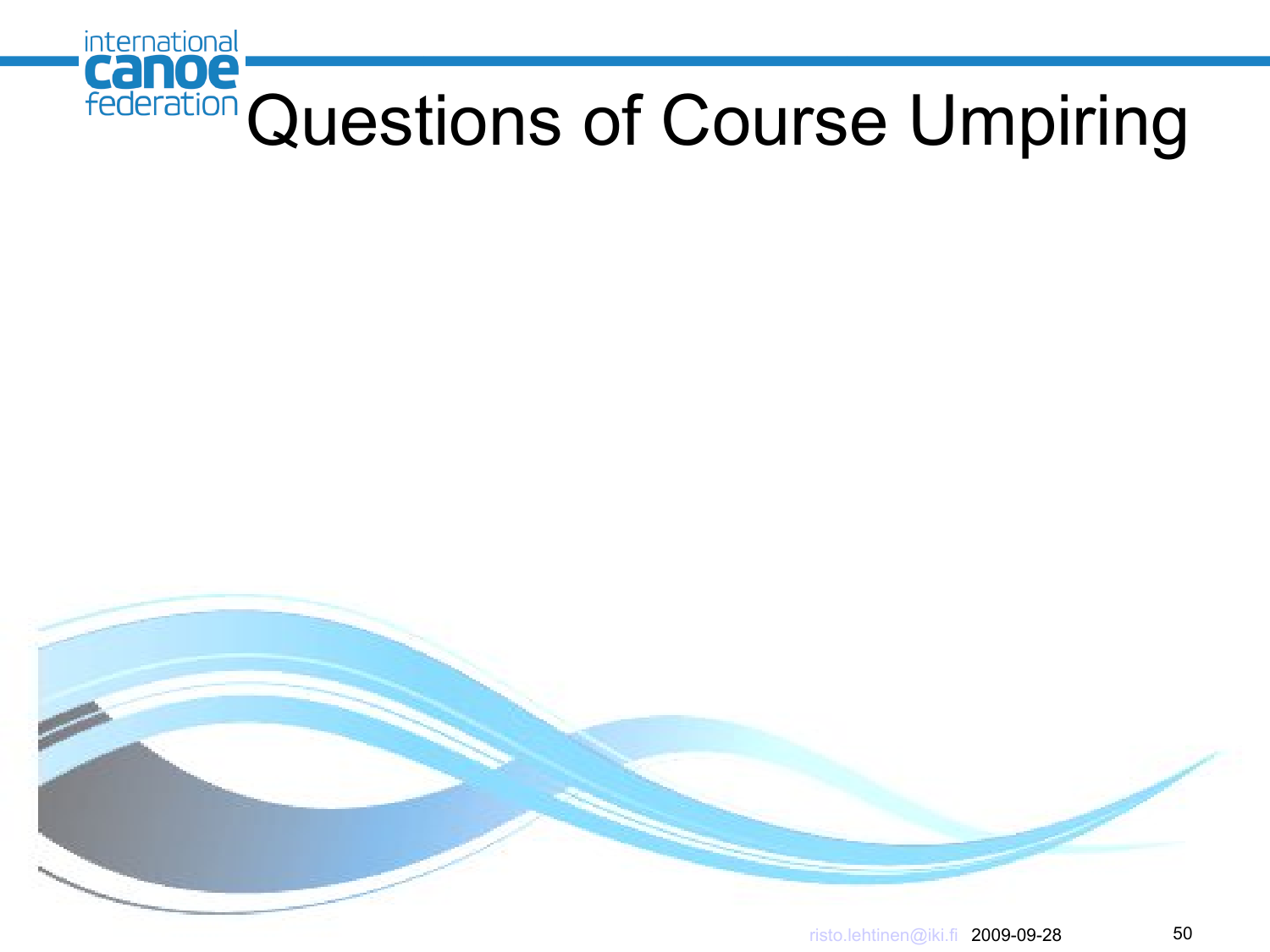# Questions of Course Umpiring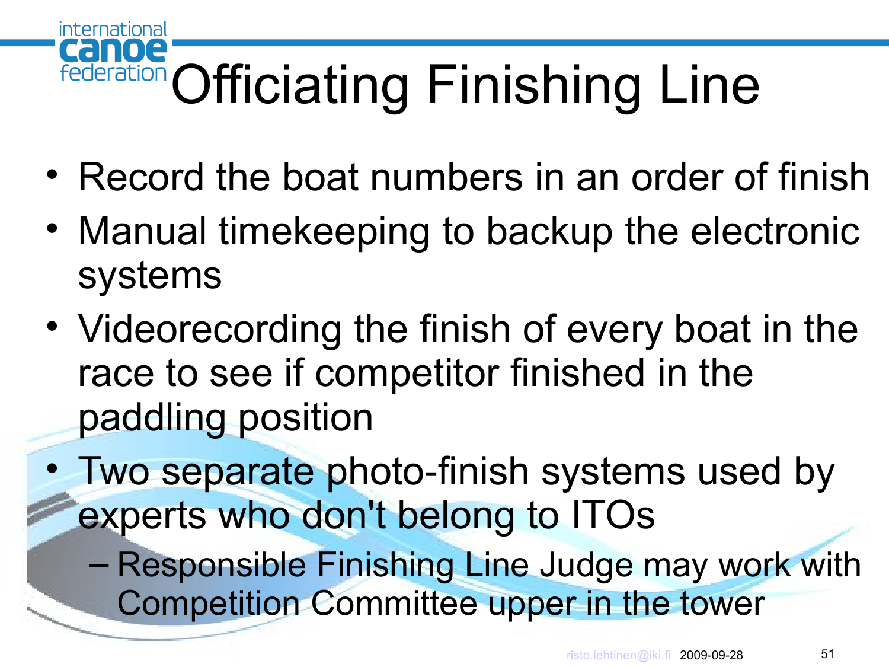# Officiating Finishing Line

- Record the boat numbers in an order of finish
- Manual timekeeping to backup the electronic systems
- Videorecording the finish of every boat in the race to see if competitor finished in the paddling position
- Two separate photo-finish systems used by experts who don't belong to ITOs
  - Responsible Finishing Line Judge may work with Competition Committee upper in the tower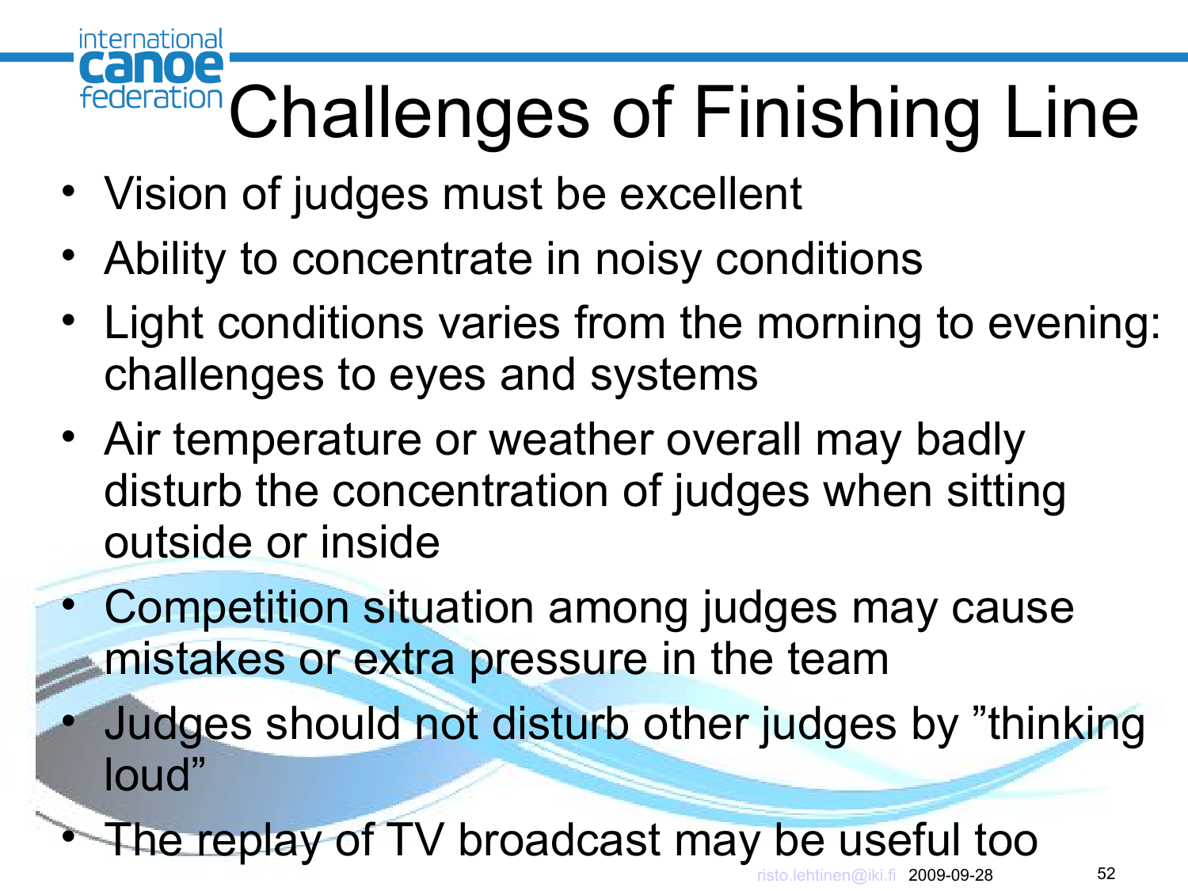# Challenges of Finishing Line

- Vision of judges must be excellent
- Ability to concentrate in noisy conditions
- Light conditions varies from the morning to evening: challenges to eyes and systems
- Air temperature or weather overall may badly disturb the concentration of judges when sitting outside or inside
- Competition situation among judges may cause mistakes or extra pressure in the team
- Judges should not disturb other judges by ”thinking loud”
- The replay of TV broadcast may be useful too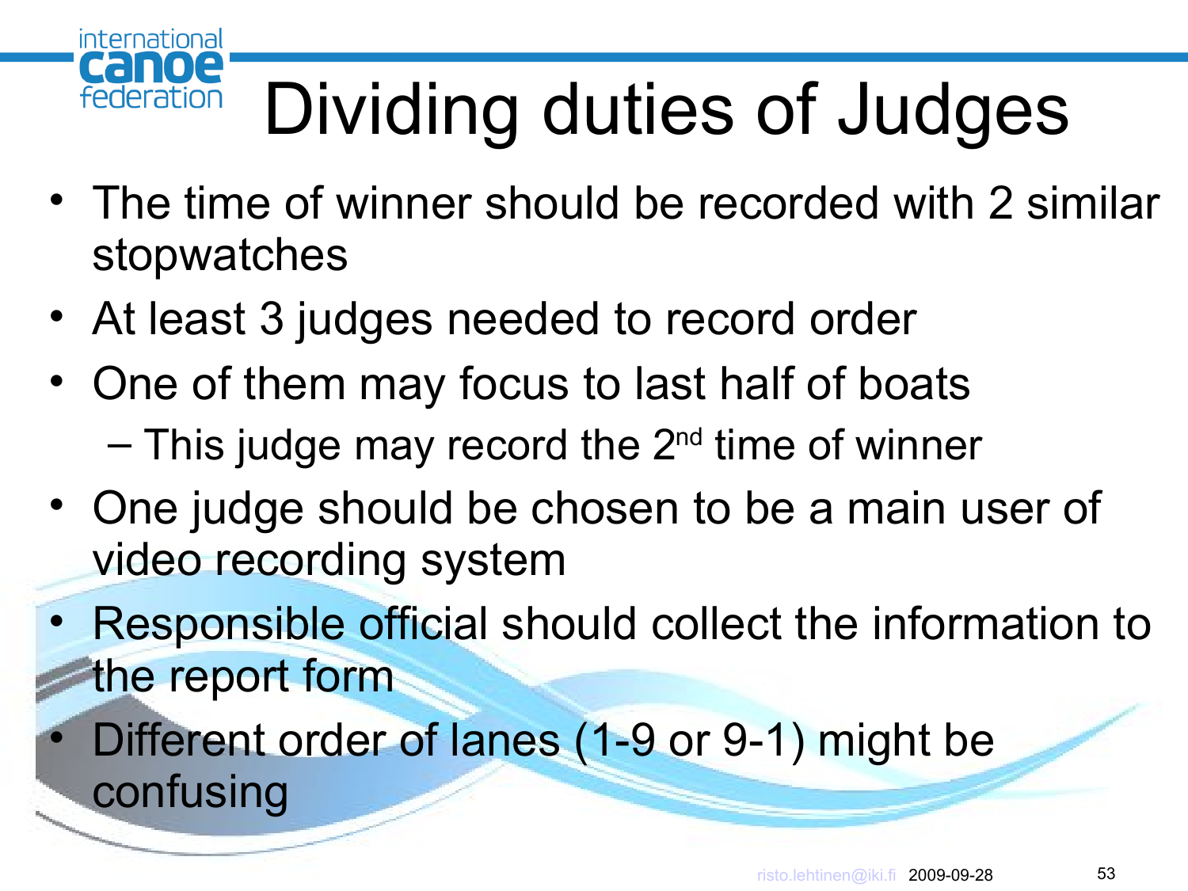# Dividing duties of Judges

- The time of winner should be recorded with 2 similar stopwatches
- At least 3 judges needed to record order
- One of them may focus to last half of boats
  - This judge may record the 2nd time of winner
- One judge should be chosen to be a main user of video recording system
- Responsible official should collect the information to the report form
- Different order of lanes (1-9 or 9-1) might be confusing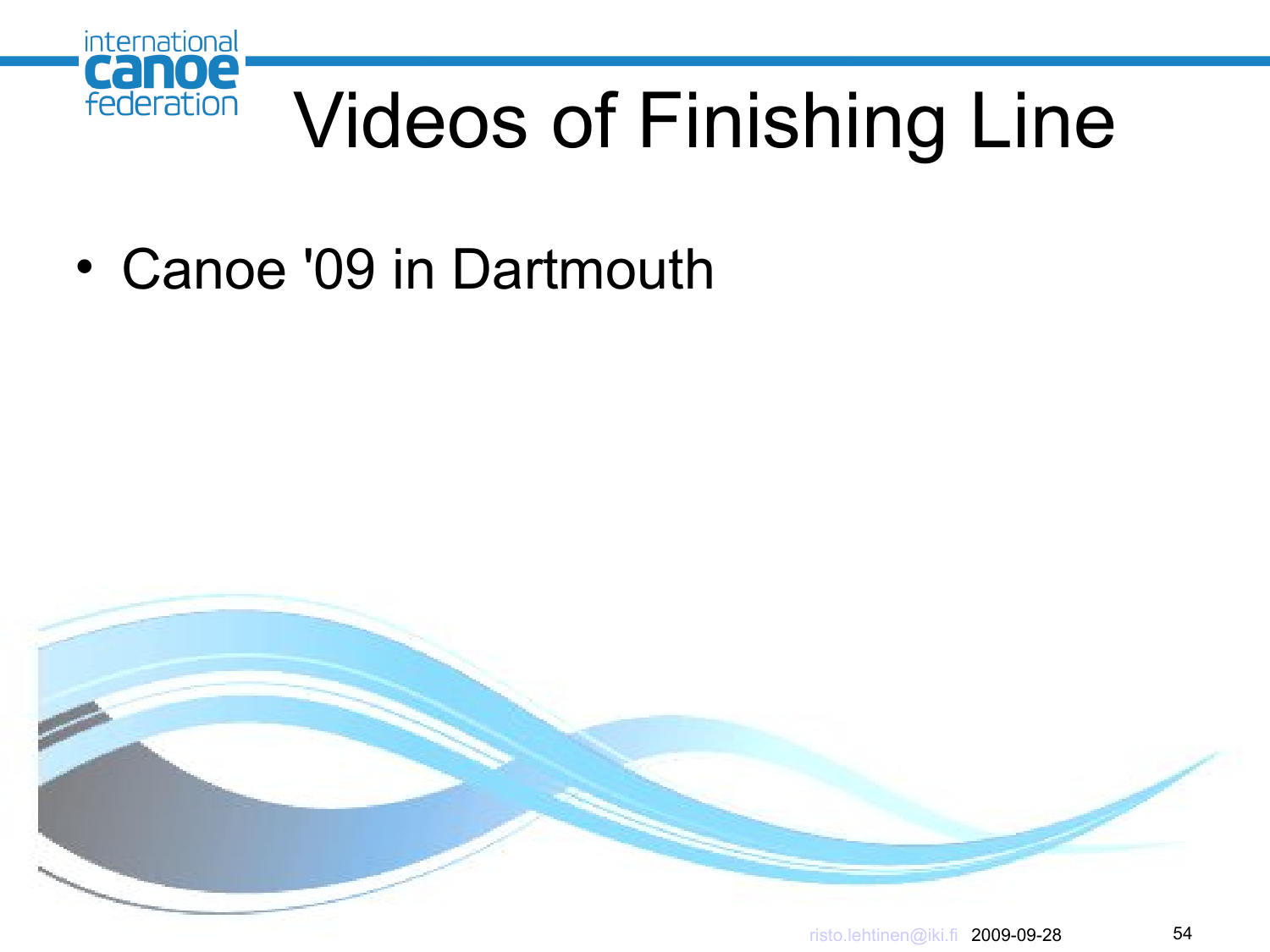# Videos of Finishing Line

- Canoe '09 in Dartmouth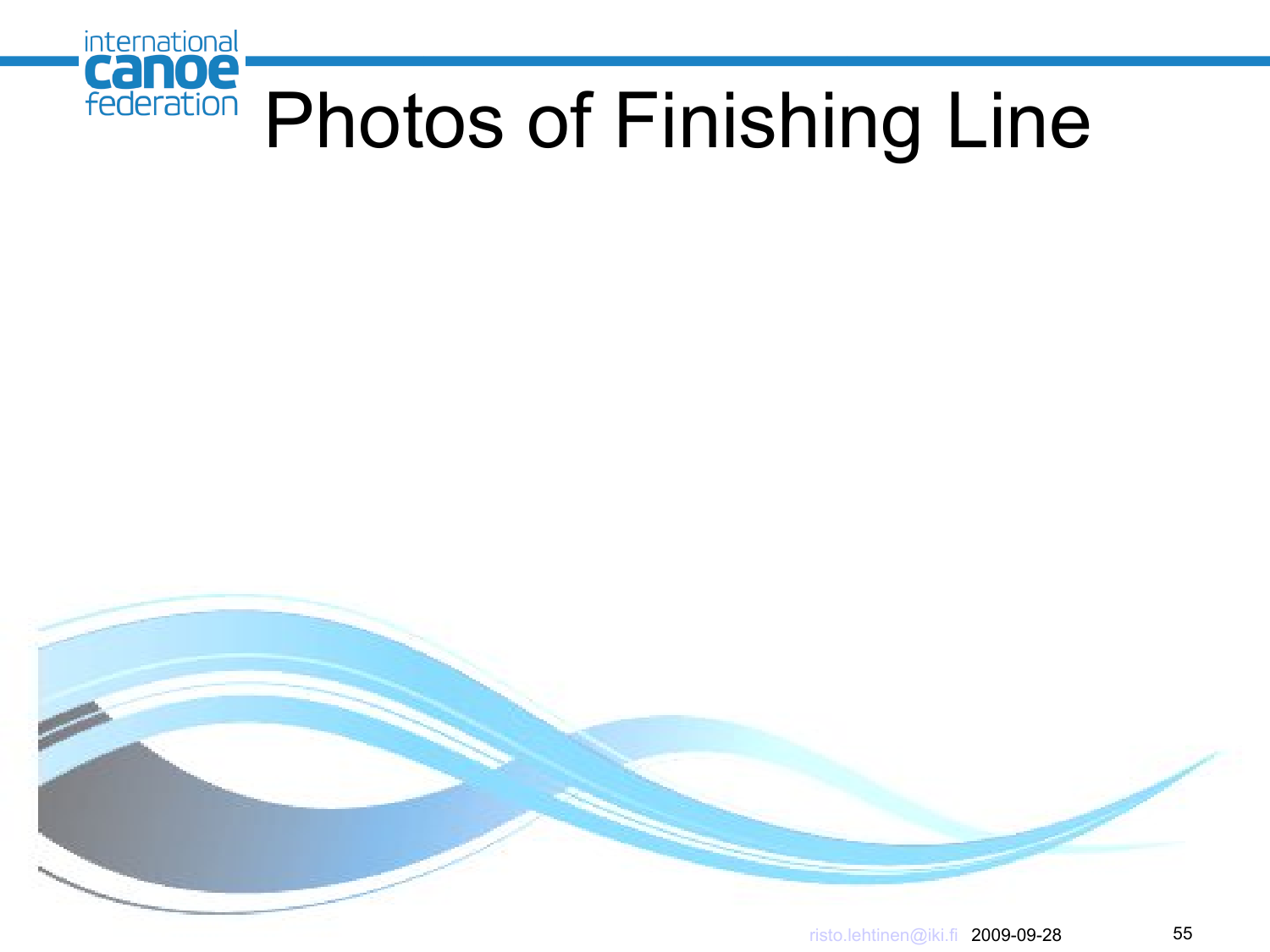# Photos of Finishing Line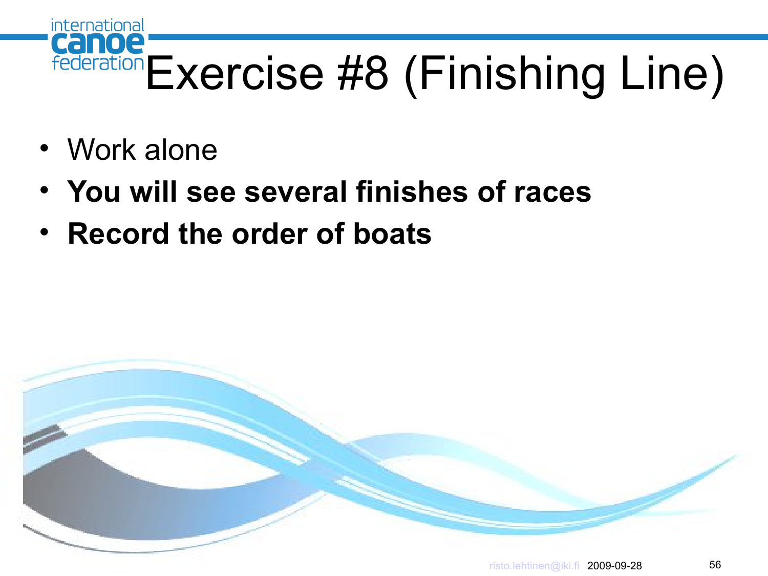# Exercise #8 (Finishing Line)

- Work alone
- **You will see several finishes of races**
- **Record the order of boats**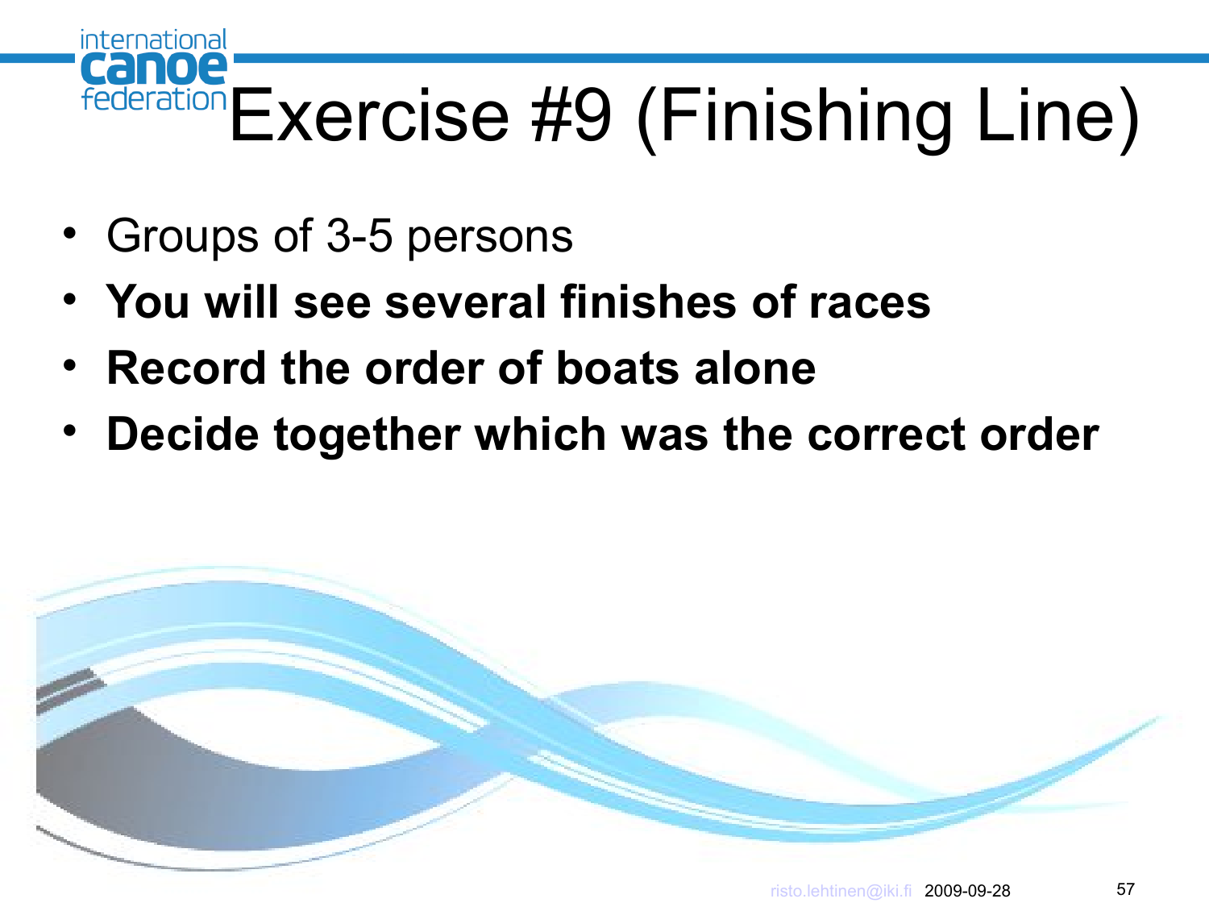# Exercise #9 (Finishing Line)

- Groups of 3-5 persons
- **You will see several finishes of races**
- **Record the order of boats alone**
- **Decide together which was the correct order**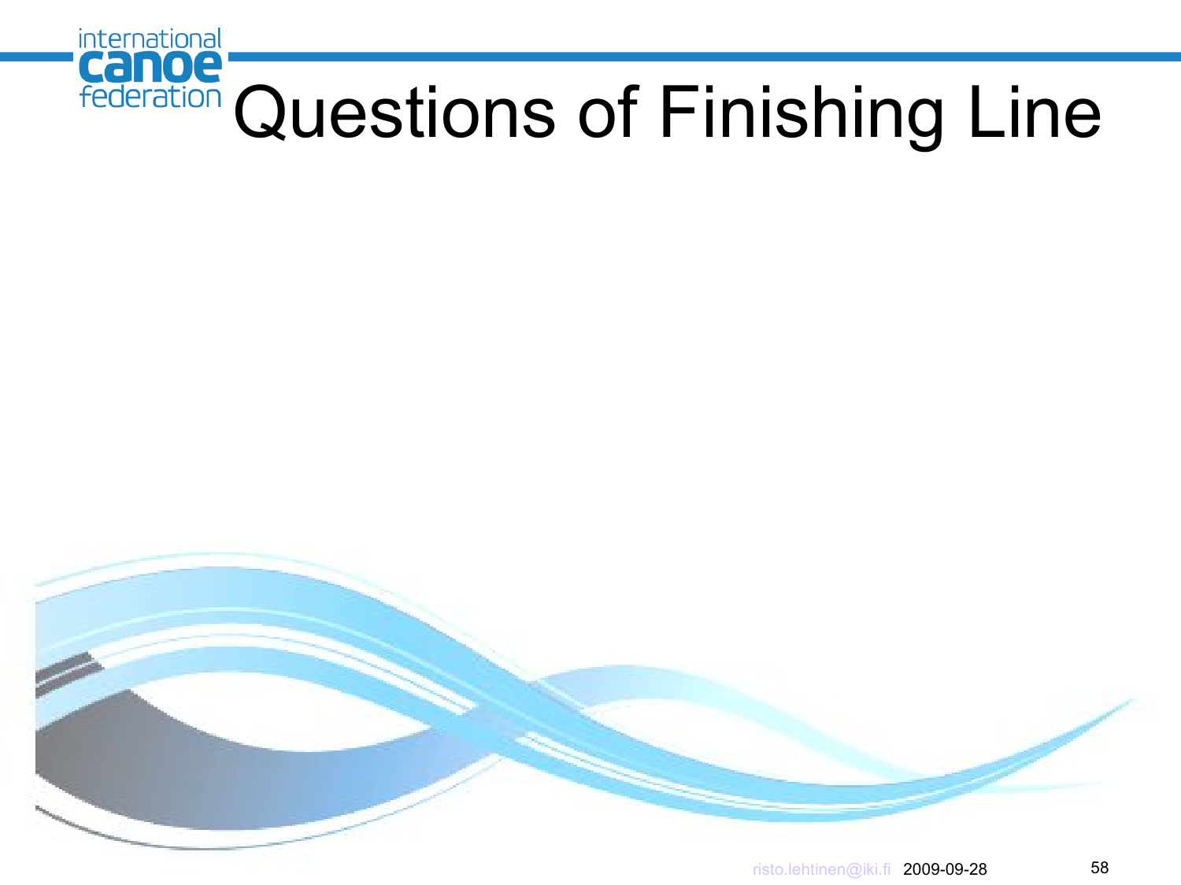# Questions of Finishing Line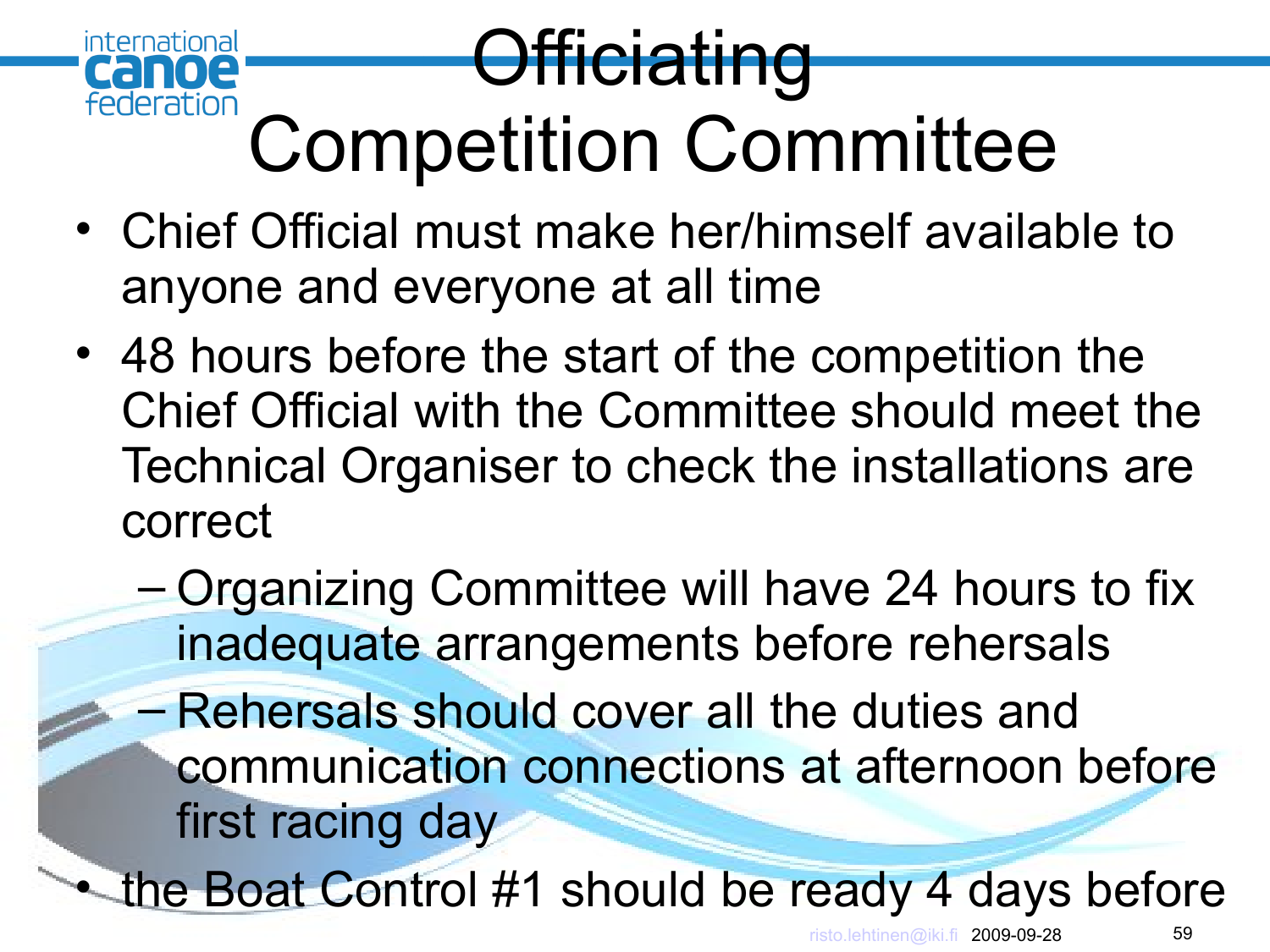# Officiating
## Competition Committee

- Chief Official must make her/himself available to anyone and everyone at all time
- 48 hours before the start of the competition the Chief Official with the Committee should meet the Technical Organiser to check the installations are correct
  - Organizing Committee will have 24 hours to fix inadequate arrangements before rehersals
  - Rehersals should cover all the duties and communication connections at afternoon before first racing day
- the Boat Control #1 should be ready 4 days before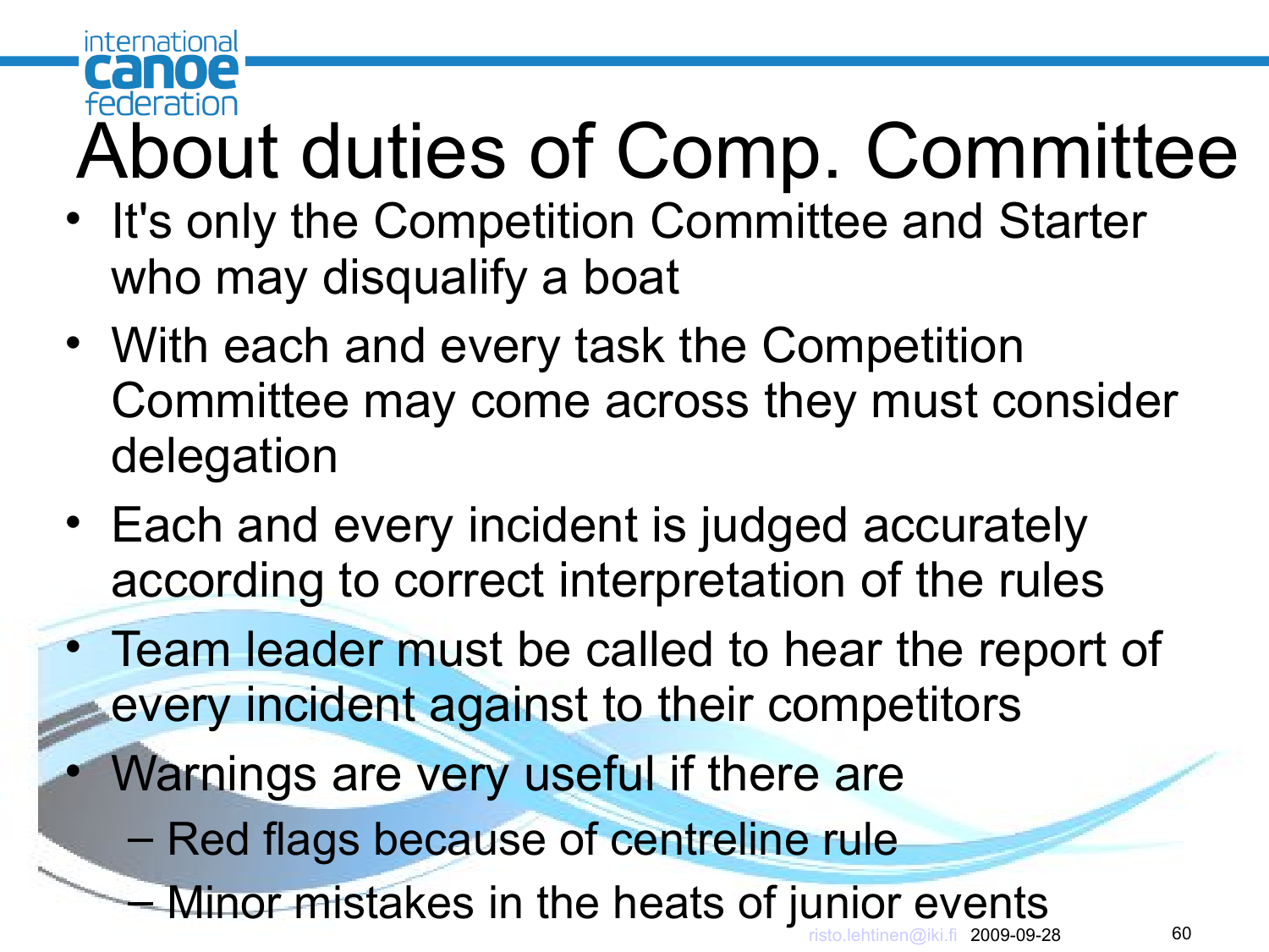# About duties of Comp. Committee

- It's only the Competition Committee and Starter who may disqualify a boat
- With each and every task the Competition Committee may come across they must consider delegation
- Each and every incident is judged accurately according to correct interpretation of the rules
- Team leader must be called to hear the report of every incident against to their competitors
- Warnings are very useful if there are
  - Red flags because of centreline rule
  - Minor mistakes in the heats of junior events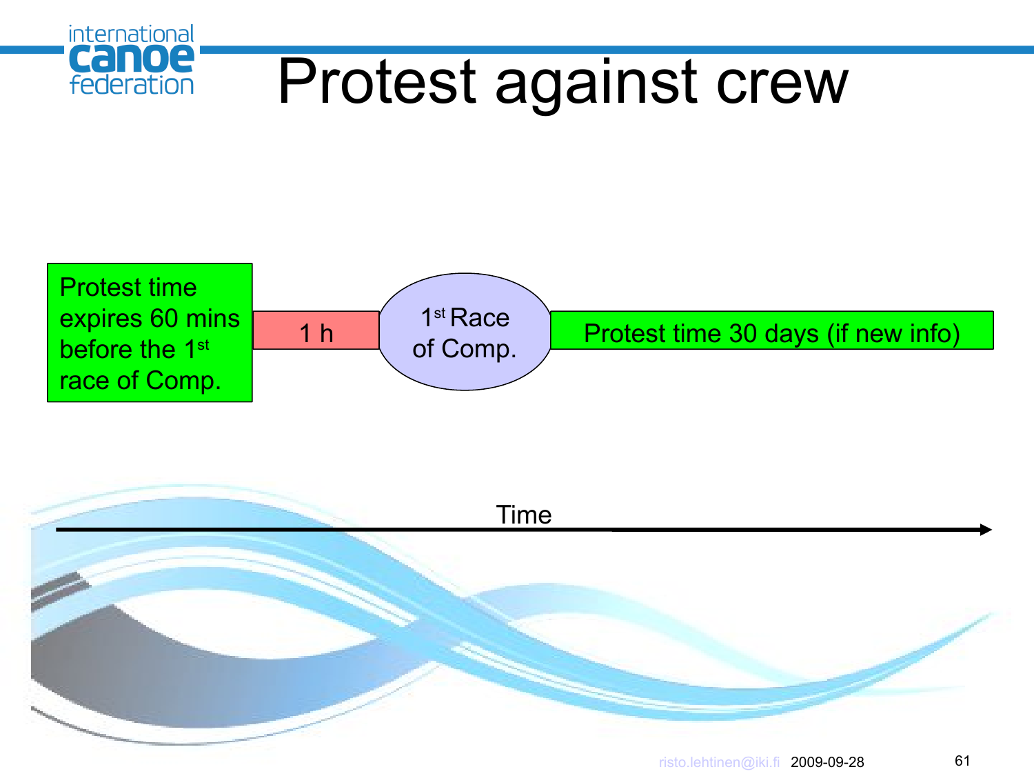# Protest against crew

Protest time expires 60 mins before the 1st race of Comp.

1 h

1st Race of Comp.

Protest time 30 days (if new info)

Time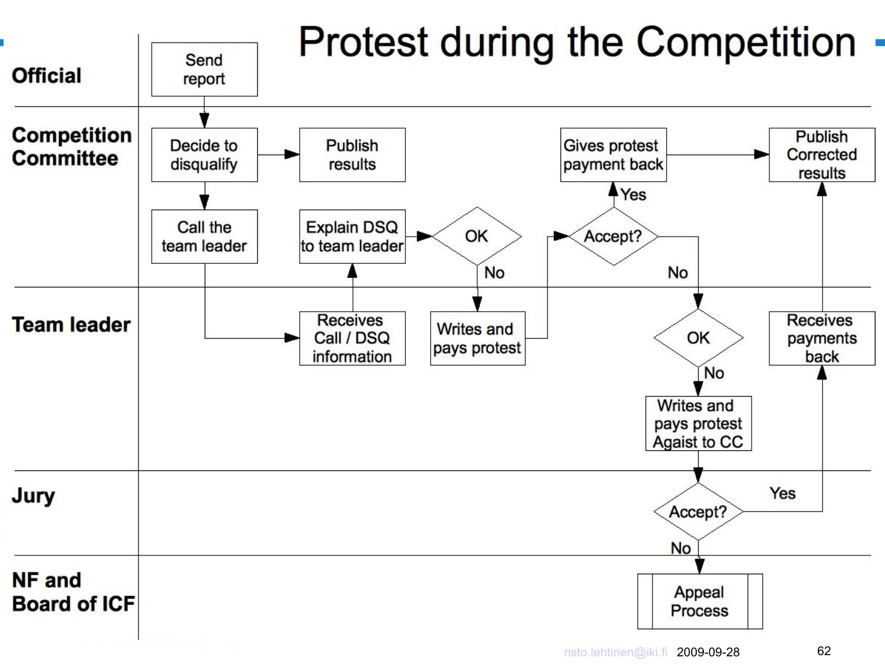# Protest during the Competition

**Official**
- Send report

**Competition Committee**
- Decide to disqualify
- Publish results
- Call the team leader
- Explain DSQ to team leader
- OK
- No
- Accept?
- Yes
- Gives protest payment back
- Publish Corrected results
- No

**Team leader**
- Receives Call / DSQ information
- Writes and pays protest
- OK
- No
- Writes and pays protest Agaist to CC
- Receives payments back

**Jury**
- Accept?
- Yes
- No

**NF and Board of ICF**
- Appeal Process

risto.lehtinen@iki.fi 2009-09-28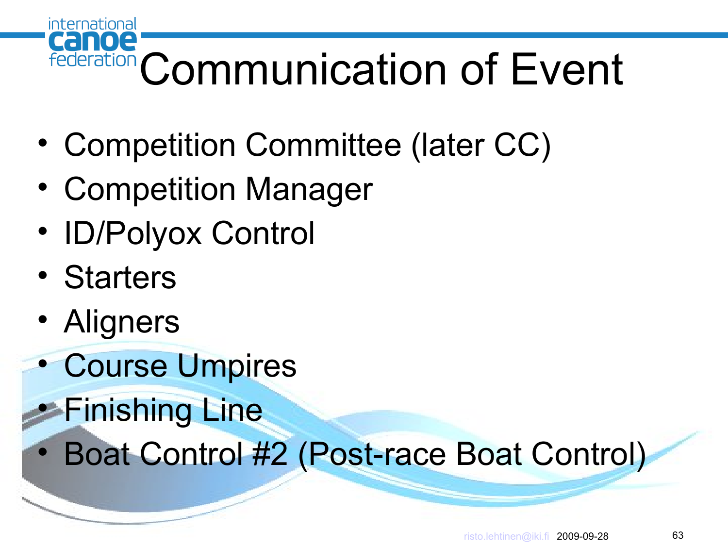# Communication of Event

- Competition Committee (later CC)
- Competition Manager
- ID/Polyox Control
- Starters
- Aligners
- Course Umpires
- Finishing Line
- Boat Control #2 (Post-race Boat Control)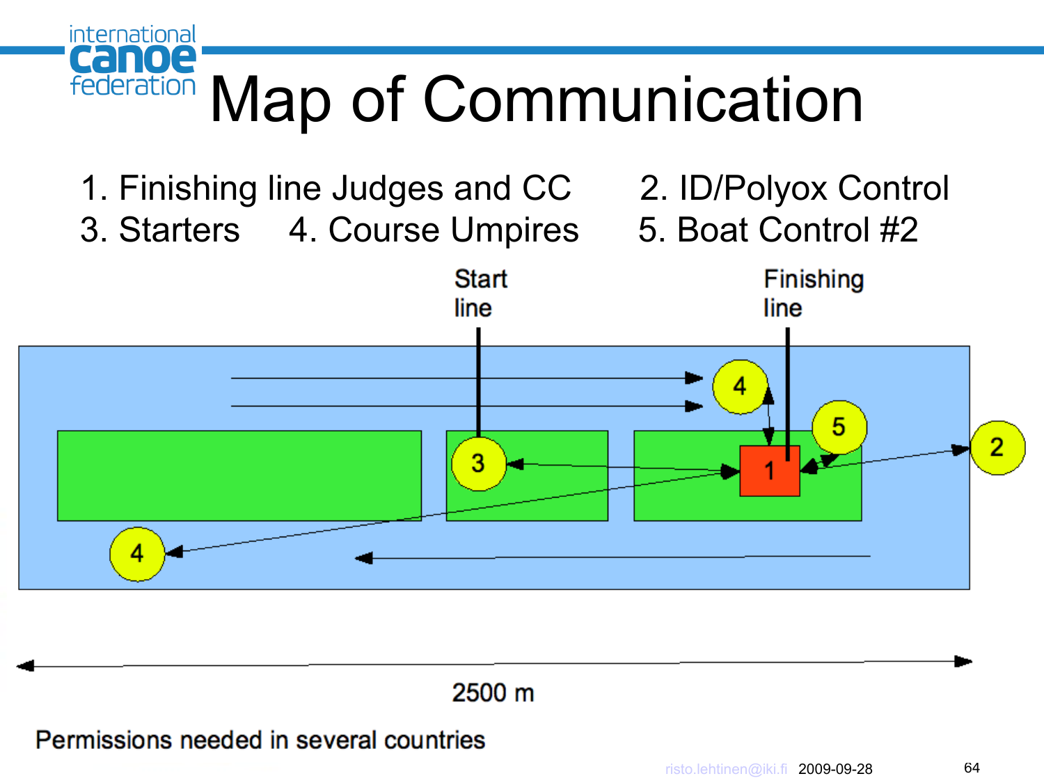# Map of Communication

1. Finishing line Judges and CC
2. ID/Polyox Control
3. Starters
4. Course Umpires
5. Boat Control #2

Start line

Finishing line

4

5

3

1

2

4

2500 m

Permissions needed in several countries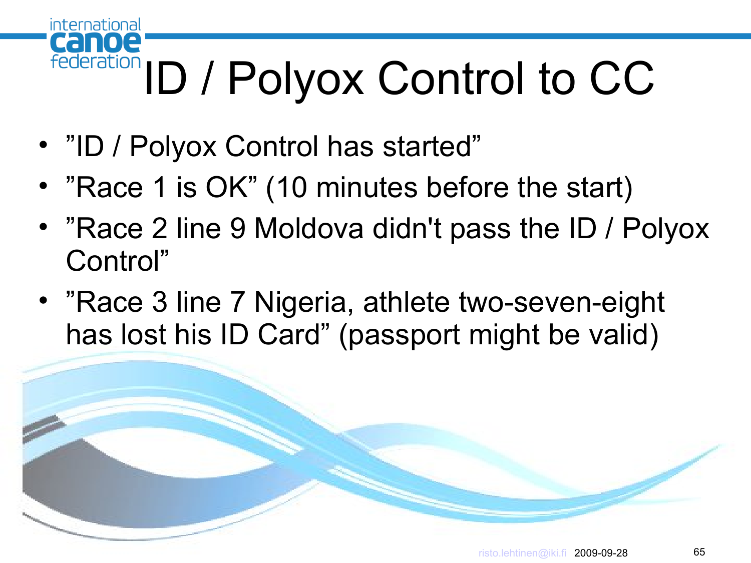# ID / Polyox Control to CC

- ”ID / Polyox Control has started”
- ”Race 1 is OK” (10 minutes before the start)
- ”Race 2 line 9 Moldova didn't pass the ID / Polyox Control”
- ”Race 3 line 7 Nigeria, athlete two-seven-eight has lost his ID Card” (passport might be valid)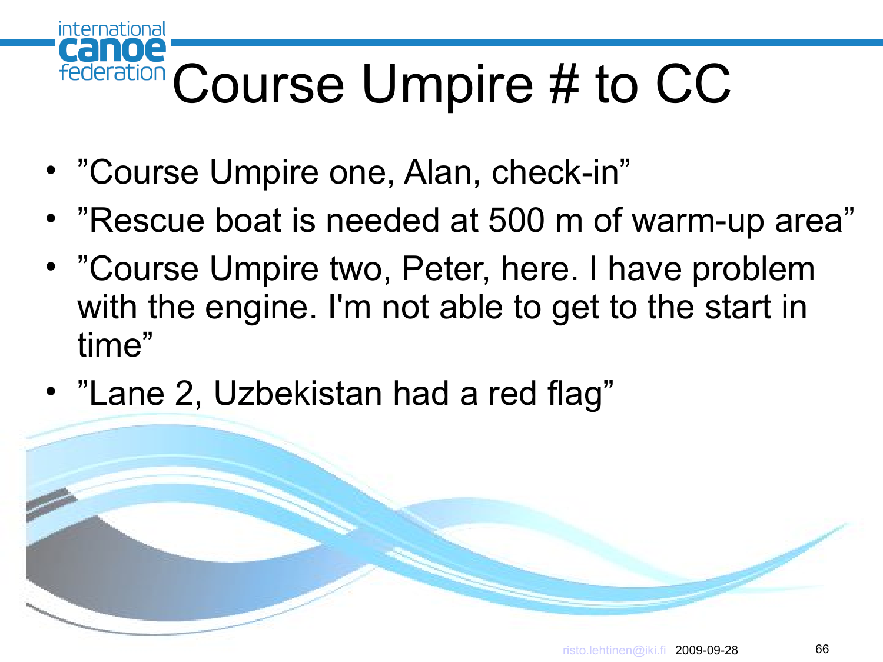# Course Umpire # to CC

- ”Course Umpire one, Alan, check-in”
- ”Rescue boat is needed at 500 m of warm-up area”
- ”Course Umpire two, Peter, here. I have problem with the engine. I'm not able to get to the start in time”
- ”Lane 2, Uzbekistan had a red flag”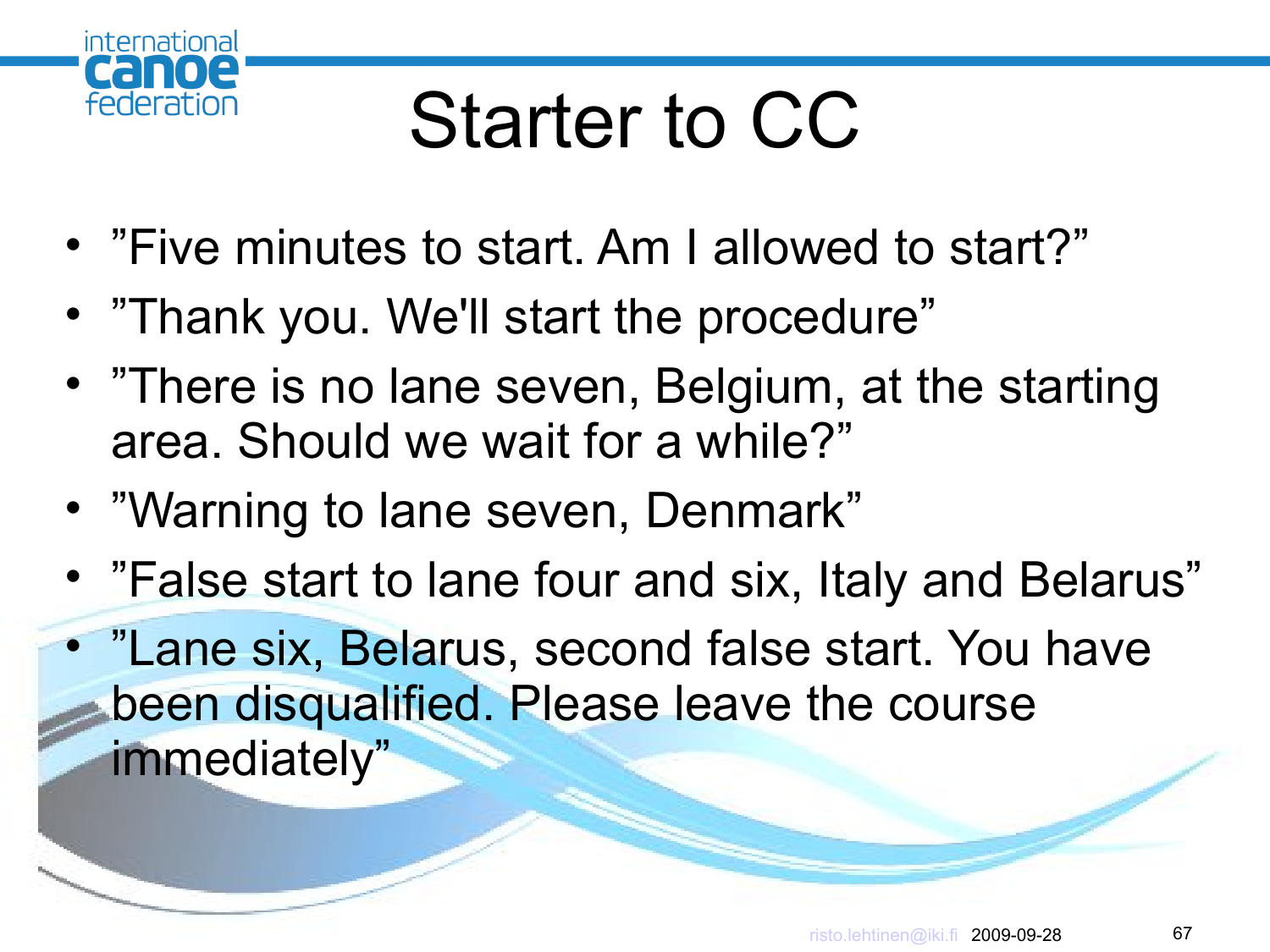# Starter to CC

- ”Five minutes to start. Am I allowed to start?”
- ”Thank you. We'll start the procedure”
- ”There is no lane seven, Belgium, at the starting area. Should we wait for a while?”
- ”Warning to lane seven, Denmark”
- ”False start to lane four and six, Italy and Belarus”
- ”Lane six, Belarus, second false start. You have been disqualified. Please leave the course immediately”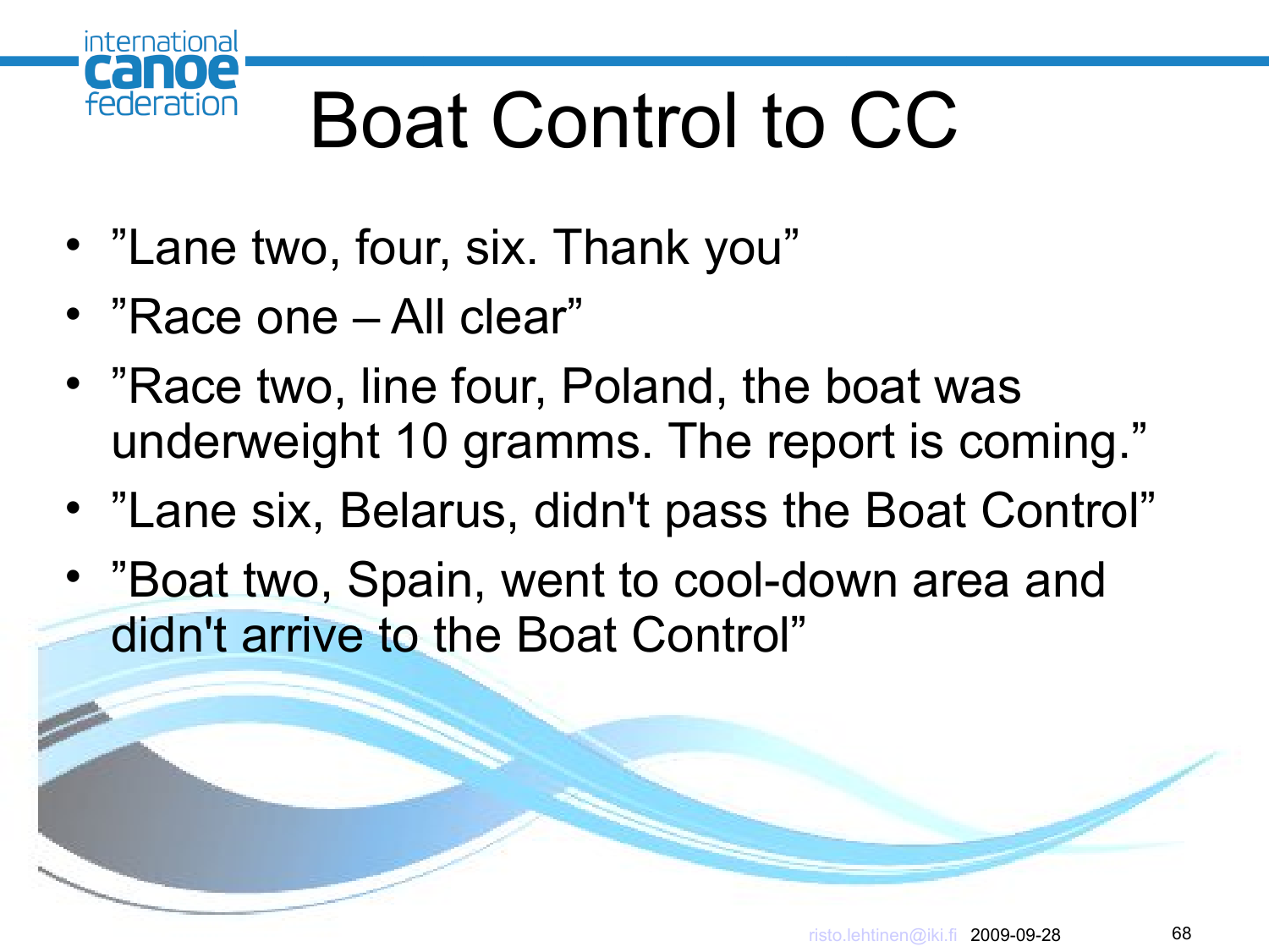# Boat Control to CC

- ”Lane two, four, six. Thank you”
- ”Race one – All clear”
- ”Race two, line four, Poland, the boat was underweight 10 gramms. The report is coming.”
- ”Lane six, Belarus, didn't pass the Boat Control”
- ”Boat two, Spain, went to cool-down area and didn't arrive to the Boat Control”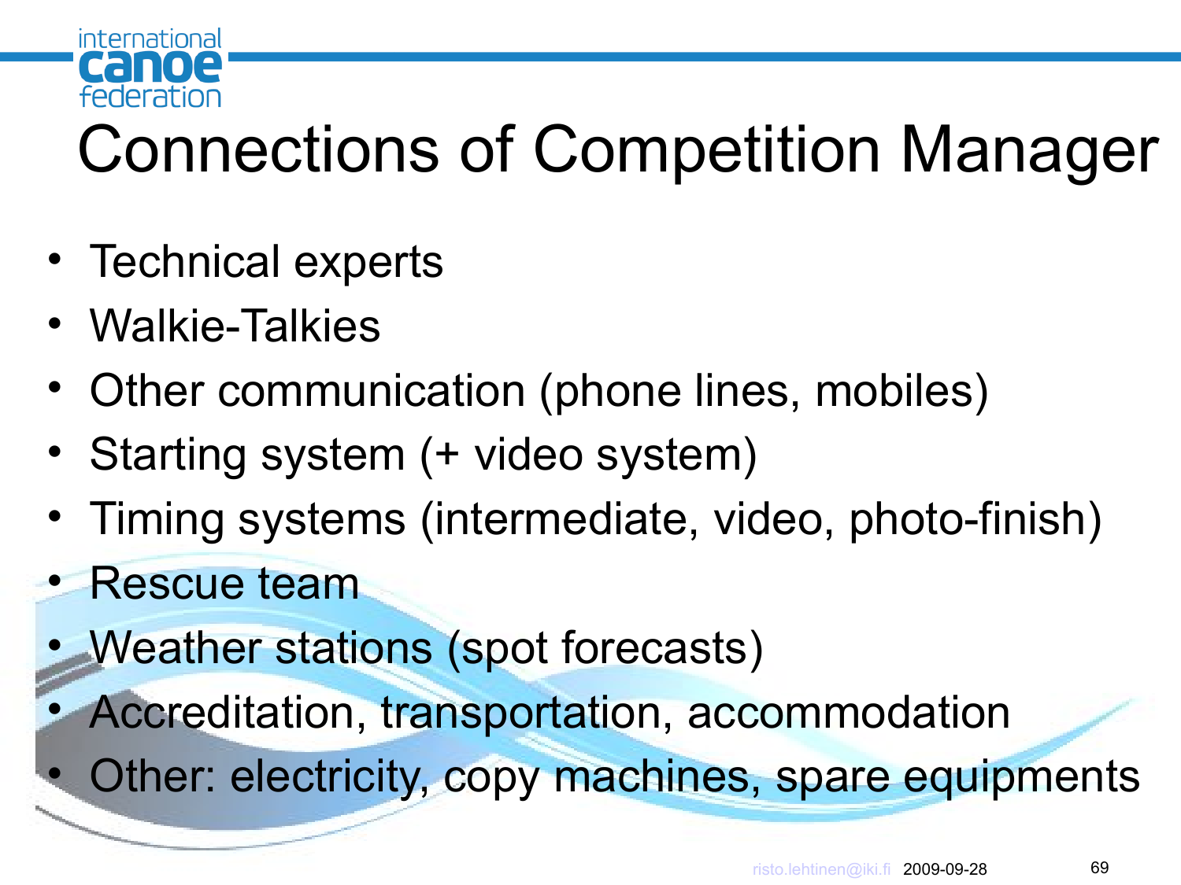# Connections of Competition Manager

- Technical experts
- Walkie-Talkies
- Other communication (phone lines, mobiles)
- Starting system (+ video system)
- Timing systems (intermediate, video, photo-finish)
- Rescue team
- Weather stations (spot forecasts)
- Accreditation, transportation, accommodation
- Other: electricity, copy machines, spare equipments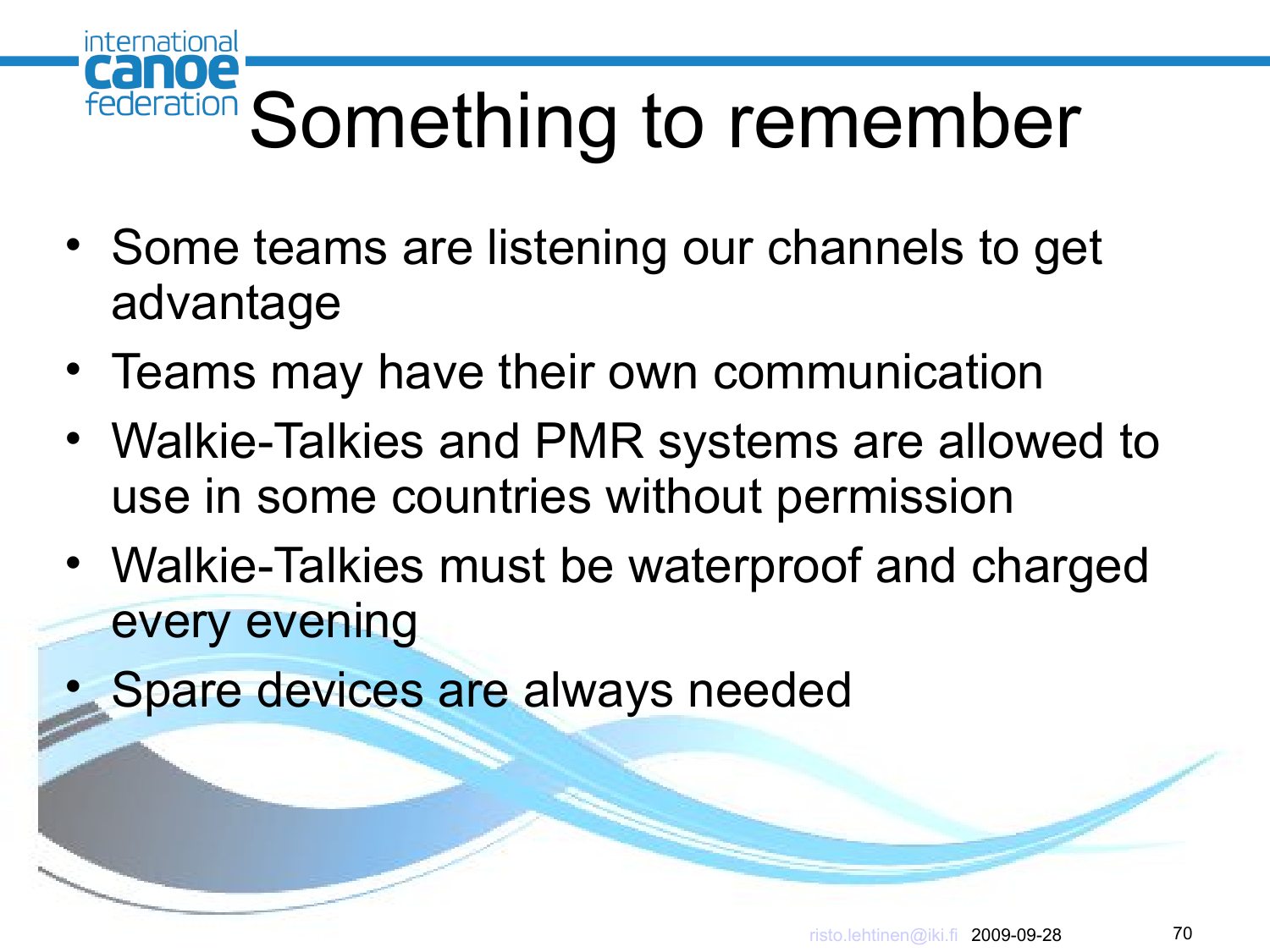# Something to remember

- Some teams are listening our channels to get advantage
- Teams may have their own communication
- Walkie-Talkies and PMR systems are allowed to use in some countries without permission
- Walkie-Talkies must be waterproof and charged every evening
- Spare devices are always needed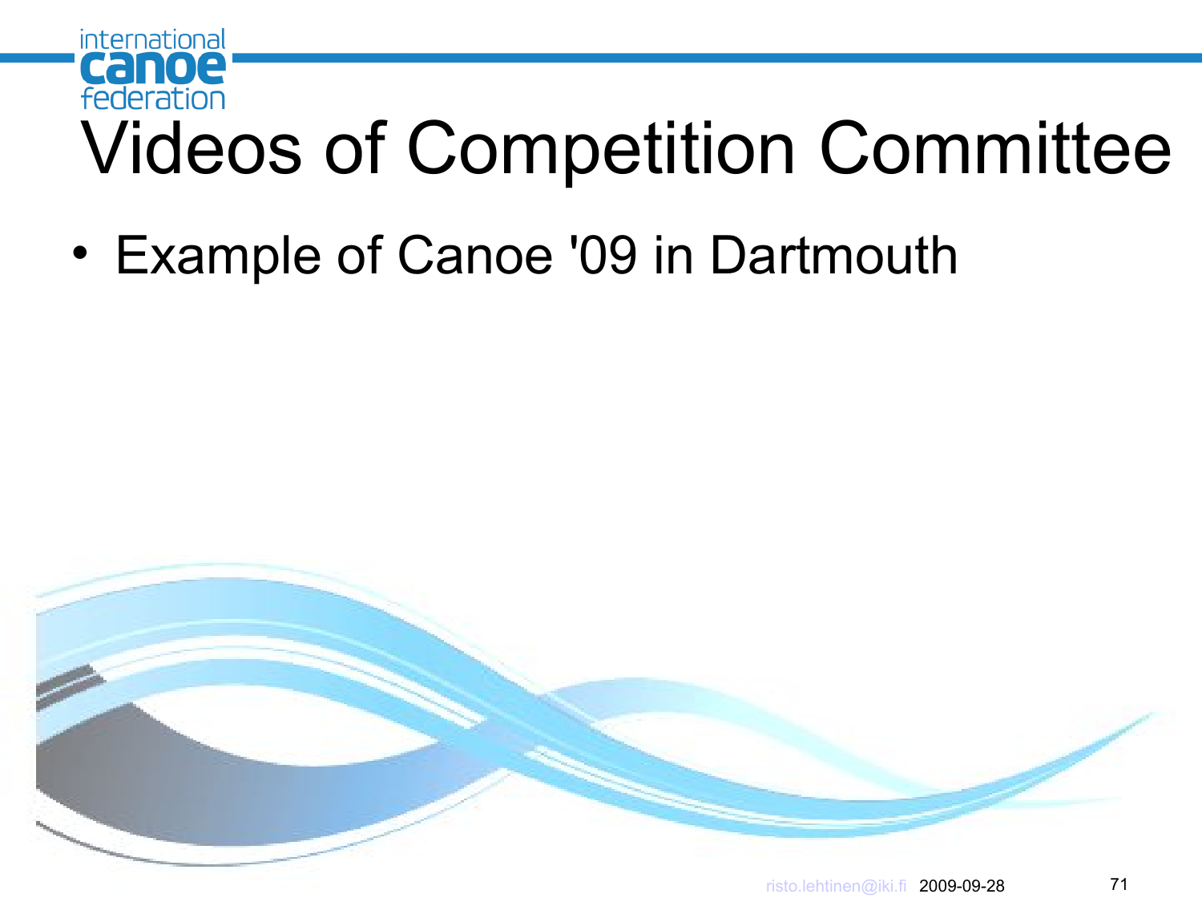# Videos of Competition Committee

- Example of Canoe '09 in Dartmouth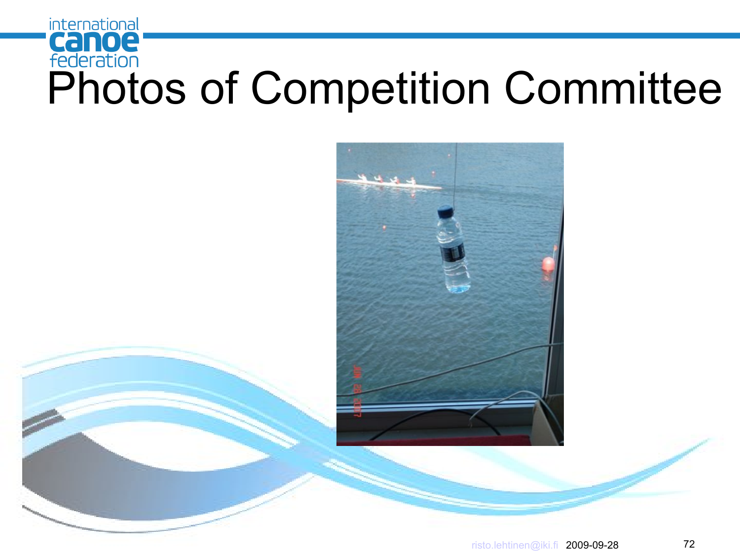# Photos of Competition Committee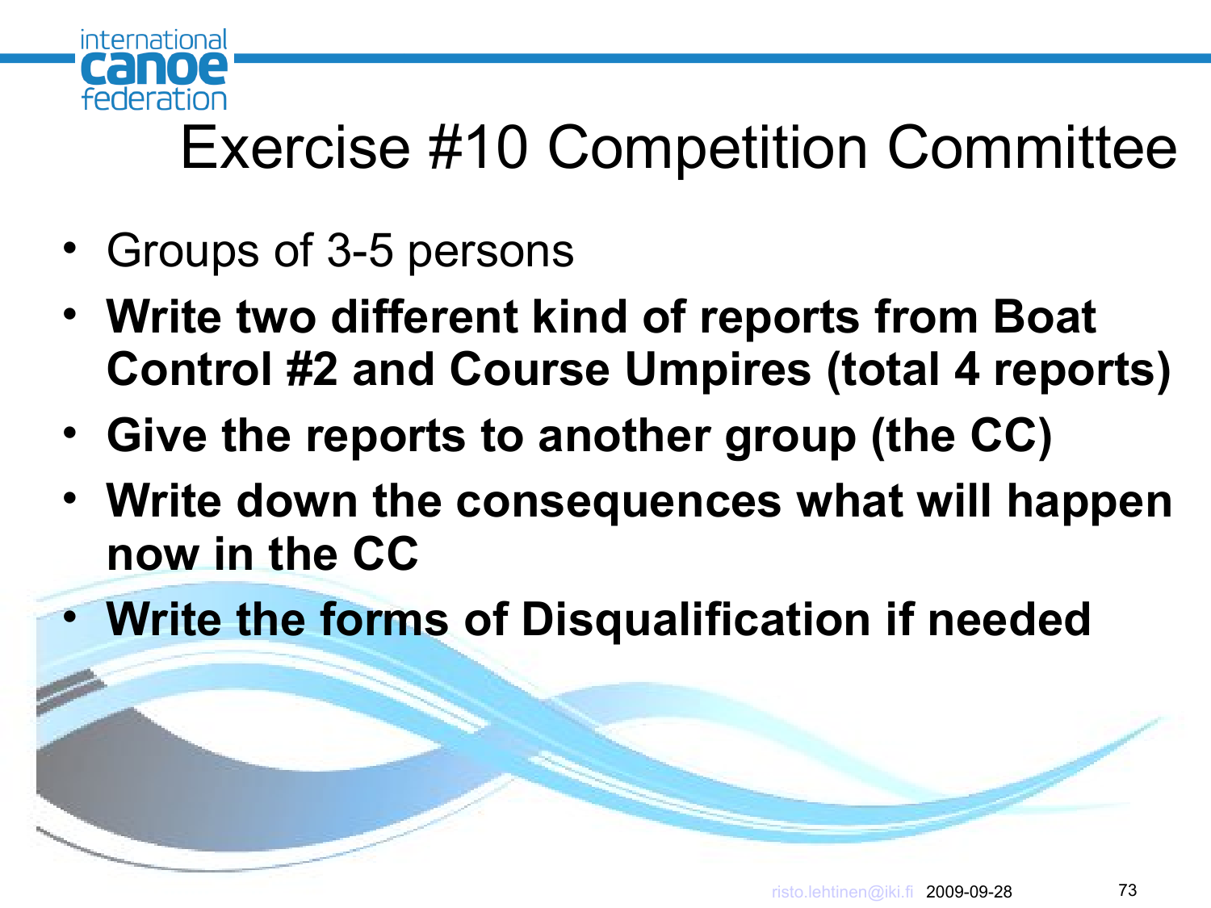# Exercise #10 Competition Committee

- Groups of 3-5 persons
- **Write two different kind of reports from Boat Control #2 and Course Umpires (total 4 reports)**
- **Give the reports to another group (the CC)**
- **Write down the consequences what will happen now in the CC**
- **Write the forms of Disqualification if needed**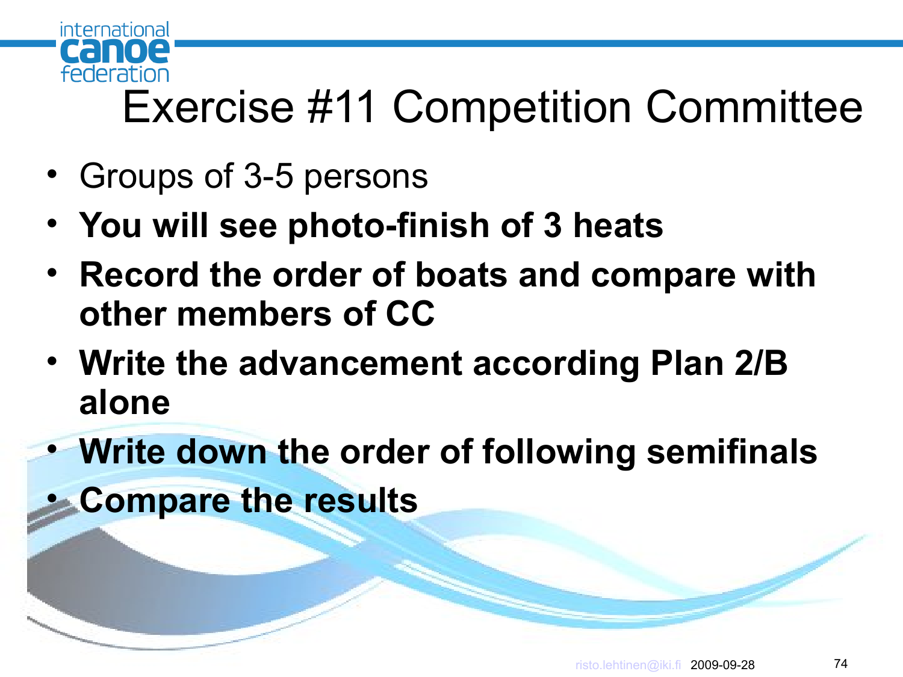# Exercise #11 Competition Committee

- Groups of 3-5 persons
- **You will see photo-finish of 3 heats**
- **Record the order of boats and compare with other members of CC**
- **Write the advancement according Plan 2/B alone**
- **Write down the order of following semifinals**
- **Compare the results**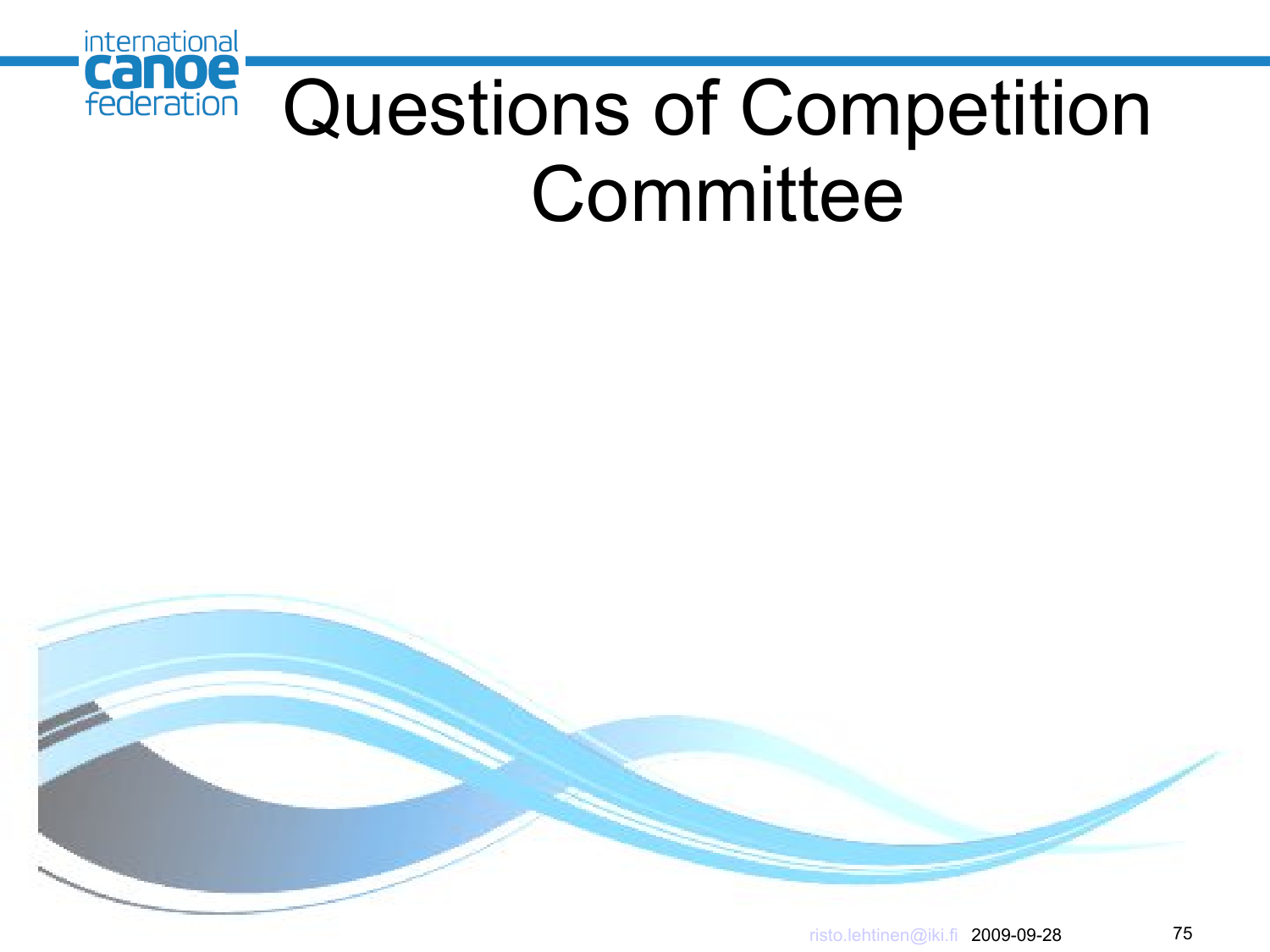# Questions of Competition Committee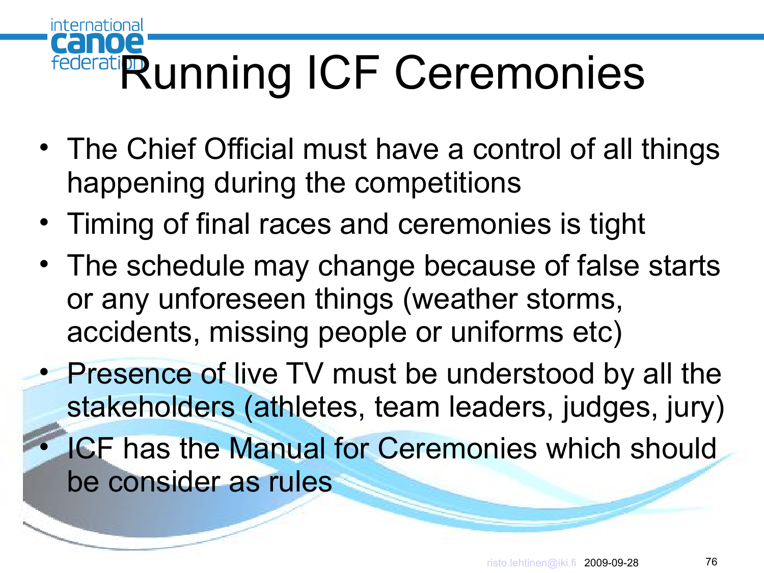# Running ICF Ceremonies

- The Chief Official must have a control of all things happening during the competitions
- Timing of final races and ceremonies is tight
- The schedule may change because of false starts or any unforeseen things (weather storms, accidents, missing people or uniforms etc)
- Presence of live TV must be understood by all the stakeholders (athletes, team leaders, judges, jury)
- ICF has the Manual for Ceremonies which should be consider as rules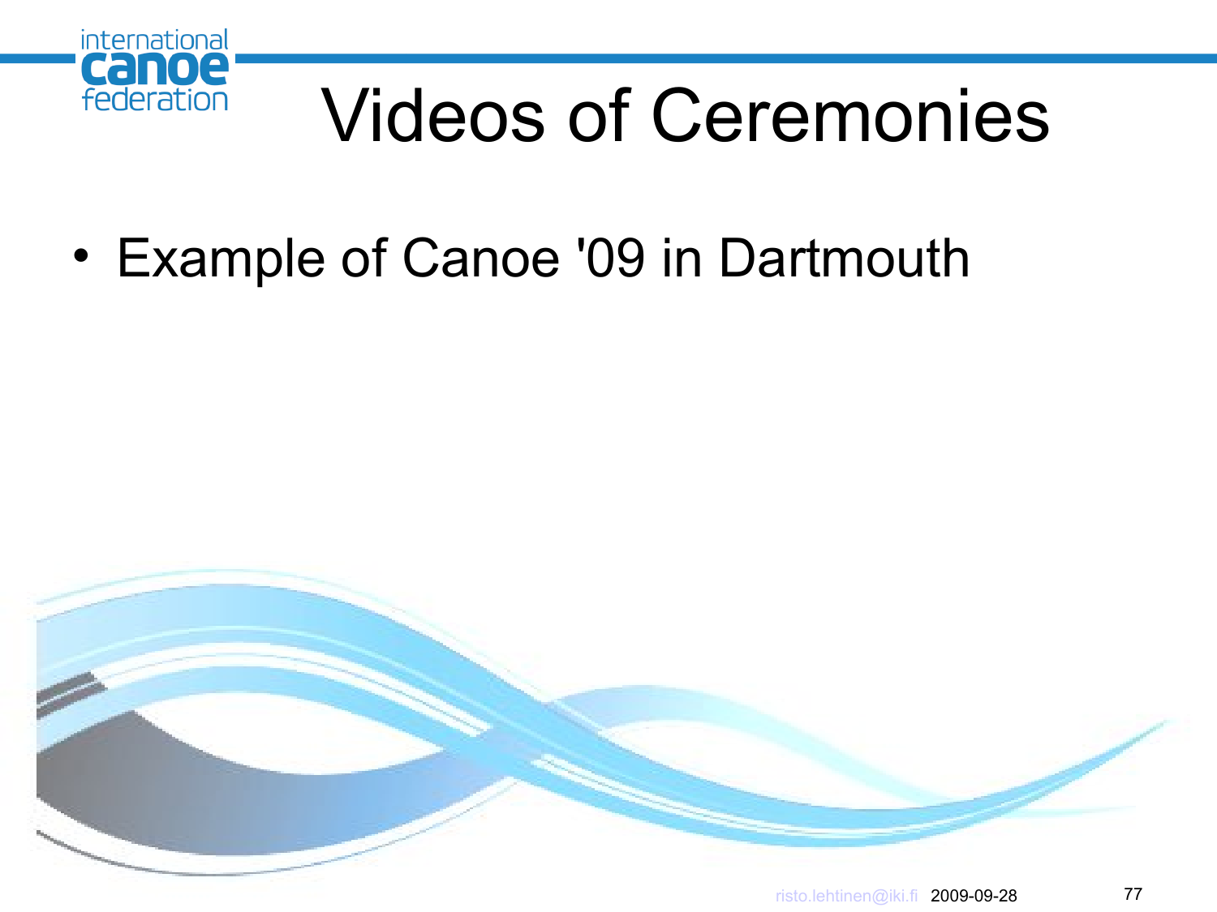# Videos of Ceremonies

- Example of Canoe '09 in Dartmouth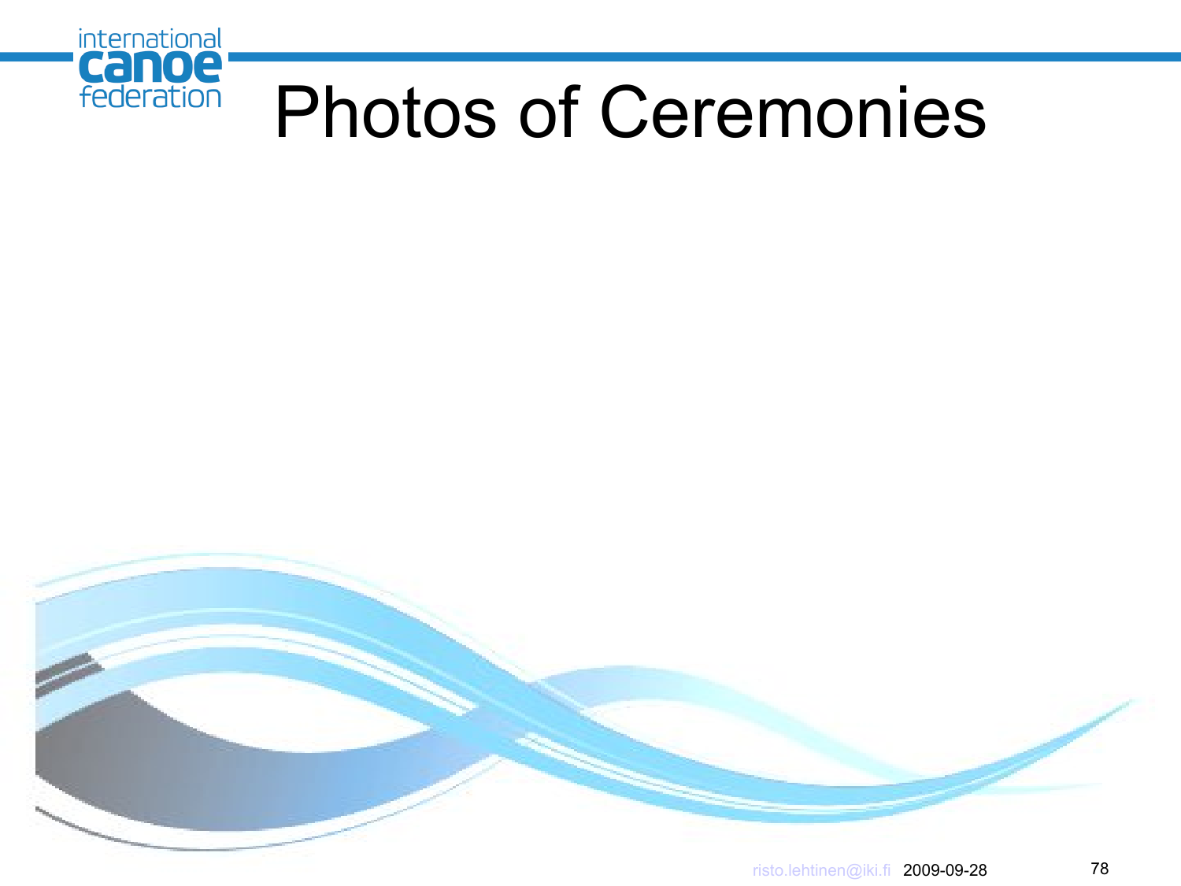# Photos of Ceremonies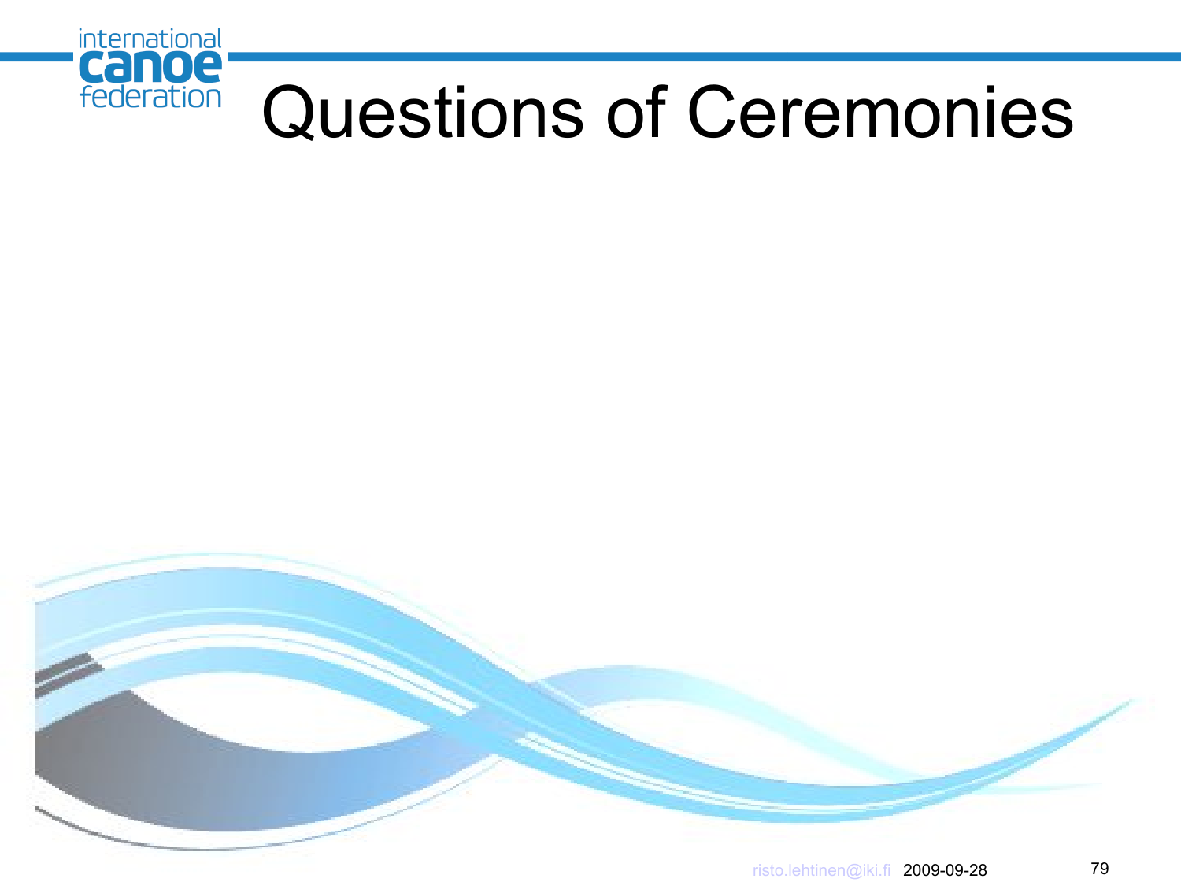# Questions of Ceremonies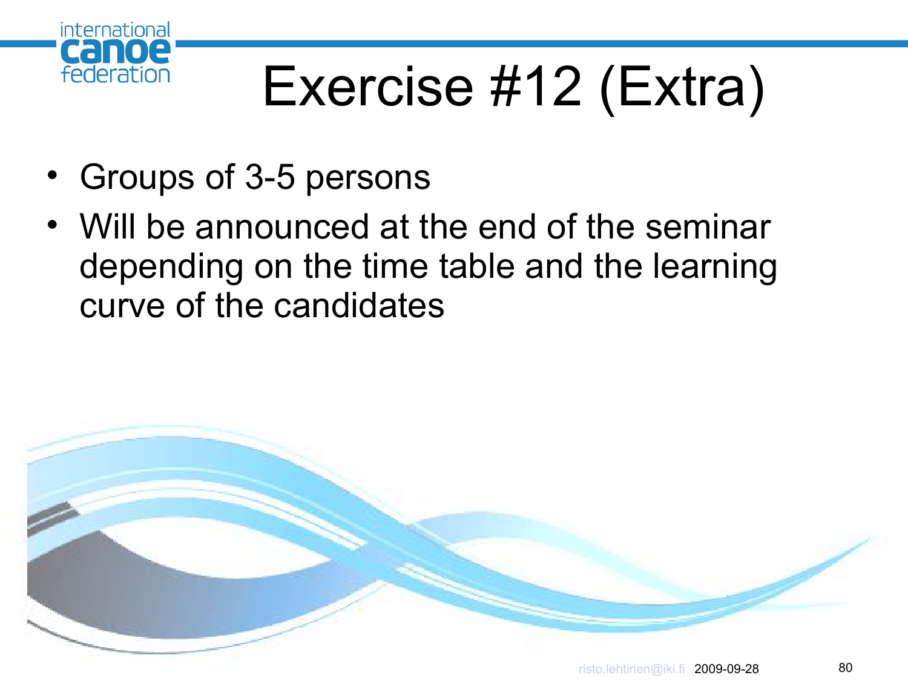# Exercise #12 (Extra)

- Groups of 3-5 persons
- Will be announced at the end of the seminar depending on the time table and the learning curve of the candidates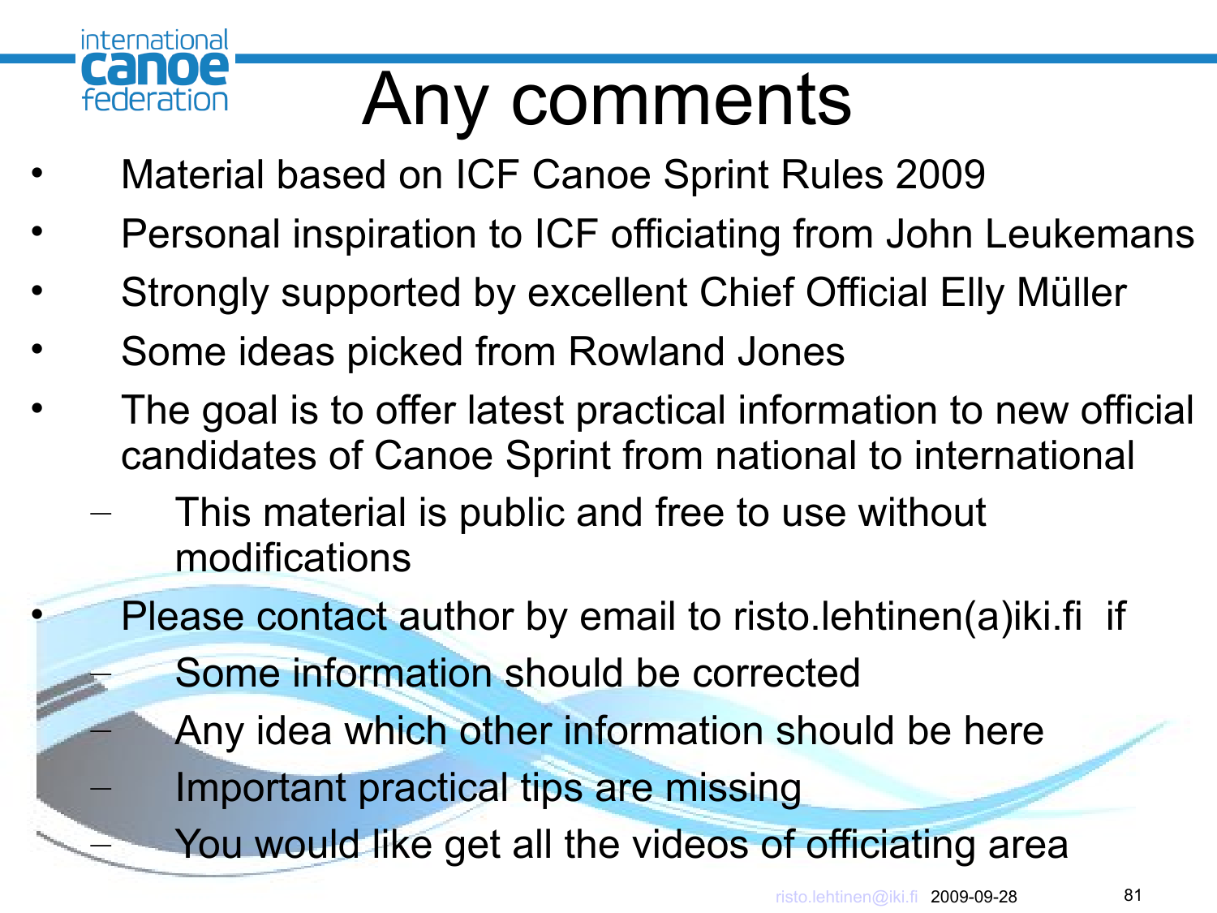# Any comments

- Material based on ICF Canoe Sprint Rules 2009
- Personal inspiration to ICF officiating from John Leukemans
- Strongly supported by excellent Chief Official Elly Müller
- Some ideas picked from Rowland Jones
- The goal is to offer latest practical information to new official candidates of Canoe Sprint from national to international
  - This material is public and free to use without modifications
- Please contact author by email to risto.lehtinen(a)iki.fi if
  - Some information should be corrected
  - Any idea which other information should be here
  - Important practical tips are missing
  - You would like get all the videos of officiating area